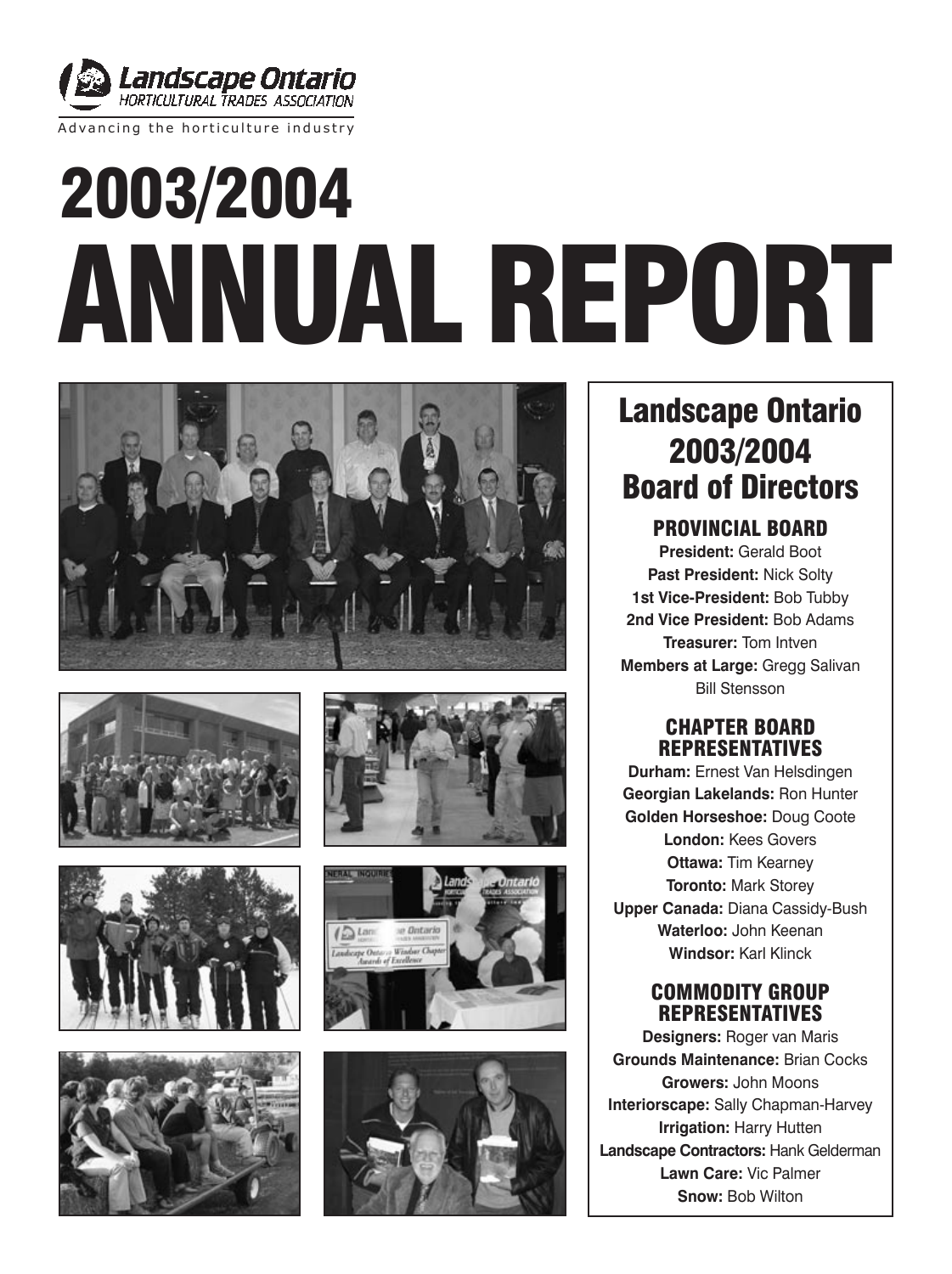Landscape Ontario
HORTICULTURAL TRADES ASSOCIATION

Advancing the horticulture industry

# 2003/2004 ANNUAL REPORT

## Landscape Ontario 2003/2004 Board of Directors

### PROVINCIAL BOARD

**President:** Gerald Boot
**Past President:** Nick Solty
**1st Vice-President:** Bob Tubby
**2nd Vice President:** Bob Adams
**Treasurer:** Tom Intven
**Members at Large:** Gregg Salivan
Bill Stensson

### CHAPTER BOARD REPRESENTATIVES

**Durham:** Ernest Van Helsdingen
**Georgian Lakelands:** Ron Hunter
**Golden Horseshoe:** Doug Coote
**London:** Kees Govers
**Ottawa:** Tim Kearney
**Toronto:** Mark Storey
**Upper Canada:** Diana Cassidy-Bush
**Waterloo:** John Keenan
**Windsor:** Karl Klinck

### COMMODITY GROUP REPRESENTATIVES

**Designers:** Roger van Maris
**Grounds Maintenance:** Brian Cocks
**Growers:** John Moons
**Interiorscape:** Sally Chapman-Harvey
**Irrigation:** Harry Hutten
**Landscape Contractors:** Hank Gelderman
**Lawn Care:** Vic Palmer
**Snow:** Bob Wilton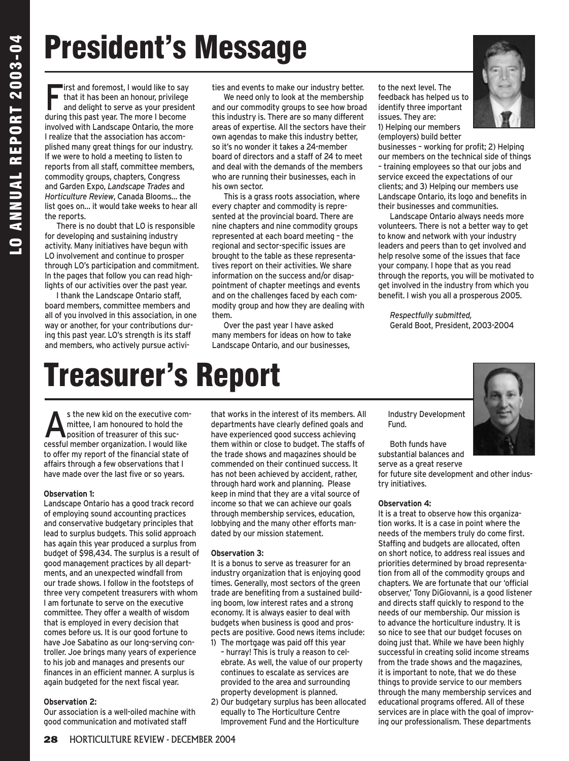# President's Message

First and foremost, I would like to say that it has been an honour, privilege and delight to serve as your president during this past year. The more I become involved with Landscape Ontario, the more I realize that the association has accomplished many great things for our industry. If we were to hold a meeting to listen to reports from all staff, committee members, commodity groups, chapters, Congress and Garden Expo, *Landscape Trades* and *Horticulture Review*, Canada Blooms... the list goes on... it would take weeks to hear all the reports.

There is no doubt that LO is responsible for developing and sustaining industry activity. Many initiatives have begun with LO involvement and continue to prosper through LO's participation and commitment. In the pages that follow you can read highlights of our activities over the past year.

I thank the Landscape Ontario staff, board members, committee members and all of you involved in this association, in one way or another, for your contributions during this past year. LO's strength is its staff and members, who actively pursue activities and events to make our industry better.

We need only to look at the membership and our commodity groups to see how broad this industry is. There are so many different areas of expertise. All the sectors have their own agendas to make this industry better, so it's no wonder it takes a 24-member board of directors and a staff of 24 to meet and deal with the demands of the members who are running their businesses, each in his own sector.

This is a grass roots association, where every chapter and commodity is represented at the provincial board. There are nine chapters and nine commodity groups represented at each board meeting – the regional and sector-specific issues are brought to the table as these representatives report on their activities. We share information on the success and/or disappointment of chapter meetings and events and on the challenges faced by each commodity group and how they are dealing with them.

Over the past year I have asked many members for ideas on how to take Landscape Ontario, and our businesses, to the next level. The feedback has helped us to identify three important issues. They are: 1) Helping our members (employers) build better businesses – working for profit; 2) Helping our members on the technical side of things – training employees so that our jobs and service exceed the expectations of our clients; and 3) Helping our members use Landscape Ontario, its logo and benefits in their businesses and communities.

Landscape Ontario always needs more volunteers. There is not a better way to get to know and network with your industry leaders and peers than to get involved and help resolve some of the issues that face your company. I hope that as you read through the reports, you will be motivated to get involved in the industry from which you benefit. I wish you all a prosperous 2005.

*Respectfully submitted,*
Gerald Boot, President, 2003-2004

# Treasurer's Report

As the new kid on the executive committee, I am honoured to hold the position of treasurer of this successful member organization. I would like to offer my report of the financial state of affairs through a few observations that I have made over the last five or so years.

**Observation 1:**
Landscape Ontario has a good track record of employing sound accounting practices and conservative budgetary principles that lead to surplus budgets. This solid approach has again this year produced a surplus from budget of $98,434. The surplus is a result of good management practices by all departments, and an unexpected windfall from our trade shows. I follow in the footsteps of three very competent treasurers with whom I am fortunate to serve on the executive committee. They offer a wealth of wisdom that is employed in every decision that comes before us. It is our good fortune to have Joe Sabatino as our long-serving controller. Joe brings many years of experience to his job and manages and presents our finances in an efficient manner. A surplus is again budgeted for the next fiscal year.

**Observation 2:**
Our association is a well-oiled machine with good communication and motivated staff that works in the interest of its members. All departments have clearly defined goals and have experienced good success achieving them within or close to budget. The staffs of the trade shows and magazines should be commended on their continued success. It has not been achieved by accident, rather, through hard work and planning. Please keep in mind that they are a vital source of income so that we can achieve our goals through membership services, education, lobbying and the many other efforts mandated by our mission statement.

**Observation 3:**
It is a bonus to serve as treasurer for an industry organization that is enjoying good times. Generally, most sectors of the green trade are benefiting from a sustained building boom, low interest rates and a strong economy. It is always easier to deal with budgets when business is good and prospects are positive. Good news items include:

1) The mortgage was paid off this year – hurray! This is truly a reason to celebrate. As well, the value of our property continues to escalate as services are provided to the area and surrounding property development is planned.
2) Our budgetary surplus has been allocated equally to The Horticulture Centre Improvement Fund and the Horticulture Industry Development Fund.

Both funds have substantial balances and serve as a great reserve for future site development and other industry initiatives.

**Observation 4:**
It is a treat to observe how this organization works. It is a case in point where the needs of the members truly do come first. Staffing and budgets are allocated, often on short notice, to address real issues and priorities determined by broad representation from all of the commodity groups and chapters. We are fortunate that our 'official observer,' Tony DiGiovanni, is a good listener and directs staff quickly to respond to the needs of our membership. Our mission is to advance the horticulture industry. It is so nice to see that our budget focuses on doing just that. While we have been highly successful in creating solid income streams from the trade shows and the magazines, it is important to note, that we do these things to provide service to our members through the many membership services and educational programs offered. All of these services are in place with the goal of improving our professionalism. These departments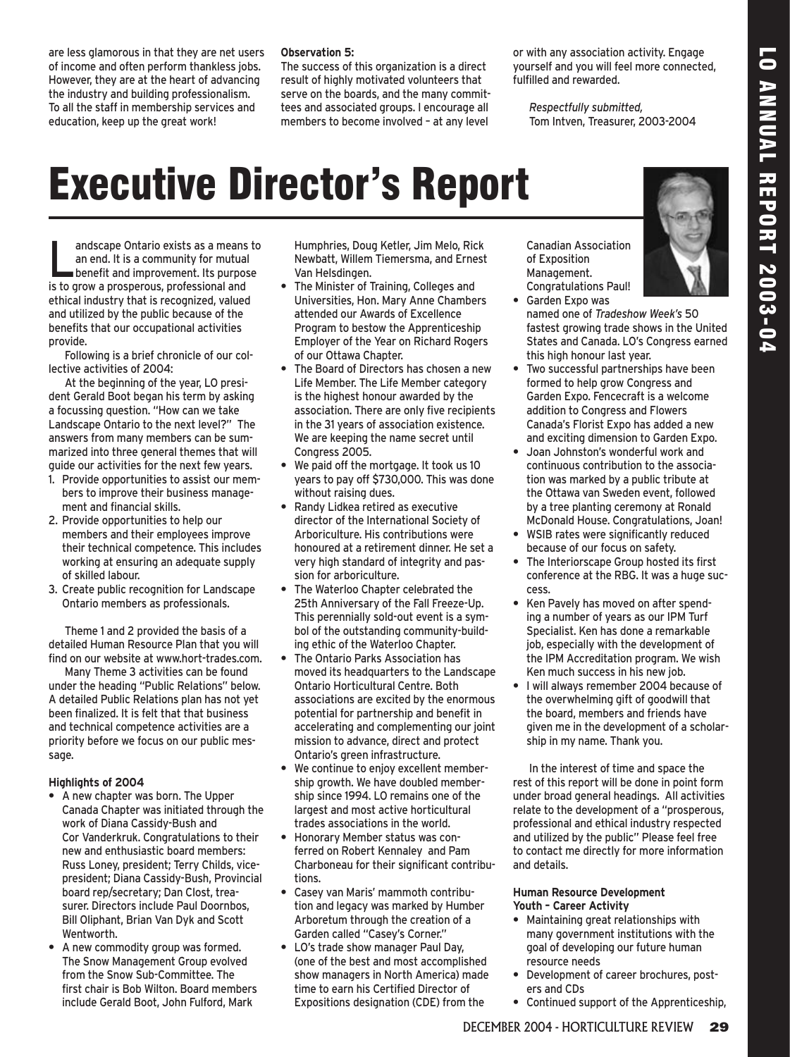are less glamorous in that they are net users of income and often perform thankless jobs. However, they are at the heart of advancing the industry and building professionalism. To all the staff in membership services and education, keep up the great work!

**Observation 5:**
The success of this organization is a direct result of highly motivated volunteers that serve on the boards, and the many committees and associated groups. I encourage all members to become involved – at any level or with any association activity. Engage yourself and you will feel more connected, fulfilled and rewarded.

*Respectfully submitted,*
Tom Intven, Treasurer, 2003-2004

# Executive Director's Report

Landscape Ontario exists as a means to an end. It is a community for mutual benefit and improvement. Its purpose is to grow a prosperous, professional and ethical industry that is recognized, valued and utilized by the public because of the benefits that our occupational activities provide.

Following is a brief chronicle of our collective activities of 2004:

At the beginning of the year, LO president Gerald Boot began his term by asking a focussing question. "How can we take Landscape Ontario to the next level?" The answers from many members can be summarized into three general themes that will guide our activities for the next few years.

1. Provide opportunities to assist our members to improve their business management and financial skills.
2. Provide opportunities to help our members and their employees improve their technical competence. This includes working at ensuring an adequate supply of skilled labour.
3. Create public recognition for Landscape Ontario members as professionals.

Theme 1 and 2 provided the basis of a detailed Human Resource Plan that you will find on our website at www.hort-trades.com.

Many Theme 3 activities can be found under the heading "Public Relations" below. A detailed Public Relations plan has not yet been finalized. It is felt that that business and technical competence activities are a priority before we focus on our public message.

**Highlights of 2004**

- A new chapter was born. The Upper Canada Chapter was initiated through the work of Diana Cassidy-Bush and Cor Vanderkruk. Congratulations to their new and enthusiastic board members: Russ Loney, president; Terry Childs, vice-president; Diana Cassidy-Bush, Provincial board rep/secretary; Dan Clost, treasurer. Directors include Paul Doornbos, Bill Oliphant, Brian Van Dyk and Scott Wentworth.
- A new commodity group was formed. The Snow Management Group evolved from the Snow Sub-Committee. The first chair is Bob Wilton. Board members include Gerald Boot, John Fulford, Mark Humphries, Doug Ketler, Jim Melo, Rick Newbatt, Willem Tiemersma, and Ernest Van Helsdingen.
- The Minister of Training, Colleges and Universities, Hon. Mary Anne Chambers attended our Awards of Excellence Program to bestow the Apprenticeship Employer of the Year on Richard Rogers of our Ottawa Chapter.
- The Board of Directors has chosen a new Life Member. The Life Member category is the highest honour awarded by the association. There are only five recipients in the 31 years of association existence. We are keeping the name secret until Congress 2005.
- We paid off the mortgage. It took us 10 years to pay off $730,000. This was done without raising dues.
- Randy Lidkea retired as executive director of the International Society of Arboriculture. His contributions were honoured at a retirement dinner. He set a very high standard of integrity and passion for arboriculture.
- The Waterloo Chapter celebrated the 25th Anniversary of the Fall Freeze-Up. This perennially sold-out event is a symbol of the outstanding community-building ethic of the Waterloo Chapter.
- The Ontario Parks Association has moved its headquarters to the Landscape Ontario Horticultural Centre. Both associations are excited by the enormous potential for partnership and benefit in accelerating and complementing our joint mission to advance, direct and protect Ontario's green infrastructure.
- We continue to enjoy excellent membership growth. We have doubled membership since 1994. LO remains one of the largest and most active horticultural trades associations in the world.
- Honorary Member status was conferred on Robert Kennaley and Pam Charboneau for their significant contributions.
- Casey van Maris' mammoth contribution and legacy was marked by Humber Arboretum through the creation of a Garden called "Casey's Corner."
- LO's trade show manager Paul Day, (one of the best and most accomplished show managers in North America) made time to earn his Certified Director of Expositions designation (CDE) from the Canadian Association of Exposition Management. Congratulations Paul!
- Garden Expo was named one of *Tradeshow Week's* 50 fastest growing trade shows in the United States and Canada. LO's Congress earned this high honour last year.
- Two successful partnerships have been formed to help grow Congress and Garden Expo. Fencecraft is a welcome addition to Congress and Flowers Canada's Florist Expo has added a new and exciting dimension to Garden Expo.
- Joan Johnston's wonderful work and continuous contribution to the association was marked by a public tribute at the Ottawa van Sweden event, followed by a tree planting ceremony at Ronald McDonald House. Congratulations, Joan!
- WSIB rates were significantly reduced because of our focus on safety.
- The Interiorscape Group hosted its first conference at the RBG. It was a huge success.
- Ken Pavely has moved on after spending a number of years as our IPM Turf Specialist. Ken has done a remarkable job, especially with the development of the IPM Accreditation program. We wish Ken much success in his new job.
- I will always remember 2004 because of the overwhelming gift of goodwill that the board, members and friends have given me in the development of a scholarship in my name. Thank you.

In the interest of time and space the rest of this report will be done in point form under broad general headings. All activities relate to the development of a "prosperous, professional and ethical industry respected and utilized by the public" Please feel free to contact me directly for more information and details.

**Human Resource Development**
**Youth – Career Activity**

- Maintaining great relationships with many government institutions with the goal of developing our future human resource needs
- Development of career brochures, posters and CDs
- Continued support of the Apprenticeship,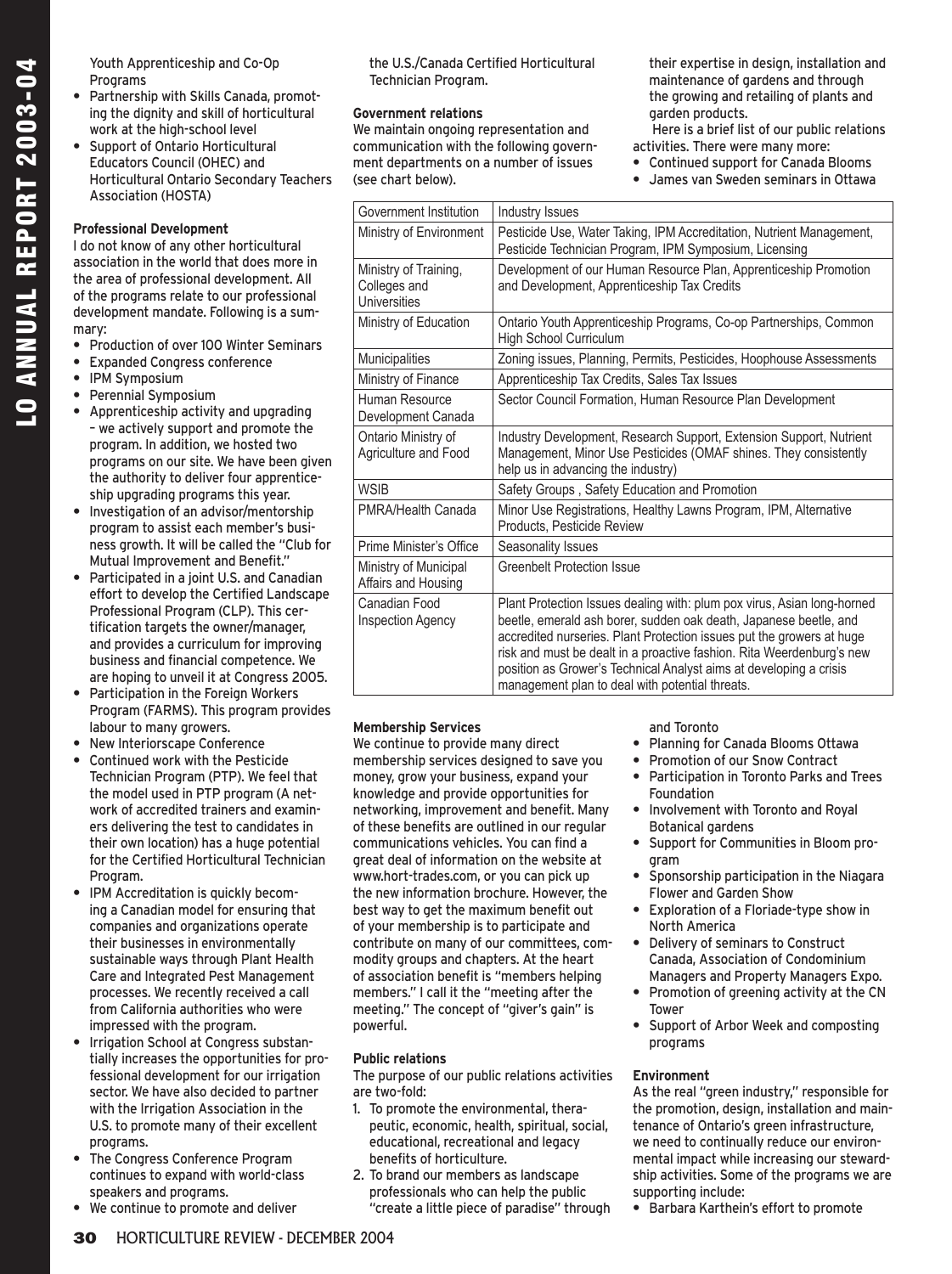Youth Apprenticeship and Co-Op Programs

- Partnership with Skills Canada, promoting the dignity and skill of horticultural work at the high-school level
- Support of Ontario Horticultural Educators Council (OHEC) and Horticultural Ontario Secondary Teachers Association (HOSTA)

**Professional Development**

I do not know of any other horticultural association in the world that does more in the area of professional development. All of the programs relate to our professional development mandate. Following is a summary:

- Production of over 100 Winter Seminars
- Expanded Congress conference
- IPM Symposium
- Perennial Symposium
- Apprenticeship activity and upgrading – we actively support and promote the program. In addition, we hosted two programs on our site. We have been given the authority to deliver four apprenticeship upgrading programs this year.
- Investigation of an advisor/mentorship program to assist each member's business growth. It will be called the "Club for Mutual Improvement and Benefit."
- Participated in a joint U.S. and Canadian effort to develop the Certified Landscape Professional Program (CLP). This certification targets the owner/manager, and provides a curriculum for improving business and financial competence. We are hoping to unveil it at Congress 2005.
- Participation in the Foreign Workers Program (FARMS). This program provides labour to many growers.
- New Interiorscape Conference
- Continued work with the Pesticide Technician Program (PTP). We feel that the model used in PTP program (A network of accredited trainers and examiners delivering the test to candidates in their own location) has a huge potential for the Certified Horticultural Technician Program.
- IPM Accreditation is quickly becoming a Canadian model for ensuring that companies and organizations operate their businesses in environmentally sustainable ways through Plant Health Care and Integrated Pest Management processes. We recently received a call from California authorities who were impressed with the program.
- Irrigation School at Congress substantially increases the opportunities for professional development for our irrigation sector. We have also decided to partner with the Irrigation Association in the U.S. to promote many of their excellent programs.
- The Congress Conference Program continues to expand with world-class speakers and programs.
- We continue to promote and deliver the U.S./Canada Certified Horticultural Technician Program.

**Government relations**

We maintain ongoing representation and communication with the following government departments on a number of issues (see chart below).

| Government Institution | Industry Issues |
|---|---|
| Ministry of Environment | Pesticide Use, Water Taking, IPM Accreditation, Nutrient Management, Pesticide Technician Program, IPM Symposium, Licensing |
| Ministry of Training, Colleges and Universities | Development of our Human Resource Plan, Apprenticeship Promotion and Development, Apprenticeship Tax Credits |
| Ministry of Education | Ontario Youth Apprenticeship Programs, Co-op Partnerships, Common High School Curriculum |
| Municipalities | Zoning issues, Planning, Permits, Pesticides, Hoophouse Assessments |
| Ministry of Finance | Apprenticeship Tax Credits, Sales Tax Issues |
| Human Resource Development Canada | Sector Council Formation, Human Resource Plan Development |
| Ontario Ministry of Agriculture and Food | Industry Development, Research Support, Extension Support, Nutrient Management, Minor Use Pesticides (OMAF shines. They consistently help us in advancing the industry) |
| WSIB | Safety Groups , Safety Education and Promotion |
| PMRA/Health Canada | Minor Use Registrations, Healthy Lawns Program, IPM, Alternative Products, Pesticide Review |
| Prime Minister's Office | Seasonality Issues |
| Ministry of Municipal Affairs and Housing | Greenbelt Protection Issue |
| Canadian Food Inspection Agency | Plant Protection Issues dealing with: plum pox virus, Asian long-horned beetle, emerald ash borer, sudden oak death, Japanese beetle, and accredited nurseries. Plant Protection issues put the growers at huge risk and must be dealt in a proactive fashion. Rita Weerdenburg's new position as Grower's Technical Analyst aims at developing a crisis management plan to deal with potential threats. |

**Membership Services**

We continue to provide many direct membership services designed to save you money, grow your business, expand your knowledge and provide opportunities for networking, improvement and benefit. Many of these benefits are outlined in our regular communications vehicles. You can find a great deal of information on the website at www.hort-trades.com, or you can pick up the new information brochure. However, the best way to get the maximum benefit out of your membership is to participate and contribute on many of our committees, commodity groups and chapters. At the heart of association benefit is "members helping members." I call it the "meeting after the meeting." The concept of "giver's gain" is powerful.

**Public relations**

The purpose of our public relations activities are two-fold:

1. To promote the environmental, therapeutic, economic, health, spiritual, social, educational, recreational and legacy benefits of horticulture.
2. To brand our members as landscape professionals who can help the public "create a little piece of paradise" through their expertise in design, installation and maintenance of gardens and through the growing and retailing of plants and garden products.

Here is a brief list of our public relations activities. There were many more:

- Continued support for Canada Blooms
- James van Sweden seminars in Ottawa and Toronto
- Planning for Canada Blooms Ottawa
- Promotion of our Snow Contract
- Participation in Toronto Parks and Trees Foundation
- Involvement with Toronto and Royal Botanical gardens
- Support for Communities in Bloom program
- Sponsorship participation in the Niagara Flower and Garden Show
- Exploration of a Floriade-type show in North America
- Delivery of seminars to Construct Canada, Association of Condominium Managers and Property Managers Expo.
- Promotion of greening activity at the CN Tower
- Support of Arbor Week and composting programs

**Environment**

As the real "green industry," responsible for the promotion, design, installation and maintenance of Ontario's green infrastructure, we need to continually reduce our environmental impact while increasing our stewardship activities. Some of the programs we are supporting include:

- Barbara Karthein's effort to promote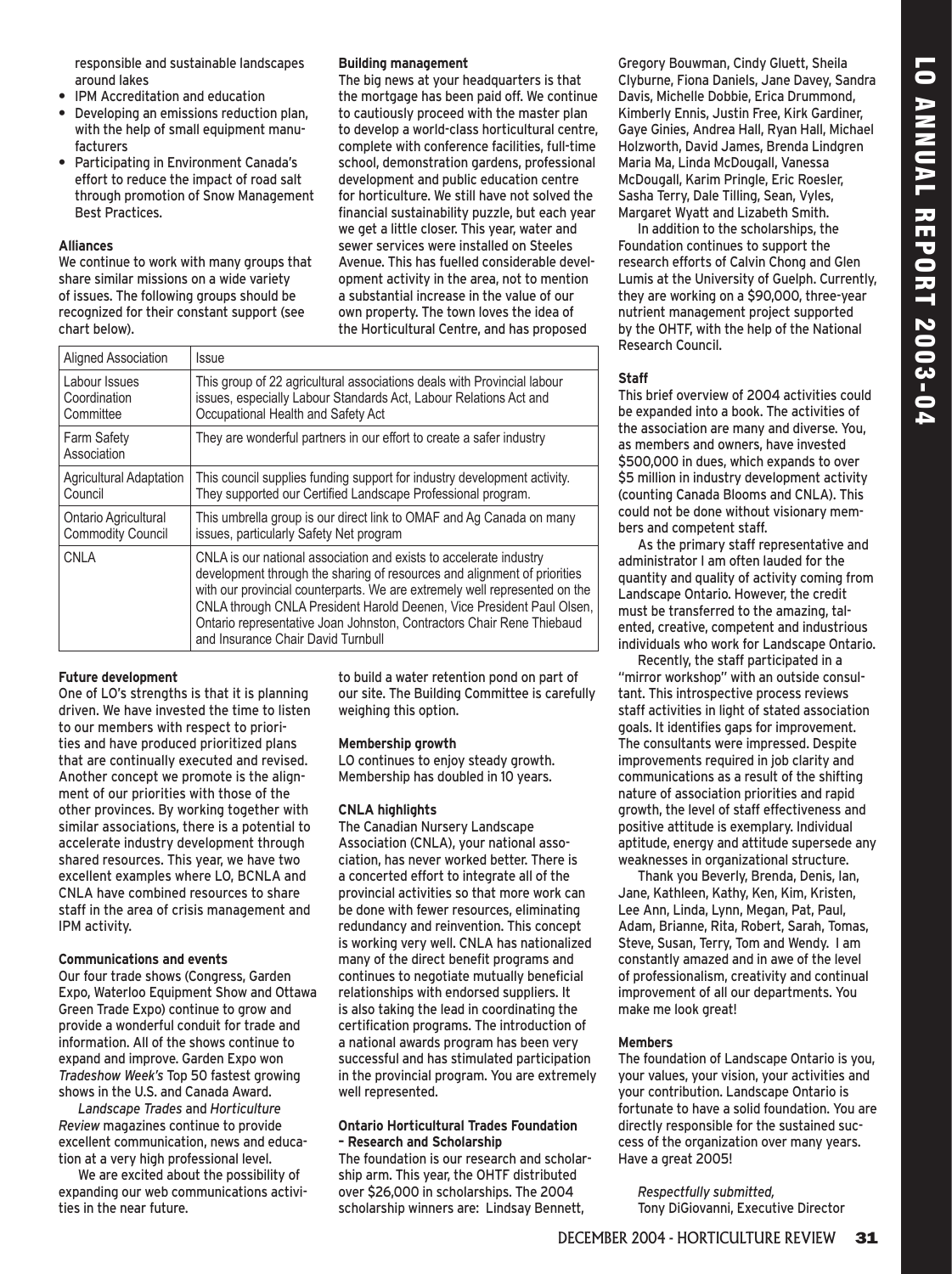responsible and sustainable landscapes around lakes

- IPM Accreditation and education
- Developing an emissions reduction plan, with the help of small equipment manufacturers
- Participating in Environment Canada's effort to reduce the impact of road salt through promotion of Snow Management Best Practices.

**Alliances**

We continue to work with many groups that share similar missions on a wide variety of issues. The following groups should be recognized for their constant support (see chart below).

| Aligned Association | Issue |
|---|---|
| Labour Issues Coordination Committee | This group of 22 agricultural associations deals with Provincial labour issues, especially Labour Standards Act, Labour Relations Act and Occupational Health and Safety Act |
| Farm Safety Association | They are wonderful partners in our effort to create a safer industry |
| Agricultural Adaptation Council | This council supplies funding support for industry development activity. They supported our Certified Landscape Professional program. |
| Ontario Agricultural Commodity Council | This umbrella group is our direct link to OMAF and Ag Canada on many issues, particularly Safety Net program |
| CNLA | CNLA is our national association and exists to accelerate industry development through the sharing of resources and alignment of priorities with our provincial counterparts. We are extremely well represented on the CNLA through CNLA President Harold Deenen, Vice President Paul Olsen, Ontario representative Joan Johnston, Contractors Chair Rene Thiebaud and Insurance Chair David Turnbull |

**Building management**

The big news at your headquarters is that the mortgage has been paid off. We continue to cautiously proceed with the master plan to develop a world-class horticultural centre, complete with conference facilities, full-time school, demonstration gardens, professional development and public education centre for horticulture. We still have not solved the financial sustainability puzzle, but each year we get a little closer. This year, water and sewer services were installed on Steeles Avenue. This has fuelled considerable development activity in the area, not to mention a substantial increase in the value of our own property. The town loves the idea of the Horticultural Centre, and has proposed to build a water retention pond on part of our site. The Building Committee is carefully weighing this option.

**Future development**

One of LO's strengths is that it is planning driven. We have invested the time to listen to our members with respect to priorities and have produced prioritized plans that are continually executed and revised. Another concept we promote is the alignment of our priorities with those of the other provinces. By working together with similar associations, there is a potential to accelerate industry development through shared resources. This year, we have two excellent examples where LO, BCNLA and CNLA have combined resources to share staff in the area of crisis management and IPM activity.

**Communications and events**

Our four trade shows (Congress, Garden Expo, Waterloo Equipment Show and Ottawa Green Trade Expo) continue to grow and provide a wonderful conduit for trade and information. All of the shows continue to expand and improve. Garden Expo won *Tradeshow Week's* Top 50 fastest growing shows in the U.S. and Canada Award.

*Landscape Trades* and *Horticulture Review* magazines continue to provide excellent communication, news and education at a very high professional level.

We are excited about the possibility of expanding our web communications activities in the near future.

**Membership growth**

LO continues to enjoy steady growth. Membership has doubled in 10 years.

**CNLA highlights**

The Canadian Nursery Landscape Association (CNLA), your national association, has never worked better. There is a concerted effort to integrate all of the provincial activities so that more work can be done with fewer resources, eliminating redundancy and reinvention. This concept is working very well. CNLA has nationalized many of the direct benefit programs and continues to negotiate mutually beneficial relationships with endorsed suppliers. It is also taking the lead in coordinating the certification programs. The introduction of a national awards program has been very successful and has stimulated participation in the provincial program. You are extremely well represented.

**Ontario Horticultural Trades Foundation – Research and Scholarship**

The foundation is our research and scholarship arm. This year, the OHTF distributed over $26,000 in scholarships. The 2004 scholarship winners are: Lindsay Bennett, Gregory Bouwman, Cindy Gluett, Sheila Clyburne, Fiona Daniels, Jane Davey, Sandra Davis, Michelle Dobbie, Erica Drummond, Kimberly Ennis, Justin Free, Kirk Gardiner, Gaye Ginies, Andrea Hall, Ryan Hall, Michael Holzworth, David James, Brenda Lindgren Maria Ma, Linda McDougall, Vanessa McDougall, Karim Pringle, Eric Roesler, Sasha Terry, Dale Tilling, Sean, Vyles, Margaret Wyatt and Lizabeth Smith.

In addition to the scholarships, the Foundation continues to support the research efforts of Calvin Chong and Glen Lumis at the University of Guelph. Currently, they are working on a $90,000, three-year nutrient management project supported by the OHTF, with the help of the National Research Council.

**Staff**

This brief overview of 2004 activities could be expanded into a book. The activities of the association are many and diverse. You, as members and owners, have invested $500,000 in dues, which expands to over $5 million in industry development activity (counting Canada Blooms and CNLA). This could not be done without visionary members and competent staff.

As the primary staff representative and administrator I am often lauded for the quantity and quality of activity coming from Landscape Ontario. However, the credit must be transferred to the amazing, talented, creative, competent and industrious individuals who work for Landscape Ontario.

Recently, the staff participated in a "mirror workshop" with an outside consultant. This introspective process reviews staff activities in light of stated association goals. It identifies gaps for improvement. The consultants were impressed. Despite improvements required in job clarity and communications as a result of the shifting nature of association priorities and rapid growth, the level of staff effectiveness and positive attitude is exemplary. Individual aptitude, energy and attitude supersede any weaknesses in organizational structure.

Thank you Beverly, Brenda, Denis, Ian, Jane, Kathleen, Kathy, Ken, Kim, Kristen, Lee Ann, Linda, Lynn, Megan, Pat, Paul, Adam, Brianne, Rita, Robert, Sarah, Tomas, Steve, Susan, Terry, Tom and Wendy. I am constantly amazed and in awe of the level of professionalism, creativity and continual improvement of all our departments. You make me look great!

**Members**

The foundation of Landscape Ontario is you, your values, your vision, your activities and your contribution. Landscape Ontario is fortunate to have a solid foundation. You are directly responsible for the sustained success of the organization over many years. Have a great 2005!

*Respectfully submitted,*
Tony DiGiovanni, Executive Director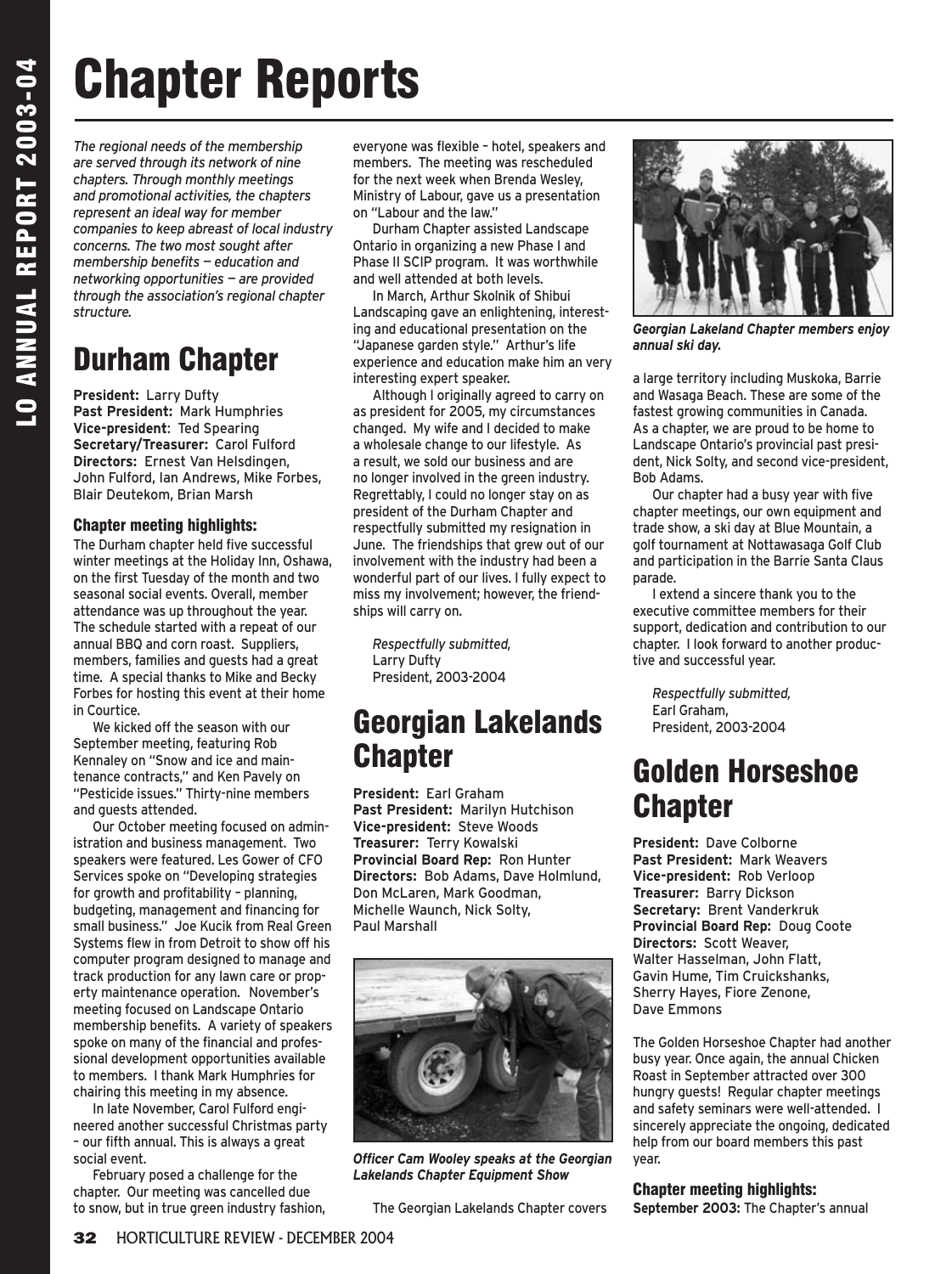# Chapter Reports

*The regional needs of the membership are served through its network of nine chapters. Through monthly meetings and promotional activities, the chapters represent an ideal way for member companies to keep abreast of local industry concerns. The two most sought after membership benefits — education and networking opportunities — are provided through the association's regional chapter structure.*

## Durham Chapter

**President:** Larry Dufty
**Past President:** Mark Humphries
**Vice-president**: Ted Spearing
**Secretary/Treasurer:** Carol Fulford
**Directors:** Ernest Van Helsdingen, John Fulford, Ian Andrews, Mike Forbes, Blair Deutekom, Brian Marsh

### Chapter meeting highlights:

The Durham chapter held five successful winter meetings at the Holiday Inn, Oshawa, on the first Tuesday of the month and two seasonal social events. Overall, member attendance was up throughout the year. The schedule started with a repeat of our annual BBQ and corn roast. Suppliers, members, families and guests had a great time. A special thanks to Mike and Becky Forbes for hosting this event at their home in Courtice.

We kicked off the season with our September meeting, featuring Rob Kennaley on "Snow and ice and maintenance contracts," and Ken Pavely on "Pesticide issues." Thirty-nine members and guests attended.

Our October meeting focused on administration and business management. Two speakers were featured. Les Gower of CFO Services spoke on "Developing strategies for growth and profitability – planning, budgeting, management and financing for small business." Joe Kucik from Real Green Systems flew in from Detroit to show off his computer program designed to manage and track production for any lawn care or property maintenance operation. November's meeting focused on Landscape Ontario membership benefits. A variety of speakers spoke on many of the financial and professional development opportunities available to members. I thank Mark Humphries for chairing this meeting in my absence.

In late November, Carol Fulford engineered another successful Christmas party – our fifth annual. This is always a great social event.

February posed a challenge for the chapter. Our meeting was cancelled due to snow, but in true green industry fashion, everyone was flexible – hotel, speakers and members. The meeting was rescheduled for the next week when Brenda Wesley, Ministry of Labour, gave us a presentation on "Labour and the law."

Durham Chapter assisted Landscape Ontario in organizing a new Phase I and Phase II SCIP program. It was worthwhile and well attended at both levels.

In March, Arthur Skolnik of Shibui Landscaping gave an enlightening, interesting and educational presentation on the "Japanese garden style." Arthur's life experience and education make him an very interesting expert speaker.

Although I originally agreed to carry on as president for 2005, my circumstances changed. My wife and I decided to make a wholesale change to our lifestyle. As a result, we sold our business and are no longer involved in the green industry. Regrettably, I could no longer stay on as president of the Durham Chapter and respectfully submitted my resignation in June. The friendships that grew out of our involvement with the industry had been a wonderful part of our lives. I fully expect to miss my involvement; however, the friendships will carry on.

*Respectfully submitted,*
Larry Dufty
President, 2003-2004

## Georgian Lakelands Chapter

**President:** Earl Graham
**Past President:** Marilyn Hutchison
**Vice-president:** Steve Woods
**Treasurer:** Terry Kowalski
**Provincial Board Rep:** Ron Hunter
**Directors:** Bob Adams, Dave Holmlund, Don McLaren, Mark Goodman, Michelle Waunch, Nick Solty, Paul Marshall

***Officer Cam Wooley speaks at the Georgian Lakelands Chapter Equipment Show***

***Georgian Lakeland Chapter members enjoy annual ski day.***

The Georgian Lakelands Chapter covers a large territory including Muskoka, Barrie and Wasaga Beach. These are some of the fastest growing communities in Canada. As a chapter, we are proud to be home to Landscape Ontario's provincial past president, Nick Solty, and second vice-president, Bob Adams.

Our chapter had a busy year with five chapter meetings, our own equipment and trade show, a ski day at Blue Mountain, a golf tournament at Nottawasaga Golf Club and participation in the Barrie Santa Claus parade.

I extend a sincere thank you to the executive committee members for their support, dedication and contribution to our chapter. I look forward to another productive and successful year.

*Respectfully submitted,*
Earl Graham,
President, 2003-2004

## Golden Horseshoe Chapter

**President:** Dave Colborne
**Past President:** Mark Weavers
**Vice-president:** Rob Verloop
**Treasurer:** Barry Dickson
**Secretary:** Brent Vanderkruk
**Provincial Board Rep:** Doug Coote
**Directors:** Scott Weaver, Walter Hasselman, John Flatt, Gavin Hume, Tim Cruickshanks, Sherry Hayes, Fiore Zenone, Dave Emmons

The Golden Horseshoe Chapter had another busy year. Once again, the annual Chicken Roast in September attracted over 300 hungry guests! Regular chapter meetings and safety seminars were well-attended. I sincerely appreciate the ongoing, dedicated help from our board members this past year.

### Chapter meeting highlights:

**September 2003:** The Chapter's annual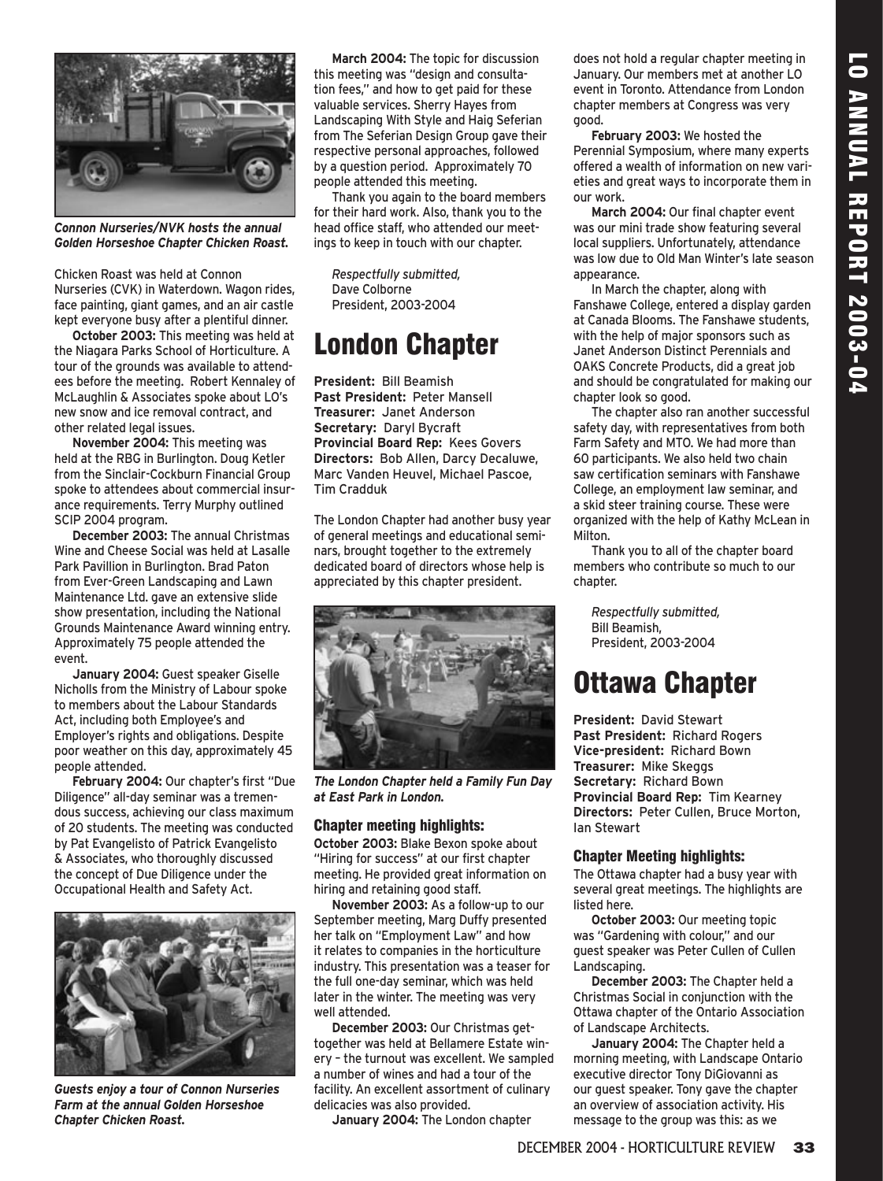*Connon Nurseries/NVK hosts the annual Golden Horseshoe Chapter Chicken Roast.*

Chicken Roast was held at Connon Nurseries (CVK) in Waterdown. Wagon rides, face painting, giant games, and an air castle kept everyone busy after a plentiful dinner.

**October 2003:** This meeting was held at the Niagara Parks School of Horticulture. A tour of the grounds was available to attendees before the meeting. Robert Kennaley of McLaughlin & Associates spoke about LO's new snow and ice removal contract, and other related legal issues.

**November 2004:** This meeting was held at the RBG in Burlington. Doug Ketler from the Sinclair-Cockburn Financial Group spoke to attendees about commercial insurance requirements. Terry Murphy outlined SCIP 2004 program.

**December 2003:** The annual Christmas Wine and Cheese Social was held at Lasalle Park Pavillion in Burlington. Brad Paton from Ever-Green Landscaping and Lawn Maintenance Ltd. gave an extensive slide show presentation, including the National Grounds Maintenance Award winning entry. Approximately 75 people attended the event.

**January 2004:** Guest speaker Giselle Nicholls from the Ministry of Labour spoke to members about the Labour Standards Act, including both Employee's and Employer's rights and obligations. Despite poor weather on this day, approximately 45 people attended.

**February 2004:** Our chapter's first "Due Diligence" all-day seminar was a tremendous success, achieving our class maximum of 20 students. The meeting was conducted by Pat Evangelisto of Patrick Evangelisto & Associates, who thoroughly discussed the concept of Due Diligence under the Occupational Health and Safety Act.

*Guests enjoy a tour of Connon Nurseries Farm at the annual Golden Horseshoe Chapter Chicken Roast.*

**March 2004:** The topic for discussion this meeting was "design and consultation fees," and how to get paid for these valuable services. Sherry Hayes from Landscaping With Style and Haig Seferian from The Seferian Design Group gave their respective personal approaches, followed by a question period. Approximately 70 people attended this meeting.

Thank you again to the board members for their hard work. Also, thank you to the head office staff, who attended our meetings to keep in touch with our chapter.

*Respectfully submitted,*
Dave Colborne
President, 2003-2004

# London Chapter

**President:** Bill Beamish
**Past President:** Peter Mansell
**Treasurer:** Janet Anderson
**Secretary:** Daryl Bycraft
**Provincial Board Rep:** Kees Govers
**Directors:** Bob Allen, Darcy Decaluwe, Marc Vanden Heuvel, Michael Pascoe, Tim Cradduk

The London Chapter had another busy year of general meetings and educational seminars, brought together to the extremely dedicated board of directors whose help is appreciated by this chapter president.

*The London Chapter held a Family Fun Day at East Park in London.*

### Chapter meeting highlights:

**October 2003:** Blake Bexon spoke about "Hiring for success" at our first chapter meeting. He provided great information on hiring and retaining good staff.

**November 2003:** As a follow-up to our September meeting, Marg Duffy presented her talk on "Employment Law" and how it relates to companies in the horticulture industry. This presentation was a teaser for the full one-day seminar, which was held later in the winter. The meeting was very well attended.

**December 2003:** Our Christmas get-together was held at Bellamere Estate winery – the turnout was excellent. We sampled a number of wines and had a tour of the facility. An excellent assortment of culinary delicacies was also provided.

**January 2004:** The London chapter does not hold a regular chapter meeting in January. Our members met at another LO event in Toronto. Attendance from London chapter members at Congress was very good.

**February 2003:** We hosted the Perennial Symposium, where many experts offered a wealth of information on new varieties and great ways to incorporate them in our work.

**March 2004:** Our final chapter event was our mini trade show featuring several local suppliers. Unfortunately, attendance was low due to Old Man Winter's late season appearance.

In March the chapter, along with Fanshawe College, entered a display garden at Canada Blooms. The Fanshawe students, with the help of major sponsors such as Janet Anderson Distinct Perennials and OAKS Concrete Products, did a great job and should be congratulated for making our chapter look so good.

The chapter also ran another successful safety day, with representatives from both Farm Safety and MTO. We had more than 60 participants. We also held two chain saw certification seminars with Fanshawe College, an employment law seminar, and a skid steer training course. These were organized with the help of Kathy McLean in Milton.

Thank you to all of the chapter board members who contribute so much to our chapter.

*Respectfully submitted,*
Bill Beamish,
President, 2003-2004

# Ottawa Chapter

**President:** David Stewart
**Past President:** Richard Rogers
**Vice-president:** Richard Bown
**Treasurer:** Mike Skeggs
**Secretary:** Richard Bown
**Provincial Board Rep:** Tim Kearney
**Directors:** Peter Cullen, Bruce Morton, Ian Stewart

### Chapter Meeting highlights:

The Ottawa chapter had a busy year with several great meetings. The highlights are listed here.

**October 2003:** Our meeting topic was "Gardening with colour," and our guest speaker was Peter Cullen of Cullen Landscaping.

**December 2003:** The Chapter held a Christmas Social in conjunction with the Ottawa chapter of the Ontario Association of Landscape Architects.

**January 2004:** The Chapter held a morning meeting, with Landscape Ontario executive director Tony DiGiovanni as our guest speaker. Tony gave the chapter an overview of association activity. His message to the group was this: as we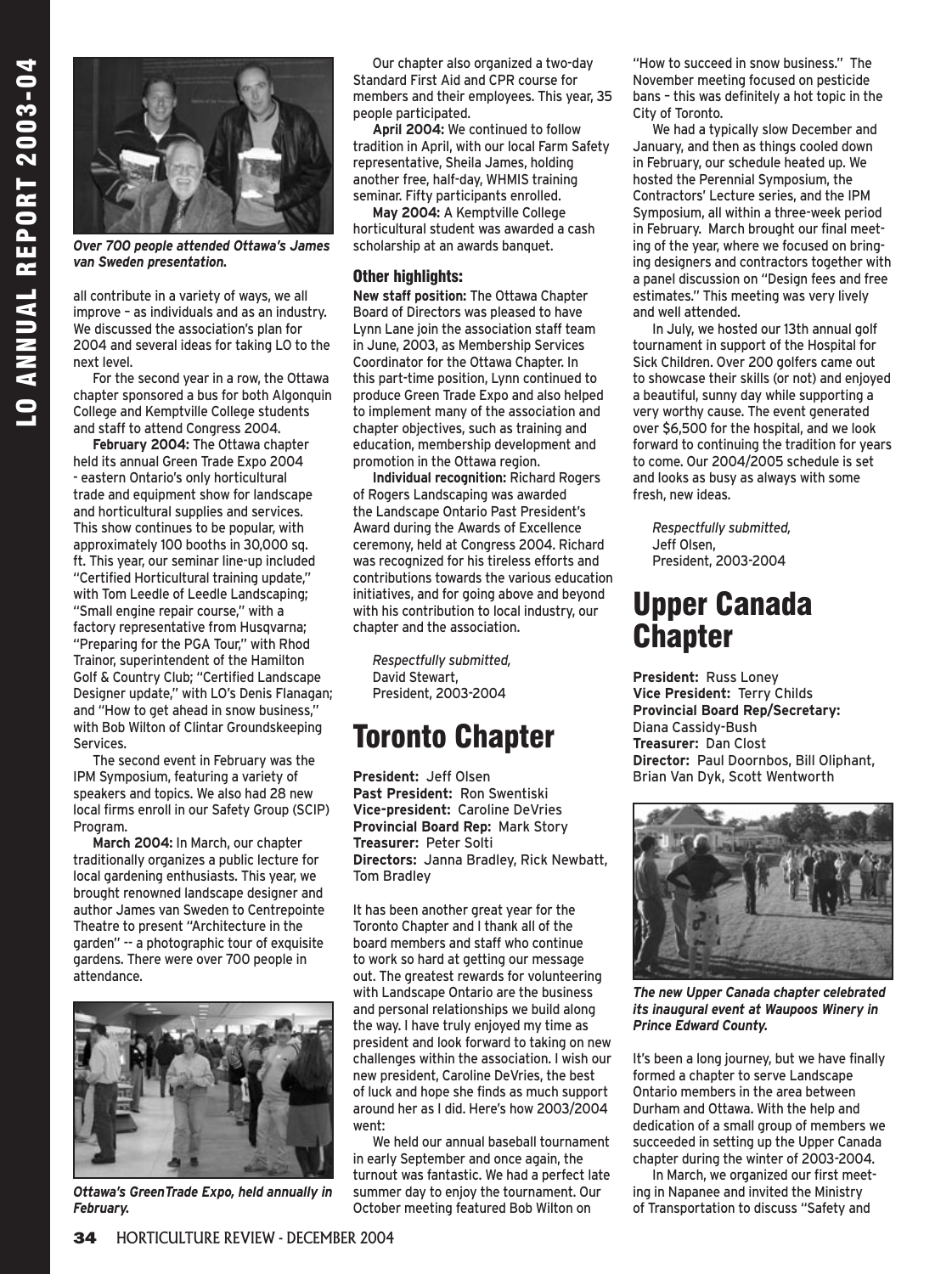*Over 700 people attended Ottawa's James van Sweden presentation.*

all contribute in a variety of ways, we all improve – as individuals and as an industry. We discussed the association's plan for 2004 and several ideas for taking LO to the next level.

For the second year in a row, the Ottawa chapter sponsored a bus for both Algonquin College and Kemptville College students and staff to attend Congress 2004.

**February 2004:** The Ottawa chapter held its annual Green Trade Expo 2004 - eastern Ontario's only horticultural trade and equipment show for landscape and horticultural supplies and services. This show continues to be popular, with approximately 100 booths in 30,000 sq. ft. This year, our seminar line-up included "Certified Horticultural training update," with Tom Leedle of Leedle Landscaping; "Small engine repair course," with a factory representative from Husqvarna; "Preparing for the PGA Tour," with Rhod Trainor, superintendent of the Hamilton Golf & Country Club; "Certified Landscape Designer update," with LO's Denis Flanagan; and "How to get ahead in snow business," with Bob Wilton of Clintar Groundskeeping Services.

The second event in February was the IPM Symposium, featuring a variety of speakers and topics. We also had 28 new local firms enroll in our Safety Group (SCIP) Program.

**March 2004:** In March, our chapter traditionally organizes a public lecture for local gardening enthusiasts. This year, we brought renowned landscape designer and author James van Sweden to Centrepointe Theatre to present "Architecture in the garden" -- a photographic tour of exquisite gardens. There were over 700 people in attendance.

*Ottawa's GreenTrade Expo, held annually in February.*

Our chapter also organized a two-day Standard First Aid and CPR course for members and their employees. This year, 35 people participated.

**April 2004:** We continued to follow tradition in April, with our local Farm Safety representative, Sheila James, holding another free, half-day, WHMIS training seminar. Fifty participants enrolled.

**May 2004:** A Kemptville College horticultural student was awarded a cash scholarship at an awards banquet.

### Other highlights:

**New staff position:** The Ottawa Chapter Board of Directors was pleased to have Lynn Lane join the association staff team in June, 2003, as Membership Services Coordinator for the Ottawa Chapter. In this part-time position, Lynn continued to produce Green Trade Expo and also helped to implement many of the association and chapter objectives, such as training and education, membership development and promotion in the Ottawa region.

**Individual recognition:** Richard Rogers of Rogers Landscaping was awarded the Landscape Ontario Past President's Award during the Awards of Excellence ceremony, held at Congress 2004. Richard was recognized for his tireless efforts and contributions towards the various education initiatives, and for going above and beyond with his contribution to local industry, our chapter and the association.

*Respectfully submitted,*
David Stewart,
President, 2003-2004

## Toronto Chapter

**President:** Jeff Olsen
**Past President:** Ron Swentiski
**Vice-president:** Caroline DeVries
**Provincial Board Rep:** Mark Story
**Treasurer:** Peter Solti
**Directors:** Janna Bradley, Rick Newbatt, Tom Bradley

It has been another great year for the Toronto Chapter and I thank all of the board members and staff who continue to work so hard at getting our message out. The greatest rewards for volunteering with Landscape Ontario are the business and personal relationships we build along the way. I have truly enjoyed my time as president and look forward to taking on new challenges within the association. I wish our new president, Caroline DeVries, the best of luck and hope she finds as much support around her as I did. Here's how 2003/2004 went:

We held our annual baseball tournament in early September and once again, the turnout was fantastic. We had a perfect late summer day to enjoy the tournament. Our October meeting featured Bob Wilton on "How to succeed in snow business." The November meeting focused on pesticide bans – this was definitely a hot topic in the City of Toronto.

We had a typically slow December and January, and then as things cooled down in February, our schedule heated up. We hosted the Perennial Symposium, the Contractors' Lecture series, and the IPM Symposium, all within a three-week period in February. March brought our final meeting of the year, where we focused on bringing designers and contractors together with a panel discussion on "Design fees and free estimates." This meeting was very lively and well attended.

In July, we hosted our 13th annual golf tournament in support of the Hospital for Sick Children. Over 200 golfers came out to showcase their skills (or not) and enjoyed a beautiful, sunny day while supporting a very worthy cause. The event generated over $6,500 for the hospital, and we look forward to continuing the tradition for years to come. Our 2004/2005 schedule is set and looks as busy as always with some fresh, new ideas.

*Respectfully submitted,*
Jeff Olsen,
President, 2003-2004

## Upper Canada Chapter

**President:** Russ Loney
**Vice President:** Terry Childs
**Provincial Board Rep/Secretary:** Diana Cassidy-Bush
**Treasurer:** Dan Clost
**Director:** Paul Doornbos, Bill Oliphant, Brian Van Dyk, Scott Wentworth

*The new Upper Canada chapter celebrated its inaugural event at Waupoos Winery in Prince Edward County.*

It's been a long journey, but we have finally formed a chapter to serve Landscape Ontario members in the area between Durham and Ottawa. With the help and dedication of a small group of members we succeeded in setting up the Upper Canada chapter during the winter of 2003-2004.

In March, we organized our first meeting in Napanee and invited the Ministry of Transportation to discuss "Safety and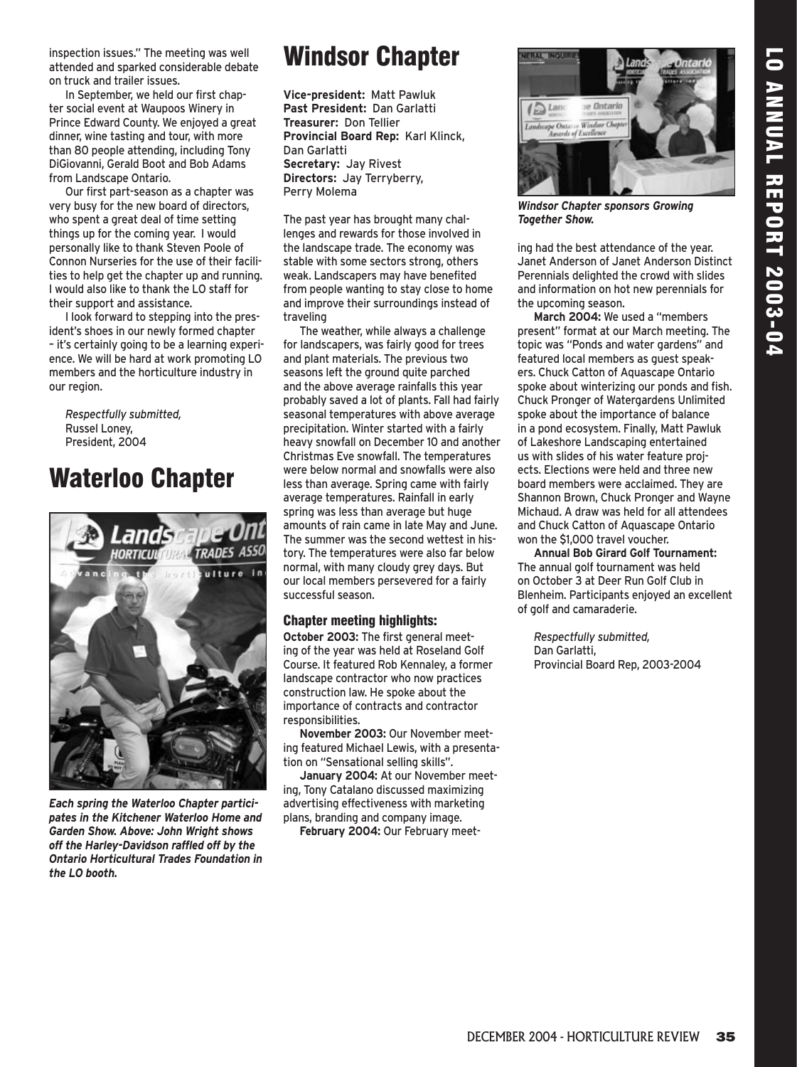inspection issues." The meeting was well attended and sparked considerable debate on truck and trailer issues.

In September, we held our first chapter social event at Waupoos Winery in Prince Edward County. We enjoyed a great dinner, wine tasting and tour, with more than 80 people attending, including Tony DiGiovanni, Gerald Boot and Bob Adams from Landscape Ontario.

Our first part-season as a chapter was very busy for the new board of directors, who spent a great deal of time setting things up for the coming year. I would personally like to thank Steven Poole of Connon Nurseries for the use of their facilities to help get the chapter up and running. I would also like to thank the LO staff for their support and assistance.

I look forward to stepping into the president's shoes in our newly formed chapter – it's certainly going to be a learning experience. We will be hard at work promoting LO members and the horticulture industry in our region.

*Respectfully submitted,*
Russel Loney,
President, 2004

# Waterloo Chapter

*Each spring the Waterloo Chapter participates in the Kitchener Waterloo Home and Garden Show. Above: John Wright shows off the Harley-Davidson raffled off by the Ontario Horticultural Trades Foundation in the LO booth.*

# Windsor Chapter

**Vice-president:** Matt Pawluk
**Past President:** Dan Garlatti
**Treasurer:** Don Tellier
**Provincial Board Rep:** Karl Klinck, Dan Garlatti
**Secretary:** Jay Rivest
**Directors:** Jay Terryberry, Perry Molema

The past year has brought many challenges and rewards for those involved in the landscape trade. The economy was stable with some sectors strong, others weak. Landscapers may have benefited from people wanting to stay close to home and improve their surroundings instead of traveling

The weather, while always a challenge for landscapers, was fairly good for trees and plant materials. The previous two seasons left the ground quite parched and the above average rainfalls this year probably saved a lot of plants. Fall had fairly seasonal temperatures with above average precipitation. Winter started with a fairly heavy snowfall on December 10 and another Christmas Eve snowfall. The temperatures were below normal and snowfalls were also less than average. Spring came with fairly average temperatures. Rainfall in early spring was less than average but huge amounts of rain came in late May and June. The summer was the second wettest in history. The temperatures were also far below normal, with many cloudy grey days. But our local members persevered for a fairly successful season.

### Chapter meeting highlights:

**October 2003:** The first general meeting of the year was held at Roseland Golf Course. It featured Rob Kennaley, a former landscape contractor who now practices construction law. He spoke about the importance of contracts and contractor responsibilities.

**November 2003:** Our November meeting featured Michael Lewis, with a presentation on "Sensational selling skills".

**January 2004:** At our November meeting, Tony Catalano discussed maximizing advertising effectiveness with marketing plans, branding and company image.

**February 2004:** Our February meeting had the best attendance of the year. Janet Anderson of Janet Anderson Distinct Perennials delighted the crowd with slides and information on hot new perennials for the upcoming season.

*Windsor Chapter sponsors Growing Together Show.*

**March 2004:** We used a "members present" format at our March meeting. The topic was "Ponds and water gardens" and featured local members as guest speakers. Chuck Catton of Aquascape Ontario spoke about winterizing our ponds and fish. Chuck Pronger of Watergardens Unlimited spoke about the importance of balance in a pond ecosystem. Finally, Matt Pawluk of Lakeshore Landscaping entertained us with slides of his water feature projects. Elections were held and three new board members were acclaimed. They are Shannon Brown, Chuck Pronger and Wayne Michaud. A draw was held for all attendees and Chuck Catton of Aquascape Ontario won the $1,000 travel voucher.

**Annual Bob Girard Golf Tournament:** The annual golf tournament was held on October 3 at Deer Run Golf Club in Blenheim. Participants enjoyed an excellent of golf and camaraderie.

*Respectfully submitted,*
Dan Garlatti,
Provincial Board Rep, 2003-2004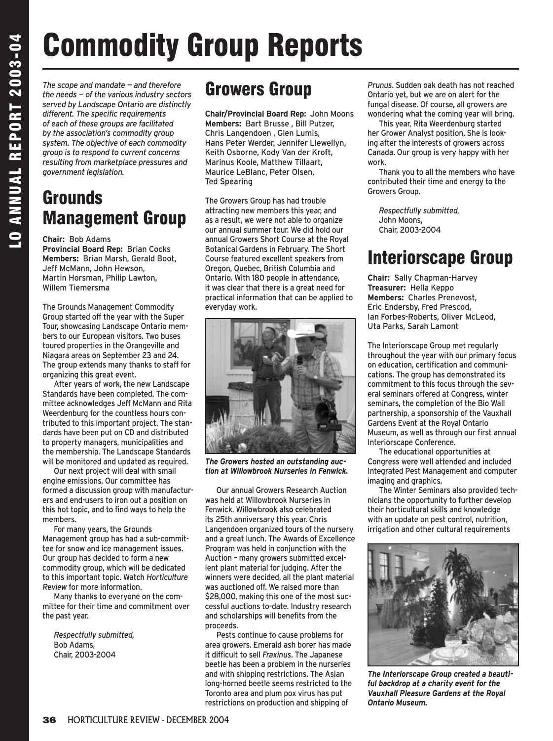# Commodity Group Reports

*The scope and mandate — and therefore the needs — of the various industry sectors served by Landscape Ontario are distinctly different. The specific requirements of each of these groups are facilitated by the association's commodity group system. The objective of each commodity group is to respond to current concerns resulting from marketplace pressures and government legislation.*

## Grounds Management Group

**Chair:** Bob Adams
**Provincial Board Rep:** Brian Cocks
**Members:** Brian Marsh, Gerald Boot, Jeff McMann, John Hewson, Martin Horsman, Philip Lawton, Willem Tiemersma

The Grounds Management Commodity Group started off the year with the Super Tour, showcasing Landscape Ontario members to our European visitors. Two buses toured properties in the Orangeville and Niagara areas on September 23 and 24. The group extends many thanks to staff for organizing this great event.

After years of work, the new Landscape Standards have been completed. The committee acknowledges Jeff McMann and Rita Weerdenburg for the countless hours contributed to this important project. The standards have been put on CD and distributed to property managers, municipalities and the membership. The Landscape Standards will be monitored and updated as required.

Our next project will deal with small engine emissions. Our committee has formed a discussion group with manufacturers and end-users to iron out a position on this hot topic, and to find ways to help the members.

For many years, the Grounds Management group has had a sub-committee for snow and ice management issues. Our group has decided to form a new commodity group, which will be dedicated to this important topic. Watch *Horticulture Review* for more information.

Many thanks to everyone on the committee for their time and commitment over the past year.

*Respectfully submitted,*
Bob Adams,
Chair, 2003-2004

## Growers Group

**Chair/Provincial Board Rep:** John Moons
**Members:** Bart Brusse , Bill Putzer, Chris Langendoen , Glen Lumis, Hans Peter Werder, Jennifer Llewellyn, Keith Osborne, Kody Van der Kroft, Marinus Koole, Matthew Tillaart, Maurice LeBlanc, Peter Olsen, Ted Spearing

The Growers Group has had trouble attracting new members this year, and as a result, we were not able to organize our annual summer tour. We did hold our annual Growers Short Course at the Royal Botanical Gardens in February. The Short Course featured excellent speakers from Oregon, Quebec, British Columbia and Ontario. With 180 people in attendance, it was clear that there is a great need for practical information that can be applied to everyday work.

***The Growers hosted an outstanding auction at Willowbrook Nurseries in Fenwick.***

Our annual Growers Research Auction was held at Willowbrook Nurseries in Fenwick. Willowbrook also celebrated its 25th anniversary this year. Chris Langendoen organized tours of the nursery and a great lunch. The Awards of Excellence Program was held in conjunction with the Auction – many growers submitted excellent plant material for judging. After the winners were decided, all the plant material was auctioned off. We raised more than $28,000, making this one of the most successful auctions to-date. Industry research and scholarships will benefits from the proceeds.

Pests continue to cause problems for area growers. Emerald ash borer has made it difficult to sell *Fraxinus*. The Japanese beetle has been a problem in the nurseries and with shipping restrictions. The Asian long-horned beetle seems restricted to the Toronto area and plum pox virus has put restrictions on production and shipping of *Prunus*. Sudden oak death has not reached Ontario yet, but we are on alert for the fungal disease. Of course, all growers are wondering what the coming year will bring.

This year, Rita Weerdenburg started her Grower Analyst position. She is looking after the interests of growers across Canada. Our group is very happy with her work.

Thank you to all the members who have contributed their time and energy to the Growers Group.

*Respectfully submitted,*
John Moons,
Chair, 2003-2004

## Interiorscape Group

**Chair:** Sally Chapman-Harvey
**Treasurer:** Hella Keppo
**Members:** Charles Prenevost, Eric Endersby, Fred Prescod, Ian Forbes-Roberts, Oliver McLeod, Uta Parks, Sarah Lamont

The Interiorscape Group met regularly throughout the year with our primary focus on education, certification and communications. The group has demonstrated its commitment to this focus through the several seminars offered at Congress, winter seminars, the completion of the Bio Wall partnership, a sponsorship of the Vauxhall Gardens Event at the Royal Ontario Museum, as well as through our first annual Interiorscape Conference.

The educational opportunities at Congress were well attended and included Integrated Pest Management and computer imaging and graphics.

The Winter Seminars also provided technicians the opportunity to further develop their horticultural skills and knowledge with an update on pest control, nutrition, irrigation and other cultural requirements

***The Interiorscape Group created a beautiful backdrop at a charity event for the Vauxhall Pleasure Gardens at the Royal Ontario Museum.***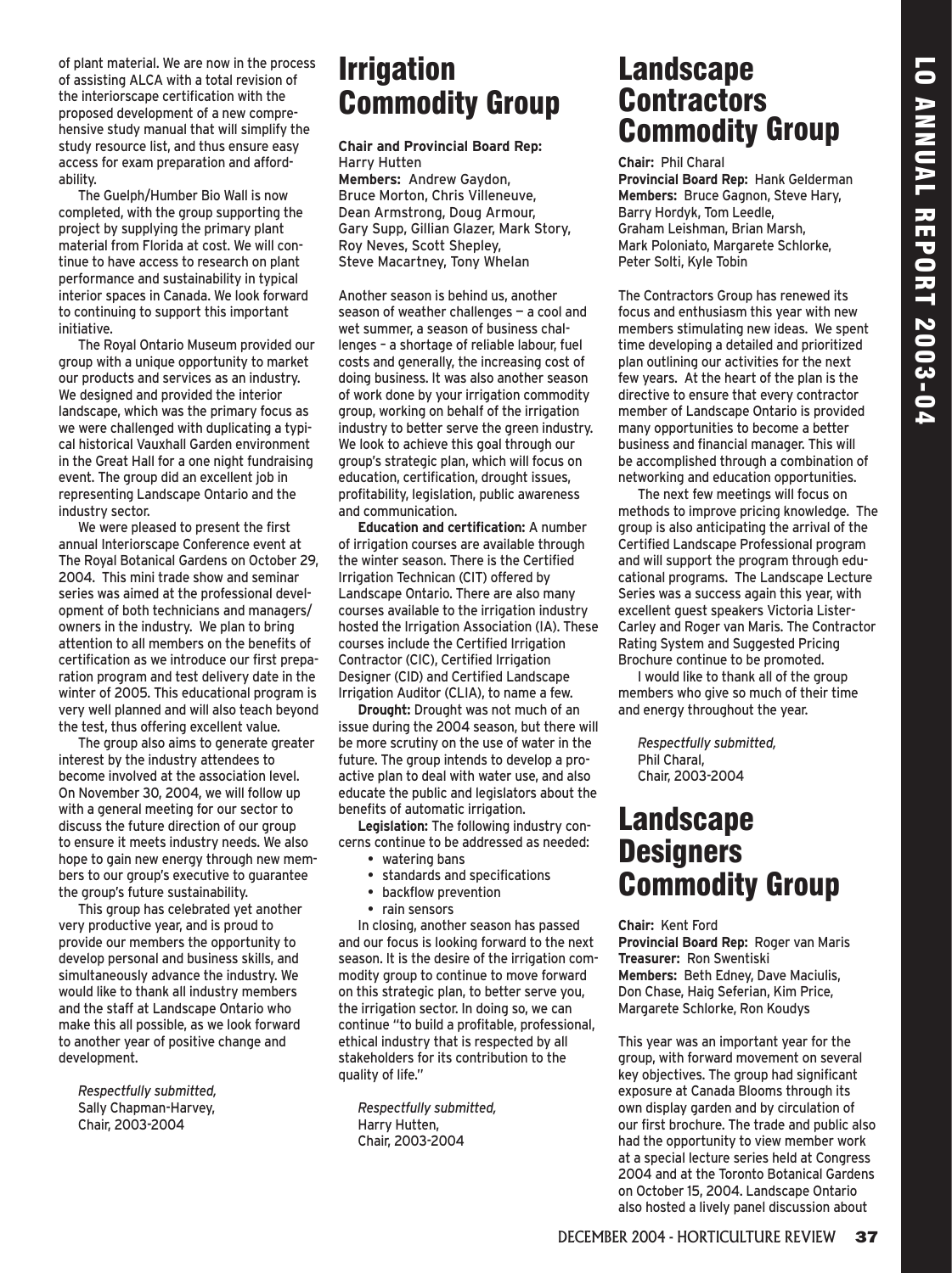of plant material. We are now in the process of assisting ALCA with a total revision of the interiorscape certification with the proposed development of a new comprehensive study manual that will simplify the study resource list, and thus ensure easy access for exam preparation and affordability.

The Guelph/Humber Bio Wall is now completed, with the group supporting the project by supplying the primary plant material from Florida at cost. We will continue to have access to research on plant performance and sustainability in typical interior spaces in Canada. We look forward to continuing to support this important initiative.

The Royal Ontario Museum provided our group with a unique opportunity to market our products and services as an industry. We designed and provided the interior landscape, which was the primary focus as we were challenged with duplicating a typical historical Vauxhall Garden environment in the Great Hall for a one night fundraising event. The group did an excellent job in representing Landscape Ontario and the industry sector.

We were pleased to present the first annual Interiorscape Conference event at The Royal Botanical Gardens on October 29, 2004. This mini trade show and seminar series was aimed at the professional development of both technicians and managers/owners in the industry. We plan to bring attention to all members on the benefits of certification as we introduce our first preparation program and test delivery date in the winter of 2005. This educational program is very well planned and will also teach beyond the test, thus offering excellent value.

The group also aims to generate greater interest by the industry attendees to become involved at the association level. On November 30, 2004, we will follow up with a general meeting for our sector to discuss the future direction of our group to ensure it meets industry needs. We also hope to gain new energy through new members to our group's executive to guarantee the group's future sustainability.

This group has celebrated yet another very productive year, and is proud to provide our members the opportunity to develop personal and business skills, and simultaneously advance the industry. We would like to thank all industry members and the staff at Landscape Ontario who make this all possible, as we look forward to another year of positive change and development.

*Respectfully submitted,*
Sally Chapman-Harvey,
Chair, 2003-2004

# Irrigation Commodity Group

**Chair and Provincial Board Rep:** Harry Hutten
**Members:** Andrew Gaydon, Bruce Morton, Chris Villeneuve, Dean Armstrong, Doug Armour, Gary Supp, Gillian Glazer, Mark Story, Roy Neves, Scott Shepley, Steve Macartney, Tony Whelan

Another season is behind us, another season of weather challenges — a cool and wet summer, a season of business challenges – a shortage of reliable labour, fuel costs and generally, the increasing cost of doing business. It was also another season of work done by your irrigation commodity group, working on behalf of the irrigation industry to better serve the green industry. We look to achieve this goal through our group's strategic plan, which will focus on education, certification, drought issues, profitability, legislation, public awareness and communication.

**Education and certification:** A number of irrigation courses are available through the winter season. There is the Certified Irrigation Technican (CIT) offered by Landscape Ontario. There are also many courses available to the irrigation industry hosted the Irrigation Association (IA). These courses include the Certified Irrigation Contractor (CIC), Certified Irrigation Designer (CID) and Certified Landscape Irrigation Auditor (CLIA), to name a few.

**Drought:** Drought was not much of an issue during the 2004 season, but there will be more scrutiny on the use of water in the future. The group intends to develop a proactive plan to deal with water use, and also educate the public and legislators about the benefits of automatic irrigation.

**Legislation:** The following industry concerns continue to be addressed as needed:

- watering bans
- standards and specifications
- backflow prevention
- rain sensors

In closing, another season has passed and our focus is looking forward to the next season. It is the desire of the irrigation commodity group to continue to move forward on this strategic plan, to better serve you, the irrigation sector. In doing so, we can continue "to build a profitable, professional, ethical industry that is respected by all stakeholders for its contribution to the quality of life."

*Respectfully submitted,*
Harry Hutten,
Chair, 2003-2004

# Landscape Contractors Commodity Group

**Chair:** Phil Charal
**Provincial Board Rep:** Hank Gelderman
**Members:** Bruce Gagnon, Steve Hary, Barry Hordyk, Tom Leedle, Graham Leishman, Brian Marsh, Mark Poloniato, Margarete Schlorke, Peter Solti, Kyle Tobin

The Contractors Group has renewed its focus and enthusiasm this year with new members stimulating new ideas. We spent time developing a detailed and prioritized plan outlining our activities for the next few years. At the heart of the plan is the directive to ensure that every contractor member of Landscape Ontario is provided many opportunities to become a better business and financial manager. This will be accomplished through a combination of networking and education opportunities.

The next few meetings will focus on methods to improve pricing knowledge. The group is also anticipating the arrival of the Certified Landscape Professional program and will support the program through educational programs. The Landscape Lecture Series was a success again this year, with excellent guest speakers Victoria Lister-Carley and Roger van Maris. The Contractor Rating System and Suggested Pricing Brochure continue to be promoted.

I would like to thank all of the group members who give so much of their time and energy throughout the year.

*Respectfully submitted,*
Phil Charal,
Chair, 2003-2004

# Landscape Designers Commodity Group

**Chair:** Kent Ford
**Provincial Board Rep:** Roger van Maris
**Treasurer:** Ron Swentiski
**Members:** Beth Edney, Dave Maciulis, Don Chase, Haig Seferian, Kim Price, Margarete Schlorke, Ron Koudys

This year was an important year for the group, with forward movement on several key objectives. The group had significant exposure at Canada Blooms through its own display garden and by circulation of our first brochure. The trade and public also had the opportunity to view member work at a special lecture series held at Congress 2004 and at the Toronto Botanical Gardens on October 15, 2004. Landscape Ontario also hosted a lively panel discussion about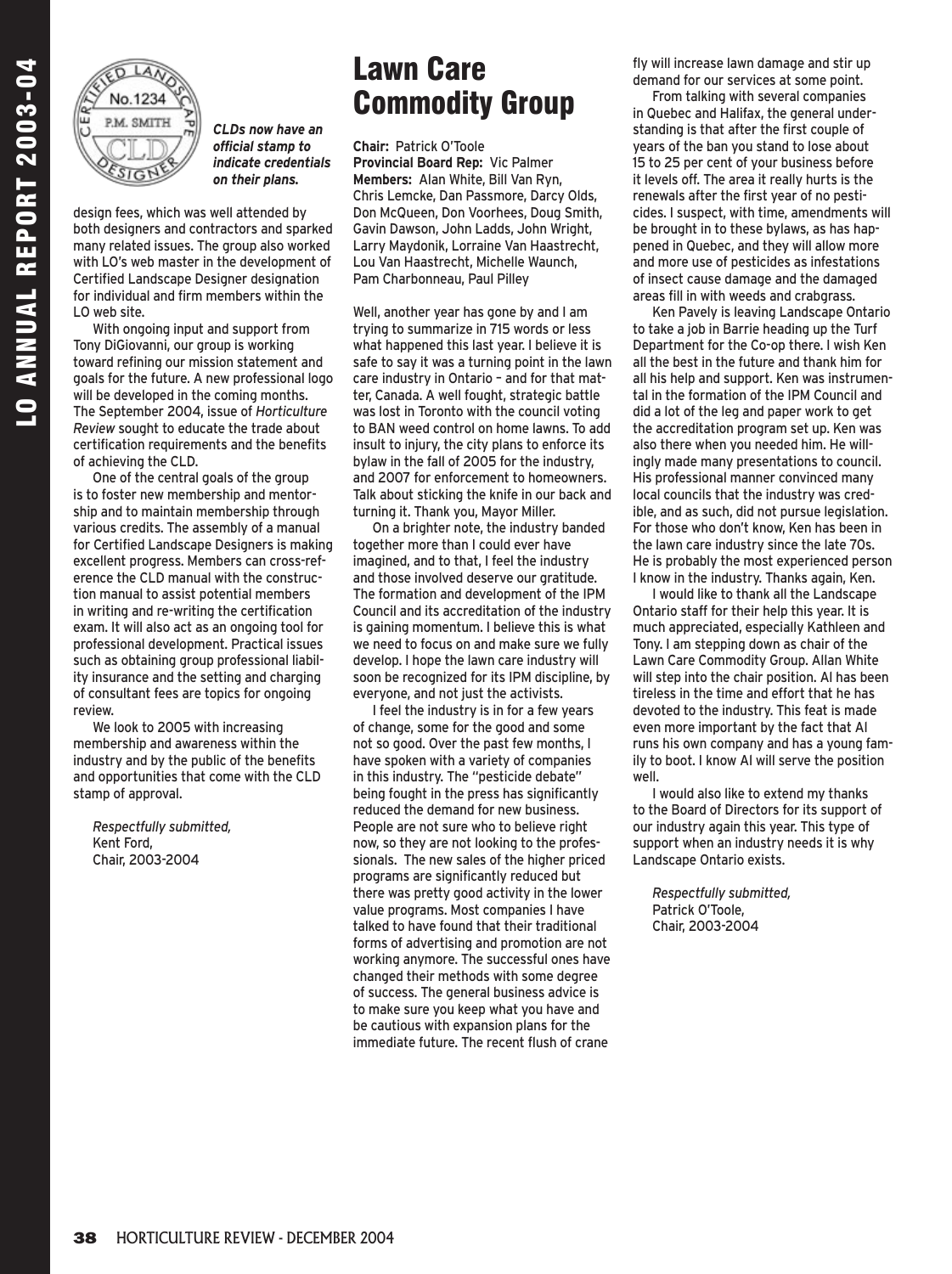*CLDs now have an official stamp to indicate credentials on their plans.*

design fees, which was well attended by both designers and contractors and sparked many related issues. The group also worked with LO's web master in the development of Certified Landscape Designer designation for individual and firm members within the LO web site.

With ongoing input and support from Tony DiGiovanni, our group is working toward refining our mission statement and goals for the future. A new professional logo will be developed in the coming months. The September 2004, issue of *Horticulture Review* sought to educate the trade about certification requirements and the benefits of achieving the CLD.

One of the central goals of the group is to foster new membership and mentorship and to maintain membership through various credits. The assembly of a manual for Certified Landscape Designers is making excellent progress. Members can cross-reference the CLD manual with the construction manual to assist potential members in writing and re-writing the certification exam. It will also act as an ongoing tool for professional development. Practical issues such as obtaining group professional liability insurance and the setting and charging of consultant fees are topics for ongoing review.

We look to 2005 with increasing membership and awareness within the industry and by the public of the benefits and opportunities that come with the CLD stamp of approval.

*Respectfully submitted,*
Kent Ford,
Chair, 2003-2004

# Lawn Care Commodity Group

**Chair:** Patrick O'Toole
**Provincial Board Rep:** Vic Palmer
**Members:** Alan White, Bill Van Ryn, Chris Lemcke, Dan Passmore, Darcy Olds, Don McQueen, Don Voorhees, Doug Smith, Gavin Dawson, John Ladds, John Wright, Larry Maydonik, Lorraine Van Haastrecht, Lou Van Haastrecht, Michelle Waunch, Pam Charbonneau, Paul Pilley

Well, another year has gone by and I am trying to summarize in 715 words or less what happened this last year. I believe it is safe to say it was a turning point in the lawn care industry in Ontario – and for that matter, Canada. A well fought, strategic battle was lost in Toronto with the council voting to BAN weed control on home lawns. To add insult to injury, the city plans to enforce its bylaw in the fall of 2005 for the industry, and 2007 for enforcement to homeowners. Talk about sticking the knife in our back and turning it. Thank you, Mayor Miller.

On a brighter note, the industry banded together more than I could ever have imagined, and to that, I feel the industry and those involved deserve our gratitude. The formation and development of the IPM Council and its accreditation of the industry is gaining momentum. I believe this is what we need to focus on and make sure we fully develop. I hope the lawn care industry will soon be recognized for its IPM discipline, by everyone, and not just the activists.

I feel the industry is in for a few years of change, some for the good and some not so good. Over the past few months, I have spoken with a variety of companies in this industry. The "pesticide debate" being fought in the press has significantly reduced the demand for new business. People are not sure who to believe right now, so they are not looking to the professionals. The new sales of the higher priced programs are significantly reduced but there was pretty good activity in the lower value programs. Most companies I have talked to have found that their traditional forms of advertising and promotion are not working anymore. The successful ones have changed their methods with some degree of success. The general business advice is to make sure you keep what you have and be cautious with expansion plans for the immediate future. The recent flush of crane fly will increase lawn damage and stir up demand for our services at some point.

From talking with several companies in Quebec and Halifax, the general understanding is that after the first couple of years of the ban you stand to lose about 15 to 25 per cent of your business before it levels off. The area it really hurts is the renewals after the first year of no pesticides. I suspect, with time, amendments will be brought in to these bylaws, as has happened in Quebec, and they will allow more and more use of pesticides as infestations of insect cause damage and the damaged areas fill in with weeds and crabgrass.

Ken Pavely is leaving Landscape Ontario to take a job in Barrie heading up the Turf Department for the Co-op there. I wish Ken all the best in the future and thank him for all his help and support. Ken was instrumental in the formation of the IPM Council and did a lot of the leg and paper work to get the accreditation program set up. Ken was also there when you needed him. He willingly made many presentations to council. His professional manner convinced many local councils that the industry was credible, and as such, did not pursue legislation. For those who don't know, Ken has been in the lawn care industry since the late 70s. He is probably the most experienced person I know in the industry. Thanks again, Ken.

I would like to thank all the Landscape Ontario staff for their help this year. It is much appreciated, especially Kathleen and Tony. I am stepping down as chair of the Lawn Care Commodity Group. Allan White will step into the chair position. Al has been tireless in the time and effort that he has devoted to the industry. This feat is made even more important by the fact that Al runs his own company and has a young family to boot. I know Al will serve the position well.

I would also like to extend my thanks to the Board of Directors for its support of our industry again this year. This type of support when an industry needs it is why Landscape Ontario exists.

*Respectfully submitted,*
Patrick O'Toole,
Chair, 2003-2004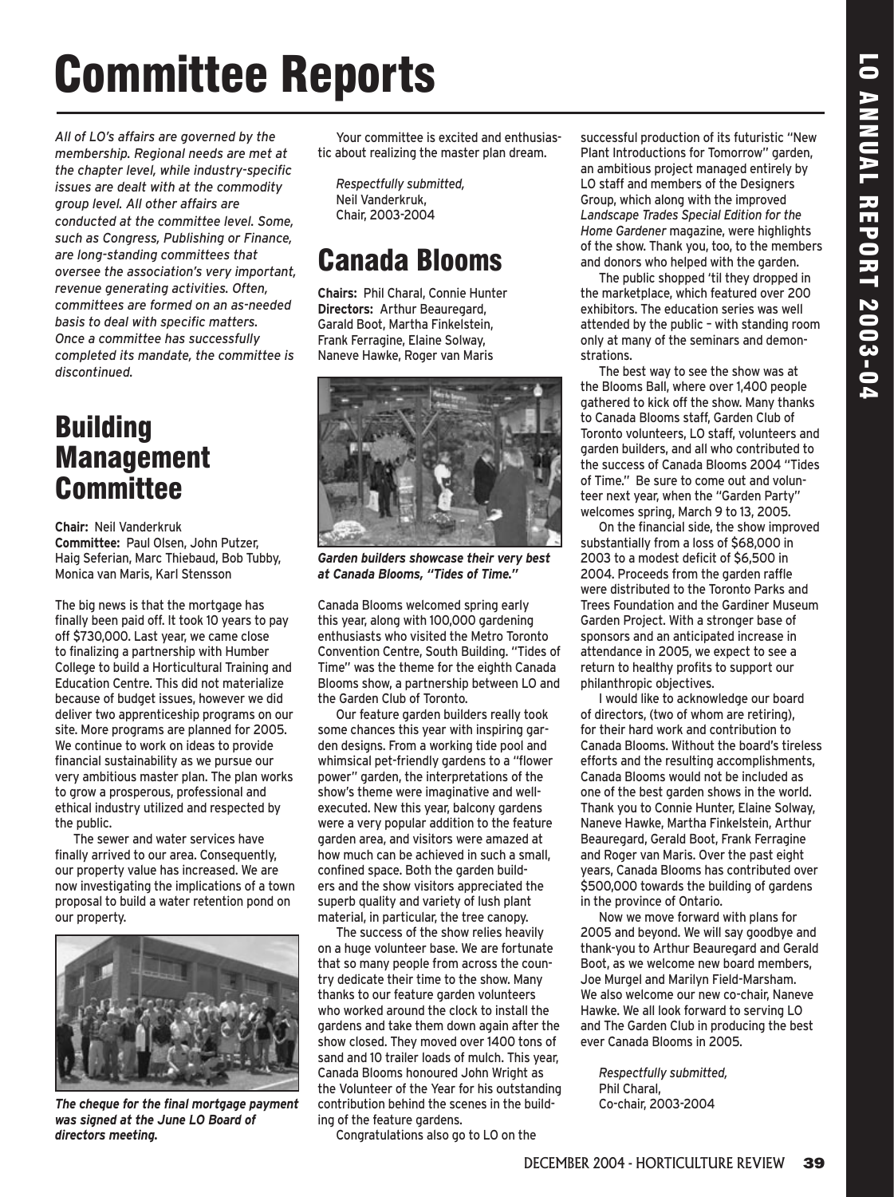# Committee Reports

*All of LO's affairs are governed by the membership. Regional needs are met at the chapter level, while industry-specific issues are dealt with at the commodity group level. All other affairs are conducted at the committee level. Some, such as Congress, Publishing or Finance, are long-standing committees that oversee the association's very important, revenue generating activities. Often, committees are formed on an as-needed basis to deal with specific matters. Once a committee has successfully completed its mandate, the committee is discontinued.*

## Building Management Committee

**Chair:** Neil Vanderkruk
**Committee:** Paul Olsen, John Putzer, Haig Seferian, Marc Thiebaud, Bob Tubby, Monica van Maris, Karl Stensson

The big news is that the mortgage has finally been paid off. It took 10 years to pay off $730,000. Last year, we came close to finalizing a partnership with Humber College to build a Horticultural Training and Education Centre. This did not materialize because of budget issues, however we did deliver two apprenticeship programs on our site. More programs are planned for 2005. We continue to work on ideas to provide financial sustainability as we pursue our very ambitious master plan. The plan works to grow a prosperous, professional and ethical industry utilized and respected by the public.

The sewer and water services have finally arrived to our area. Consequently, our property value has increased. We are now investigating the implications of a town proposal to build a water retention pond on our property.

***The cheque for the final mortgage payment was signed at the June LO Board of directors meeting.***

Your committee is excited and enthusiastic about realizing the master plan dream.

*Respectfully submitted,*
Neil Vanderkruk,
Chair, 2003-2004

## Canada Blooms

**Chairs:** Phil Charal, Connie Hunter
**Directors:** Arthur Beauregard, Garald Boot, Martha Finkelstein, Frank Ferragine, Elaine Solway, Naneve Hawke, Roger van Maris

***Garden builders showcase their very best at Canada Blooms, "Tides of Time."***

Canada Blooms welcomed spring early this year, along with 100,000 gardening enthusiasts who visited the Metro Toronto Convention Centre, South Building. "Tides of Time" was the theme for the eighth Canada Blooms show, a partnership between LO and the Garden Club of Toronto.

Our feature garden builders really took some chances this year with inspiring garden designs. From a working tide pool and whimsical pet-friendly gardens to a "flower power" garden, the interpretations of the show's theme were imaginative and well-executed. New this year, balcony gardens were a very popular addition to the feature garden area, and visitors were amazed at how much can be achieved in such a small, confined space. Both the garden builders and the show visitors appreciated the superb quality and variety of lush plant material, in particular, the tree canopy.

The success of the show relies heavily on a huge volunteer base. We are fortunate that so many people from across the country dedicate their time to the show. Many thanks to our feature garden volunteers who worked around the clock to install the gardens and take them down again after the show closed. They moved over 1400 tons of sand and 10 trailer loads of mulch. This year, Canada Blooms honoured John Wright as the Volunteer of the Year for his outstanding contribution behind the scenes in the building of the feature gardens.

Congratulations also go to LO on the successful production of its futuristic "New Plant Introductions for Tomorrow" garden, an ambitious project managed entirely by LO staff and members of the Designers Group, which along with the improved *Landscape Trades Special Edition for the Home Gardener* magazine, were highlights of the show. Thank you, too, to the members and donors who helped with the garden.

The public shopped 'til they dropped in the marketplace, which featured over 200 exhibitors. The education series was well attended by the public – with standing room only at many of the seminars and demonstrations.

The best way to see the show was at the Blooms Ball, where over 1,400 people gathered to kick off the show. Many thanks to Canada Blooms staff, Garden Club of Toronto volunteers, LO staff, volunteers and garden builders, and all who contributed to the success of Canada Blooms 2004 "Tides of Time." Be sure to come out and volunteer next year, when the "Garden Party" welcomes spring, March 9 to 13, 2005.

On the financial side, the show improved substantially from a loss of $68,000 in 2003 to a modest deficit of $6,500 in 2004. Proceeds from the garden raffle were distributed to the Toronto Parks and Trees Foundation and the Gardiner Museum Garden Project. With a stronger base of sponsors and an anticipated increase in attendance in 2005, we expect to see a return to healthy profits to support our philanthropic objectives.

I would like to acknowledge our board of directors, (two of whom are retiring), for their hard work and contribution to Canada Blooms. Without the board's tireless efforts and the resulting accomplishments, Canada Blooms would not be included as one of the best garden shows in the world. Thank you to Connie Hunter, Elaine Solway, Naneve Hawke, Martha Finkelstein, Arthur Beauregard, Gerald Boot, Frank Ferragine and Roger van Maris. Over the past eight years, Canada Blooms has contributed over $500,000 towards the building of gardens in the province of Ontario.

Now we move forward with plans for 2005 and beyond. We will say goodbye and thank-you to Arthur Beauregard and Gerald Boot, as we welcome new board members, Joe Murgel and Marilyn Field-Marsham. We also welcome our new co-chair, Naneve Hawke. We all look forward to serving LO and The Garden Club in producing the best ever Canada Blooms in 2005.

*Respectfully submitted,*
Phil Charal,
Co-chair, 2003-2004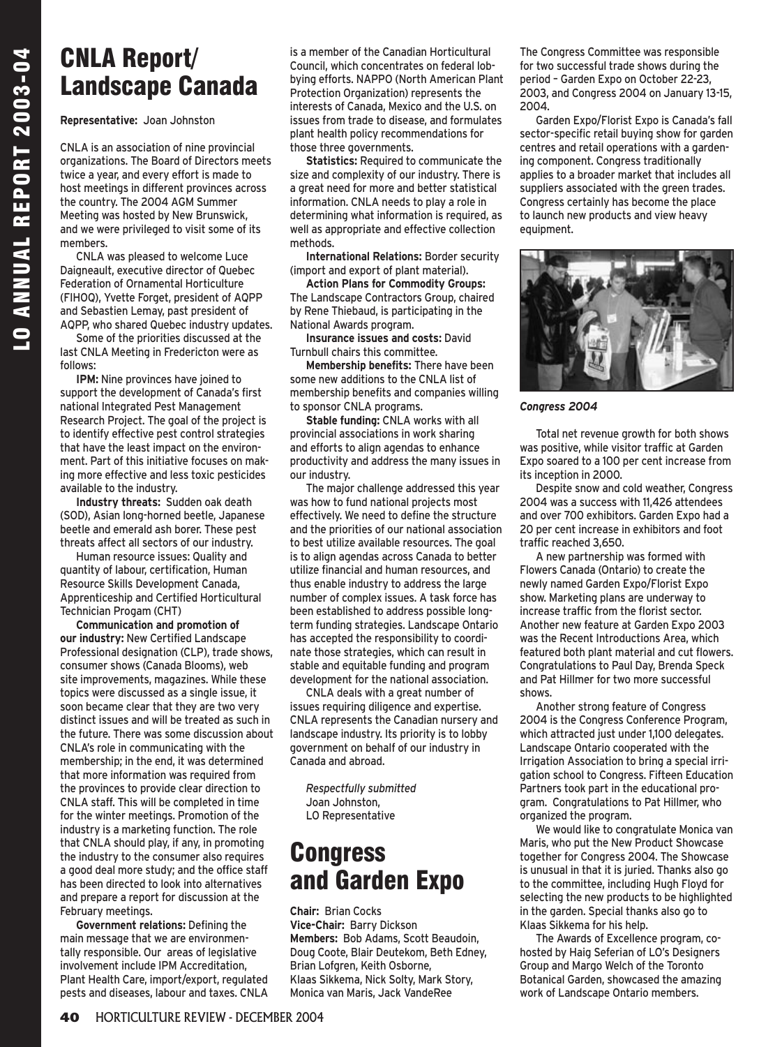# CNLA Report/ Landscape Canada

**Representative:** Joan Johnston

CNLA is an association of nine provincial organizations. The Board of Directors meets twice a year, and every effort is made to host meetings in different provinces across the country. The 2004 AGM Summer Meeting was hosted by New Brunswick, and we were privileged to visit some of its members.

CNLA was pleased to welcome Luce Daigneault, executive director of Quebec Federation of Ornamental Horticulture (FIHOQ), Yvette Forget, president of AQPP and Sebastien Lemay, past president of AQPP, who shared Quebec industry updates.

Some of the priorities discussed at the last CNLA Meeting in Fredericton were as follows:

**IPM:** Nine provinces have joined to support the development of Canada's first national Integrated Pest Management Research Project. The goal of the project is to identify effective pest control strategies that have the least impact on the environment. Part of this initiative focuses on making more effective and less toxic pesticides available to the industry.

**Industry threats:** Sudden oak death (SOD), Asian long-horned beetle, Japanese beetle and emerald ash borer. These pest threats affect all sectors of our industry.

Human resource issues: Quality and quantity of labour, certification, Human Resource Skills Development Canada, Apprenticeship and Certified Horticultural Technician Progam (CHT)

**Communication and promotion of our industry:** New Certified Landscape Professional designation (CLP), trade shows, consumer shows (Canada Blooms), web site improvements, magazines. While these topics were discussed as a single issue, it soon became clear that they are two very distinct issues and will be treated as such in the future. There was some discussion about CNLA's role in communicating with the membership; in the end, it was determined that more information was required from the provinces to provide clear direction to CNLA staff. This will be completed in time for the winter meetings. Promotion of the industry is a marketing function. The role that CNLA should play, if any, in promoting the industry to the consumer also requires a good deal more study; and the office staff has been directed to look into alternatives and prepare a report for discussion at the February meetings.

**Government relations:** Defining the main message that we are environmentally responsible. Our areas of legislative involvement include IPM Accreditation, Plant Health Care, import/export, regulated pests and diseases, labour and taxes. CNLA is a member of the Canadian Horticultural Council, which concentrates on federal lobbying efforts. NAPPO (North American Plant Protection Organization) represents the interests of Canada, Mexico and the U.S. on issues from trade to disease, and formulates plant health policy recommendations for those three governments.

**Statistics:** Required to communicate the size and complexity of our industry. There is a great need for more and better statistical information. CNLA needs to play a role in determining what information is required, as well as appropriate and effective collection methods.

**International Relations:** Border security (import and export of plant material).

**Action Plans for Commodity Groups:** The Landscape Contractors Group, chaired by Rene Thiebaud, is participating in the National Awards program.

**Insurance issues and costs:** David Turnbull chairs this committee.

**Membership benefits:** There have been some new additions to the CNLA list of membership benefits and companies willing to sponsor CNLA programs.

**Stable funding:** CNLA works with all provincial associations in work sharing and efforts to align agendas to enhance productivity and address the many issues in our industry.

The major challenge addressed this year was how to fund national projects most effectively. We need to define the structure and the priorities of our national association to best utilize available resources. The goal is to align agendas across Canada to better utilize financial and human resources, and thus enable industry to address the large number of complex issues. A task force has been established to address possible long-term funding strategies. Landscape Ontario has accepted the responsibility to coordinate those strategies, which can result in stable and equitable funding and program development for the national association.

CNLA deals with a great number of issues requiring diligence and expertise. CNLA represents the Canadian nursery and landscape industry. Its priority is to lobby government on behalf of our industry in Canada and abroad.

*Respectfully submitted*
Joan Johnston,
LO Representative

# Congress and Garden Expo

**Chair:** Brian Cocks
**Vice-Chair:** Barry Dickson
**Members:** Bob Adams, Scott Beaudoin, Doug Coote, Blair Deutekom, Beth Edney, Brian Lofgren, Keith Osborne, Klaas Sikkema, Nick Solty, Mark Story, Monica van Maris, Jack VandeRee

The Congress Committee was responsible for two successful trade shows during the period – Garden Expo on October 22-23, 2003, and Congress 2004 on January 13-15, 2004.

Garden Expo/Florist Expo is Canada's fall sector-specific retail buying show for garden centres and retail operations with a gardening component. Congress traditionally applies to a broader market that includes all suppliers associated with the green trades. Congress certainly has become the place to launch new products and view heavy equipment.

*Congress 2004*

Total net revenue growth for both shows was positive, while visitor traffic at Garden Expo soared to a 100 per cent increase from its inception in 2000.

Despite snow and cold weather, Congress 2004 was a success with 11,426 attendees and over 700 exhibitors. Garden Expo had a 20 per cent increase in exhibitors and foot traffic reached 3,650.

A new partnership was formed with Flowers Canada (Ontario) to create the newly named Garden Expo/Florist Expo show. Marketing plans are underway to increase traffic from the florist sector. Another new feature at Garden Expo 2003 was the Recent Introductions Area, which featured both plant material and cut flowers. Congratulations to Paul Day, Brenda Speck and Pat Hillmer for two more successful shows.

Another strong feature of Congress 2004 is the Congress Conference Program, which attracted just under 1,100 delegates. Landscape Ontario cooperated with the Irrigation Association to bring a special irrigation school to Congress. Fifteen Education Partners took part in the educational program. Congratulations to Pat Hillmer, who organized the program.

We would like to congratulate Monica van Maris, who put the New Product Showcase together for Congress 2004. The Showcase is unusual in that it is juried. Thanks also go to the committee, including Hugh Floyd for selecting the new products to be highlighted in the garden. Special thanks also go to Klaas Sikkema for his help.

The Awards of Excellence program, co-hosted by Haig Seferian of LO's Designers Group and Margo Welch of the Toronto Botanical Garden, showcased the amazing work of Landscape Ontario members.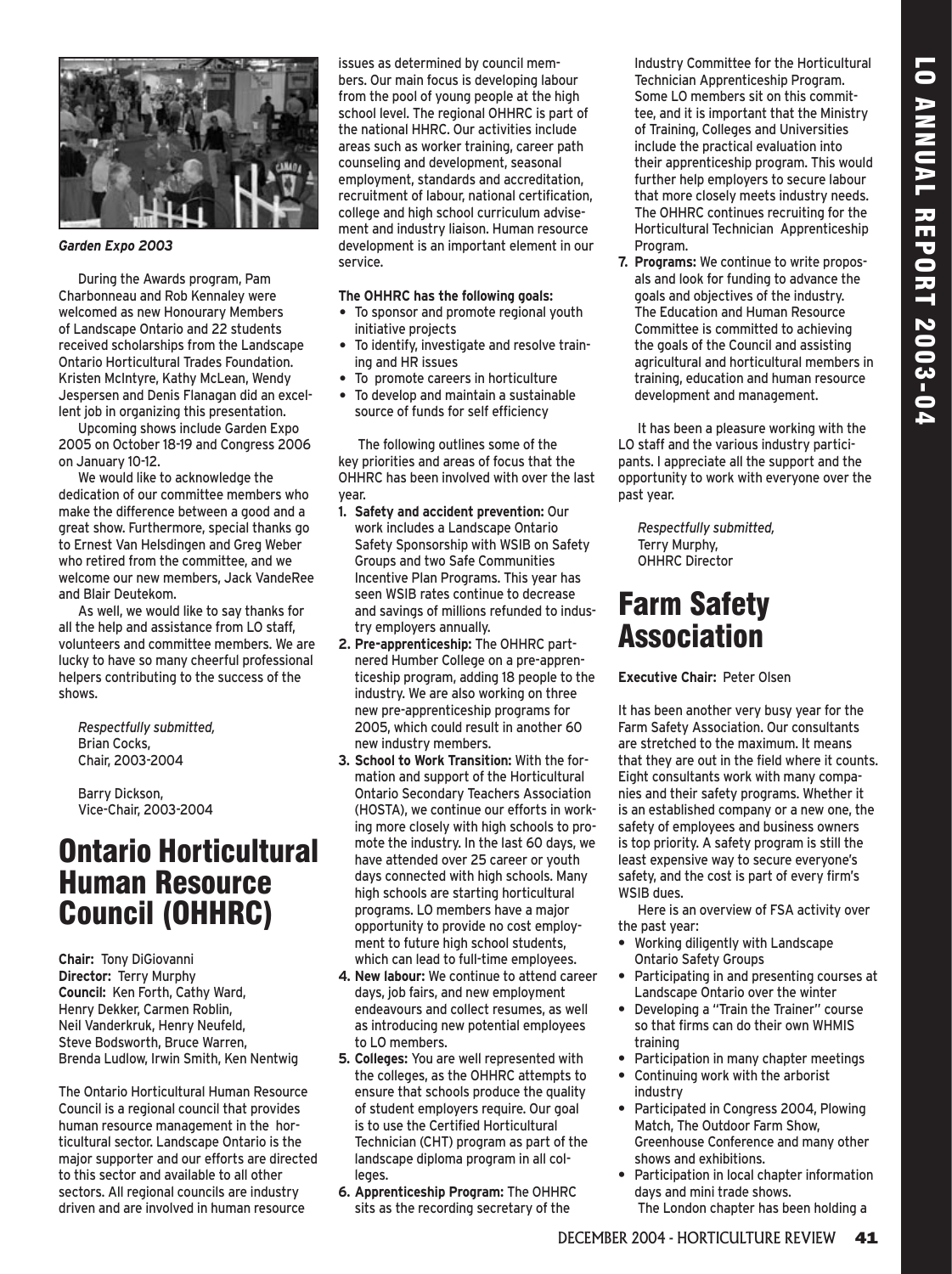*Garden Expo 2003*

During the Awards program, Pam Charbonneau and Rob Kennaley were welcomed as new Honourary Members of Landscape Ontario and 22 students received scholarships from the Landscape Ontario Horticultural Trades Foundation. Kristen McIntyre, Kathy McLean, Wendy Jespersen and Denis Flanagan did an excellent job in organizing this presentation.

Upcoming shows include Garden Expo 2005 on October 18-19 and Congress 2006 on January 10-12.

We would like to acknowledge the dedication of our committee members who make the difference between a good and a great show. Furthermore, special thanks go to Ernest Van Helsdingen and Greg Weber who retired from the committee, and we welcome our new members, Jack VandeRee and Blair Deutekom.

As well, we would like to say thanks for all the help and assistance from LO staff, volunteers and committee members. We are lucky to have so many cheerful professional helpers contributing to the success of the shows.

*Respectfully submitted,*
Brian Cocks,
Chair, 2003-2004

Barry Dickson,
Vice-Chair, 2003-2004

## Ontario Horticultural Human Resource Council (OHHRC)

**Chair:** Tony DiGiovanni
**Director:** Terry Murphy
**Council:** Ken Forth, Cathy Ward, Henry Dekker, Carmen Roblin, Neil Vanderkruk, Henry Neufeld, Steve Bodsworth, Bruce Warren, Brenda Ludlow, Irwin Smith, Ken Nentwig

The Ontario Horticultural Human Resource Council is a regional council that provides human resource management in the horticultural sector. Landscape Ontario is the major supporter and our efforts are directed to this sector and available to all other sectors. All regional councils are industry driven and are involved in human resource issues as determined by council members. Our main focus is developing labour from the pool of young people at the high school level. The regional OHHRC is part of the national HHRC. Our activities include areas such as worker training, career path counseling and development, seasonal employment, standards and accreditation, recruitment of labour, national certification, college and high school curriculum advisement and industry liaison. Human resource development is an important element in our service.

**The OHHRC has the following goals:**

- To sponsor and promote regional youth initiative projects
- To identify, investigate and resolve training and HR issues
- To promote careers in horticulture
- To develop and maintain a sustainable source of funds for self efficiency

The following outlines some of the key priorities and areas of focus that the OHHRC has been involved with over the last year.

1. **Safety and accident prevention:** Our work includes a Landscape Ontario Safety Sponsorship with WSIB on Safety Groups and two Safe Communities Incentive Plan Programs. This year has seen WSIB rates continue to decrease and savings of millions refunded to industry employers annually.
2. **Pre-apprenticeship:** The OHHRC partnered Humber College on a pre-apprenticeship program, adding 18 people to the industry. We are also working on three new pre-apprenticeship programs for 2005, which could result in another 60 new industry members.
3. **School to Work Transition:** With the formation and support of the Horticultural Ontario Secondary Teachers Association (HOSTA), we continue our efforts in working more closely with high schools to promote the industry. In the last 60 days, we have attended over 25 career or youth days connected with high schools. Many high schools are starting horticultural programs. LO members have a major opportunity to provide no cost employment to future high school students, which can lead to full-time employees.
4. **New labour:** We continue to attend career days, job fairs, and new employment endeavours and collect resumes, as well as introducing new potential employees to LO members.
5. **Colleges:** You are well represented with the colleges, as the OHHRC attempts to ensure that schools produce the quality of student employers require. Our goal is to use the Certified Horticultural Technician (CHT) program as part of the landscape diploma program in all colleges.
6. **Apprenticeship Program:** The OHHRC sits as the recording secretary of the Industry Committee for the Horticultural Technician Apprenticeship Program. Some LO members sit on this committee, and it is important that the Ministry of Training, Colleges and Universities include the practical evaluation into their apprenticeship program. This would further help employers to secure labour that more closely meets industry needs. The OHHRC continues recruiting for the Horticultural Technician Apprenticeship Program.
7. **Programs:** We continue to write proposals and look for funding to advance the goals and objectives of the industry. The Education and Human Resource Committee is committed to achieving the goals of the Council and assisting agricultural and horticultural members in training, education and human resource development and management.

It has been a pleasure working with the LO staff and the various industry participants. I appreciate all the support and the opportunity to work with everyone over the past year.

*Respectfully submitted,*
Terry Murphy,
OHHRC Director

## Farm Safety Association

**Executive Chair:** Peter Olsen

It has been another very busy year for the Farm Safety Association. Our consultants are stretched to the maximum. It means that they are out in the field where it counts. Eight consultants work with many companies and their safety programs. Whether it is an established company or a new one, the safety of employees and business owners is top priority. A safety program is still the least expensive way to secure everyone's safety, and the cost is part of every firm's WSIB dues.

Here is an overview of FSA activity over the past year:

- Working diligently with Landscape Ontario Safety Groups
- Participating in and presenting courses at Landscape Ontario over the winter
- Developing a "Train the Trainer" course so that firms can do their own WHMIS training
- Participation in many chapter meetings
- Continuing work with the arborist industry
- Participated in Congress 2004, Plowing Match, The Outdoor Farm Show, Greenhouse Conference and many other shows and exhibitions.
- Participation in local chapter information days and mini trade shows.
  The London chapter has been holding a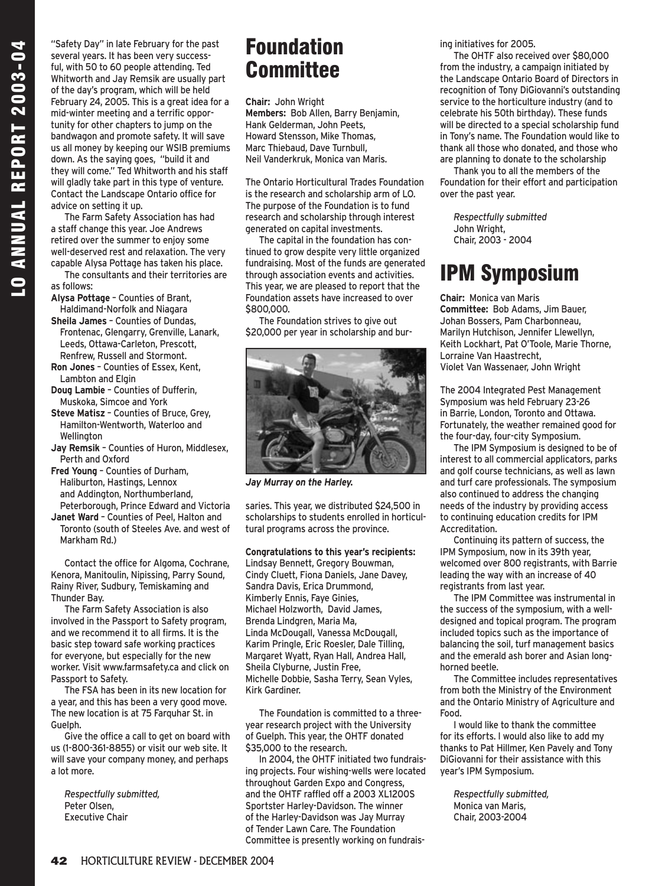"Safety Day" in late February for the past several years. It has been very successful, with 50 to 60 people attending. Ted Whitworth and Jay Remsik are usually part of the day's program, which will be held February 24, 2005. This is a great idea for a mid-winter meeting and a terrific opportunity for other chapters to jump on the bandwagon and promote safety. It will save us all money by keeping our WSIB premiums down. As the saying goes, "build it and they will come." Ted Whitworth and his staff will gladly take part in this type of venture. Contact the Landscape Ontario office for advice on setting it up.

The Farm Safety Association has had a staff change this year. Joe Andrews retired over the summer to enjoy some well-deserved rest and relaxation. The very capable Alysa Pottage has taken his place.

The consultants and their territories are as follows:

- **Alysa Pottage** – Counties of Brant, Haldimand-Norfolk and Niagara
- **Sheila James** – Counties of Dundas, Frontenac, Glengarry, Grenville, Lanark, Leeds, Ottawa-Carleton, Prescott, Renfrew, Russell and Stormont.
- **Ron Jones** – Counties of Essex, Kent, Lambton and Elgin
- **Doug Lambie** – Counties of Dufferin, Muskoka, Simcoe and York
- **Steve Matisz** – Counties of Bruce, Grey, Hamilton-Wentworth, Waterloo and Wellington
- **Jay Remsik** – Counties of Huron, Middlesex, Perth and Oxford
- **Fred Young** – Counties of Durham, Haliburton, Hastings, Lennox and Addington, Northumberland, Peterborough, Prince Edward and Victoria
- **Janet Ward** – Counties of Peel, Halton and Toronto (south of Steeles Ave. and west of Markham Rd.)

Contact the office for Algoma, Cochrane, Kenora, Manitoulin, Nipissing, Parry Sound, Rainy River, Sudbury, Temiskaming and Thunder Bay.

The Farm Safety Association is also involved in the Passport to Safety program, and we recommend it to all firms. It is the basic step toward safe working practices for everyone, but especially for the new worker. Visit www.farmsafety.ca and click on Passport to Safety.

The FSA has been in its new location for a year, and this has been a very good move. The new location is at 75 Farquhar St. in Guelph.

Give the office a call to get on board with us (1-800-361-8855) or visit our web site. It will save your company money, and perhaps a lot more.

*Respectfully submitted,*
Peter Olsen,
Executive Chair

# Foundation Committee

**Chair:** John Wright
**Members:** Bob Allen, Barry Benjamin, Hank Gelderman, John Peets, Howard Stensson, Mike Thomas, Marc Thiebaud, Dave Turnbull, Neil Vanderkruk, Monica van Maris.

The Ontario Horticultural Trades Foundation is the research and scholarship arm of LO. The purpose of the Foundation is to fund research and scholarship through interest generated on capital investments.

The capital in the foundation has continued to grow despite very little organized fundraising. Most of the funds are generated through association events and activities. This year, we are pleased to report that the Foundation assets have increased to over $800,000.

The Foundation strives to give out $20,000 per year in scholarship and bursaries. This year, we distributed $24,500 in scholarships to students enrolled in horticultural programs across the province.

*Jay Murray on the Harley.*

**Congratulations to this year's recipients:**
Lindsay Bennett, Gregory Bouwman, Cindy Cluett, Fiona Daniels, Jane Davey, Sandra Davis, Erica Drummond, Kimberly Ennis, Faye Ginies, Michael Holzworth, David James, Brenda Lindgren, Maria Ma, Linda McDougall, Vanessa McDougall, Karim Pringle, Eric Roesler, Dale Tilling, Margaret Wyatt, Ryan Hall, Andrea Hall, Sheila Clyburne, Justin Free, Michelle Dobbie, Sasha Terry, Sean Vyles, Kirk Gardiner.

The Foundation is committed to a three-year research project with the University of Guelph. This year, the OHTF donated $35,000 to the research.

In 2004, the OHTF initiated two fundraising projects. Four wishing-wells were located throughout Garden Expo and Congress, and the OHTF raffled off a 2003 XL1200S Sportster Harley-Davidson. The winner of the Harley-Davidson was Jay Murray of Tender Lawn Care. The Foundation Committee is presently working on fundraising initiatives for 2005.

The OHTF also received over $80,000 from the industry, a campaign initiated by the Landscape Ontario Board of Directors in recognition of Tony DiGiovanni's outstanding service to the horticulture industry (and to celebrate his 50th birthday). These funds will be directed to a special scholarship fund in Tony's name. The Foundation would like to thank all those who donated, and those who are planning to donate to the scholarship

Thank you to all the members of the Foundation for their effort and participation over the past year.

*Respectfully submitted*
John Wright,
Chair, 2003 - 2004

# IPM Symposium

**Chair:** Monica van Maris
**Committee:** Bob Adams, Jim Bauer, Johan Bossers, Pam Charbonneau, Marilyn Hutchison, Jennifer Llewellyn, Keith Lockhart, Pat O'Toole, Marie Thorne, Lorraine Van Haastrecht, Violet Van Wassenaer, John Wright

The 2004 Integrated Pest Management Symposium was held February 23-26 in Barrie, London, Toronto and Ottawa. Fortunately, the weather remained good for the four-day, four-city Symposium.

The IPM Symposium is designed to be of interest to all commercial applicators, parks and golf course technicians, as well as lawn and turf care professionals. The symposium also continued to address the changing needs of the industry by providing access to continuing education credits for IPM Accreditation.

Continuing its pattern of success, the IPM Symposium, now in its 39th year, welcomed over 800 registrants, with Barrie leading the way with an increase of 40 registrants from last year.

The IPM Committee was instrumental in the success of the symposium, with a well-designed and topical program. The program included topics such as the importance of balancing the soil, turf management basics and the emerald ash borer and Asian long-horned beetle.

The Committee includes representatives from both the Ministry of the Environment and the Ontario Ministry of Agriculture and Food.

I would like to thank the committee for its efforts. I would also like to add my thanks to Pat Hillmer, Ken Pavely and Tony DiGiovanni for their assistance with this year's IPM Symposium.

*Respectfully submitted,*
Monica van Maris,
Chair, 2003-2004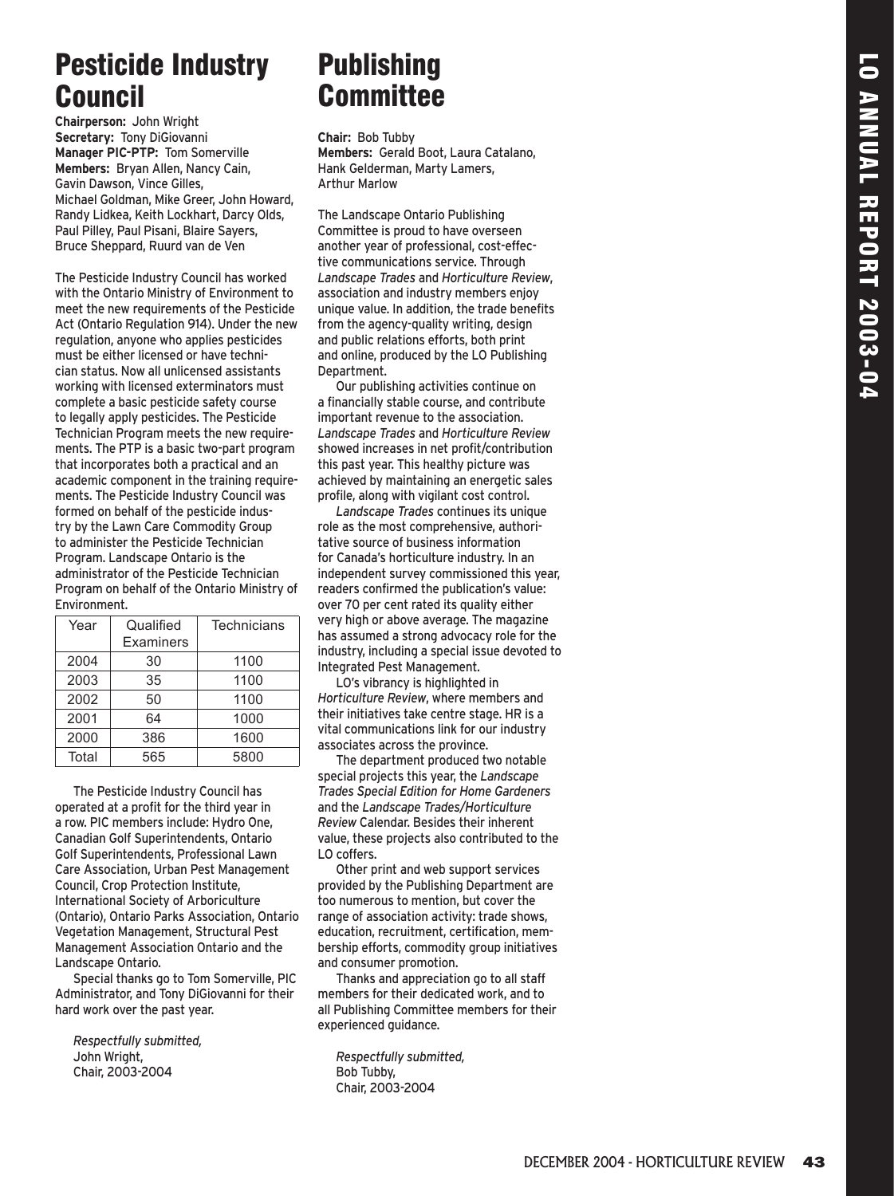# Pesticide Industry Council

**Chairperson:** John Wright
**Secretary:** Tony DiGiovanni
**Manager PIC-PTP:** Tom Somerville
**Members:** Bryan Allen, Nancy Cain, Gavin Dawson, Vince Gilles, Michael Goldman, Mike Greer, John Howard, Randy Lidkea, Keith Lockhart, Darcy Olds, Paul Pilley, Paul Pisani, Blaire Sayers, Bruce Sheppard, Ruurd van de Ven

The Pesticide Industry Council has worked with the Ontario Ministry of Environment to meet the new requirements of the Pesticide Act (Ontario Regulation 914). Under the new regulation, anyone who applies pesticides must be either licensed or have technician status. Now all unlicensed assistants working with licensed exterminators must complete a basic pesticide safety course to legally apply pesticides. The Pesticide Technician Program meets the new requirements. The PTP is a basic two-part program that incorporates both a practical and an academic component in the training requirements. The Pesticide Industry Council was formed on behalf of the pesticide industry by the Lawn Care Commodity Group to administer the Pesticide Technician Program. Landscape Ontario is the administrator of the Pesticide Technician Program on behalf of the Ontario Ministry of Environment.

| Year | Qualified Examiners | Technicians |
|---|---|---|
| 2004 | 30 | 1100 |
| 2003 | 35 | 1100 |
| 2002 | 50 | 1100 |
| 2001 | 64 | 1000 |
| 2000 | 386 | 1600 |
| Total | 565 | 5800 |

The Pesticide Industry Council has operated at a profit for the third year in a row. PIC members include: Hydro One, Canadian Golf Superintendents, Ontario Golf Superintendents, Professional Lawn Care Association, Urban Pest Management Council, Crop Protection Institute, International Society of Arboriculture (Ontario), Ontario Parks Association, Ontario Vegetation Management, Structural Pest Management Association Ontario and the Landscape Ontario.

Special thanks go to Tom Somerville, PIC Administrator, and Tony DiGiovanni for their hard work over the past year.

*Respectfully submitted,*
John Wright,
Chair, 2003-2004

# Publishing Committee

**Chair:** Bob Tubby
**Members:** Gerald Boot, Laura Catalano, Hank Gelderman, Marty Lamers, Arthur Marlow

The Landscape Ontario Publishing Committee is proud to have overseen another year of professional, cost-effective communications service. Through *Landscape Trades* and *Horticulture Review*, association and industry members enjoy unique value. In addition, the trade benefits from the agency-quality writing, design and public relations efforts, both print and online, produced by the LO Publishing Department.

Our publishing activities continue on a financially stable course, and contribute important revenue to the association. *Landscape Trades* and *Horticulture Review* showed increases in net profit/contribution this past year. This healthy picture was achieved by maintaining an energetic sales profile, along with vigilant cost control.

*Landscape Trades* continues its unique role as the most comprehensive, authoritative source of business information for Canada's horticulture industry. In an independent survey commissioned this year, readers confirmed the publication's value: over 70 per cent rated its quality either very high or above average. The magazine has assumed a strong advocacy role for the industry, including a special issue devoted to Integrated Pest Management.

LO's vibrancy is highlighted in *Horticulture Review*, where members and their initiatives take centre stage. HR is a vital communications link for our industry associates across the province.

The department produced two notable special projects this year, the *Landscape Trades Special Edition for Home Gardeners* and the *Landscape Trades/Horticulture Review* Calendar. Besides their inherent value, these projects also contributed to the LO coffers.

Other print and web support services provided by the Publishing Department are too numerous to mention, but cover the range of association activity: trade shows, education, recruitment, certification, membership efforts, commodity group initiatives and consumer promotion.

Thanks and appreciation go to all staff members for their dedicated work, and to all Publishing Committee members for their experienced guidance.

*Respectfully submitted,*
Bob Tubby,
Chair, 2003-2004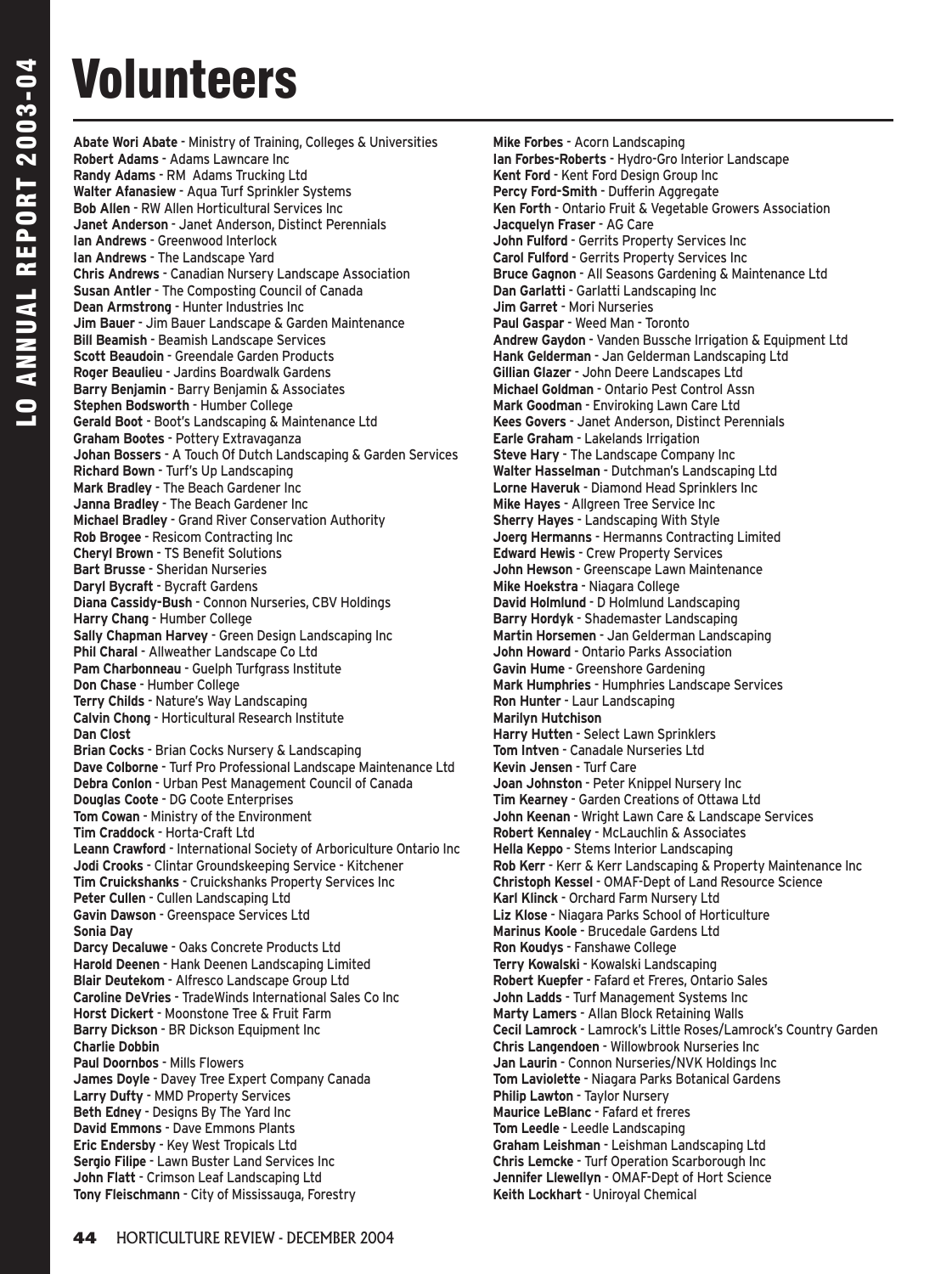# Volunteers

**Abate Wori Abate** - Ministry of Training, Colleges & Universities
**Robert Adams** - Adams Lawncare Inc
**Randy Adams** - RM Adams Trucking Ltd
**Walter Afanasiew** - Aqua Turf Sprinkler Systems
**Bob Allen** - RW Allen Horticultural Services Inc
**Janet Anderson** - Janet Anderson, Distinct Perennials
**Ian Andrews** - Greenwood Interlock
**Ian Andrews** - The Landscape Yard
**Chris Andrews** - Canadian Nursery Landscape Association
**Susan Antler** - The Composting Council of Canada
**Dean Armstrong** - Hunter Industries Inc
**Jim Bauer** - Jim Bauer Landscape & Garden Maintenance
**Bill Beamish** - Beamish Landscape Services
**Scott Beaudoin** - Greendale Garden Products
**Roger Beaulieu** - Jardins Boardwalk Gardens
**Barry Benjamin** - Barry Benjamin & Associates
**Stephen Bodsworth** - Humber College
**Gerald Boot** - Boot's Landscaping & Maintenance Ltd
**Graham Bootes** - Pottery Extravaganza
**Johan Bossers** - A Touch Of Dutch Landscaping & Garden Services
**Richard Bown** - Turf's Up Landscaping
**Mark Bradley** - The Beach Gardener Inc
**Janna Bradley** - The Beach Gardener Inc
**Michael Bradley** - Grand River Conservation Authority
**Rob Brogee** - Resicom Contracting Inc
**Cheryl Brown** - TS Benefit Solutions
**Bart Brusse** - Sheridan Nurseries
**Daryl Bycraft** - Bycraft Gardens
**Diana Cassidy-Bush** - Connon Nurseries, CBV Holdings
**Harry Chang** - Humber College
**Sally Chapman Harvey** - Green Design Landscaping Inc
**Phil Charal** - Allweather Landscape Co Ltd
**Pam Charbonneau** - Guelph Turfgrass Institute
**Don Chase** - Humber College
**Terry Childs** - Nature's Way Landscaping
**Calvin Chong** - Horticultural Research Institute
**Dan Clost**
**Brian Cocks** - Brian Cocks Nursery & Landscaping
**Dave Colborne** - Turf Pro Professional Landscape Maintenance Ltd
**Debra Conlon** - Urban Pest Management Council of Canada
**Douglas Coote** - DG Coote Enterprises
**Tom Cowan** - Ministry of the Environment
**Tim Craddock** - Horta-Craft Ltd
**Leann Crawford** - International Society of Arboriculture Ontario Inc
**Jodi Crooks** - Clintar Groundskeeping Service - Kitchener
**Tim Cruickshanks** - Cruickshanks Property Services Inc
**Peter Cullen** - Cullen Landscaping Ltd
**Gavin Dawson** - Greenspace Services Ltd
**Sonia Day**
**Darcy Decaluwe** - Oaks Concrete Products Ltd
**Harold Deenen** - Hank Deenen Landscaping Limited
**Blair Deutekom** - Alfresco Landscape Group Ltd
**Caroline DeVries** - TradeWinds International Sales Co Inc
**Horst Dickert** - Moonstone Tree & Fruit Farm
**Barry Dickson** - BR Dickson Equipment Inc
**Charlie Dobbin**
**Paul Doornbos** - Mills Flowers
**James Doyle** - Davey Tree Expert Company Canada
**Larry Dufty** - MMD Property Services
**Beth Edney** - Designs By The Yard Inc
**David Emmons** - Dave Emmons Plants
**Eric Endersby** - Key West Tropicals Ltd
**Sergio Filipe** - Lawn Buster Land Services Inc
**John Flatt** - Crimson Leaf Landscaping Ltd
**Tony Fleischmann** - City of Mississauga, Forestry
**Mike Forbes** - Acorn Landscaping
**Ian Forbes-Roberts** - Hydro-Gro Interior Landscape
**Kent Ford** - Kent Ford Design Group Inc
**Percy Ford-Smith** - Dufferin Aggregate
**Ken Forth** - Ontario Fruit & Vegetable Growers Association
**Jacquelyn Fraser** - AG Care
**John Fulford** - Gerrits Property Services Inc
**Carol Fulford** - Gerrits Property Services Inc
**Bruce Gagnon** - All Seasons Gardening & Maintenance Ltd
**Dan Garlatti** - Garlatti Landscaping Inc
**Jim Garret** - Mori Nurseries
**Paul Gaspar** - Weed Man - Toronto
**Andrew Gaydon** - Vanden Bussche Irrigation & Equipment Ltd
**Hank Gelderman** - Jan Gelderman Landscaping Ltd
**Gillian Glazer** - John Deere Landscapes Ltd
**Michael Goldman** - Ontario Pest Control Assn
**Mark Goodman** - Enviroking Lawn Care Ltd
**Kees Govers** - Janet Anderson, Distinct Perennials
**Earle Graham** - Lakelands Irrigation
**Steve Hary** - The Landscape Company Inc
**Walter Hasselman** - Dutchman's Landscaping Ltd
**Lorne Haveruk** - Diamond Head Sprinklers Inc
**Mike Hayes** - Allgreen Tree Service Inc
**Sherry Hayes** - Landscaping With Style
**Joerg Hermanns** - Hermanns Contracting Limited
**Edward Hewis** - Crew Property Services
**John Hewson** - Greenscape Lawn Maintenance
**Mike Hoekstra** - Niagara College
**David Holmlund** - D Holmlund Landscaping
**Barry Hordyk** - Shademaster Landscaping
**Martin Horsemen** - Jan Gelderman Landscaping
**John Howard** - Ontario Parks Association
**Gavin Hume** - Greenshore Gardening
**Mark Humphries** - Humphries Landscape Services
**Ron Hunter** - Laur Landscaping
**Marilyn Hutchison**
**Harry Hutten** - Select Lawn Sprinklers
**Tom Intven** - Canadale Nurseries Ltd
**Kevin Jensen** - Turf Care
**Joan Johnston** - Peter Knippel Nursery Inc
**Tim Kearney** - Garden Creations of Ottawa Ltd
**John Keenan** - Wright Lawn Care & Landscape Services
**Robert Kennaley** - McLauchlin & Associates
**Hella Keppo** - Stems Interior Landscaping
**Rob Kerr** - Kerr & Kerr Landscaping & Property Maintenance Inc
**Christoph Kessel** - OMAF-Dept of Land Resource Science
**Karl Klinck** - Orchard Farm Nursery Ltd
**Liz Klose** - Niagara Parks School of Horticulture
**Marinus Koole** - Brucedale Gardens Ltd
**Ron Koudys** - Fanshawe College
**Terry Kowalski** - Kowalski Landscaping
**Robert Kuepfer** - Fafard et Freres, Ontario Sales
**John Ladds** - Turf Management Systems Inc
**Marty Lamers** - Allan Block Retaining Walls
**Cecil Lamrock** - Lamrock's Little Roses/Lamrock's Country Garden
**Chris Langendoen** - Willowbrook Nurseries Inc
**Jan Laurin** - Connon Nurseries/NVK Holdings Inc
**Tom Laviolette** - Niagara Parks Botanical Gardens
**Philip Lawton** - Taylor Nursery
**Maurice LeBlanc** - Fafard et freres
**Tom Leedle** - Leedle Landscaping
**Graham Leishman** - Leishman Landscaping Ltd
**Chris Lemcke** - Turf Operation Scarborough Inc
**Jennifer Llewellyn** - OMAF-Dept of Hort Science
**Keith Lockhart** - Uniroyal Chemical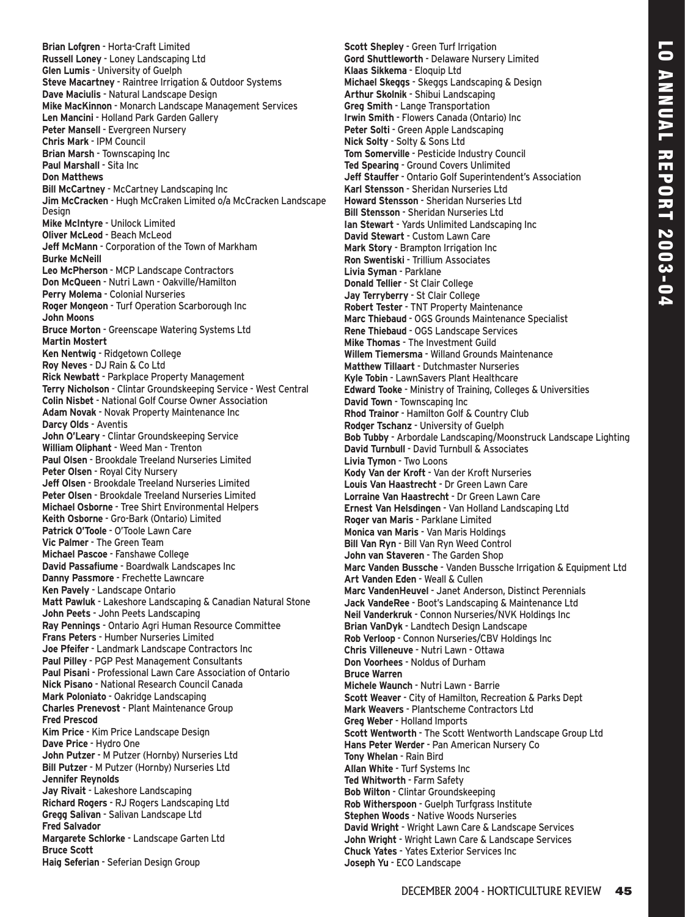**Brian Lofgren** - Horta-Craft Limited
**Russell Loney** - Loney Landscaping Ltd
**Glen Lumis** - University of Guelph
**Steve Macartney** - Raintree Irrigation & Outdoor Systems
**Dave Maciulis** - Natural Landscape Design
**Mike MacKinnon** - Monarch Landscape Management Services
**Len Mancini** - Holland Park Garden Gallery
**Peter Mansell** - Evergreen Nursery
**Chris Mark** - IPM Council
**Brian Marsh** - Townscaping Inc
**Paul Marshall** - Sita Inc
**Don Matthews**
**Bill McCartney** - McCartney Landscaping Inc
**Jim McCracken** - Hugh McCraken Limited o/a McCracken Landscape Design
**Mike McIntyre** - Unilock Limited
**Oliver McLeod** - Beach McLeod
**Jeff McMann** - Corporation of the Town of Markham
**Burke McNeill**
**Leo McPherson** - MCP Landscape Contractors
**Don McQueen** - Nutri Lawn - Oakville/Hamilton
**Perry Molema** - Colonial Nurseries
**Roger Mongeon** - Turf Operation Scarborough Inc
**John Moons**
**Bruce Morton** - Greenscape Watering Systems Ltd
**Martin Mostert**
**Ken Nentwig** - Ridgetown College
**Roy Neves** - DJ Rain & Co Ltd
**Rick Newbatt** - Parkplace Property Management
**Terry Nicholson** - Clintar Groundskeeping Service - West Central
**Colin Nisbet** - National Golf Course Owner Association
**Adam Novak** - Novak Property Maintenance Inc
**Darcy Olds** - Aventis
**John O'Leary** - Clintar Groundskeeping Service
**William Oliphant** - Weed Man - Trenton
**Paul Olsen** - Brookdale Treeland Nurseries Limited
**Peter Olsen** - Royal City Nursery
**Jeff Olsen** - Brookdale Treeland Nurseries Limited
**Peter Olsen** - Brookdale Treeland Nurseries Limited
**Michael Osborne** - Tree Shirt Environmental Helpers
**Keith Osborne** - Gro-Bark (Ontario) Limited
**Patrick O'Toole** - O'Toole Lawn Care
**Vic Palmer** - The Green Team
**Michael Pascoe** - Fanshawe College
**David Passafiume** - Boardwalk Landscapes Inc
**Danny Passmore** - Frechette Lawncare
**Ken Pavely** - Landscape Ontario
**Matt Pawluk** - Lakeshore Landscaping & Canadian Natural Stone
**John Peets** - John Peets Landscaping
**Ray Pennings** - Ontario Agri Human Resource Committee
**Frans Peters** - Humber Nurseries Limited
**Joe Pfeifer** - Landmark Landscape Contractors Inc
**Paul Pilley** - PGP Pest Management Consultants
**Paul Pisani** - Professional Lawn Care Association of Ontario
**Nick Pisano** - National Research Council Canada
**Mark Poloniato** - Oakridge Landscaping
**Charles Prenevost** - Plant Maintenance Group
**Fred Prescod**
**Kim Price** - Kim Price Landscape Design
**Dave Price** - Hydro One
**John Putzer** - M Putzer (Hornby) Nurseries Ltd
**Bill Putzer** - M Putzer (Hornby) Nurseries Ltd
**Jennifer Reynolds**
**Jay Rivait** - Lakeshore Landscaping
**Richard Rogers** - RJ Rogers Landscaping Ltd
**Gregg Salivan** - Salivan Landscape Ltd
**Fred Salvador**
**Margarete Schlorke** - Landscape Garten Ltd
**Bruce Scott**
**Haig Seferian** - Seferian Design Group
**Scott Shepley** - Green Turf Irrigation
**Gord Shuttleworth** - Delaware Nursery Limited
**Klaas Sikkema** - Eloquip Ltd
**Michael Skeggs** - Skeggs Landscaping & Design
**Arthur Skolnik** - Shibui Landscaping
**Greg Smith** - Lange Transportation
**Irwin Smith** - Flowers Canada (Ontario) Inc
**Peter Solti** - Green Apple Landscaping
**Nick Solty** - Solty & Sons Ltd
**Tom Somerville** - Pesticide Industry Council
**Ted Spearing** - Ground Covers Unlimited
**Jeff Stauffer** - Ontario Golf Superintendent's Association
**Karl Stensson** - Sheridan Nurseries Ltd
**Howard Stensson** - Sheridan Nurseries Ltd
**Bill Stensson** - Sheridan Nurseries Ltd
**Ian Stewart** - Yards Unlimited Landscaping Inc
**David Stewart** - Custom Lawn Care
**Mark Story** - Brampton Irrigation Inc
**Ron Swentiski** - Trillium Associates
**Livia Syman** - Parklane
**Donald Tellier** - St Clair College
**Jay Terryberry** - St Clair College
**Robert Tester** - TNT Property Maintenance
**Marc Thiebaud** - OGS Grounds Maintenance Specialist
**Rene Thiebaud** - OGS Landscape Services
**Mike Thomas** - The Investment Guild
**Willem Tiemersma** - Willand Grounds Maintenance
**Matthew Tillaart** - Dutchmaster Nurseries
**Kyle Tobin** - LawnSavers Plant Healthcare
**Edward Tooke** - Ministry of Training, Colleges & Universities
**David Town** - Townscaping Inc
**Rhod Trainor** - Hamilton Golf & Country Club
**Rodger Tschanz** - University of Guelph
**Bob Tubby** - Arbordale Landscaping/Moonstruck Landscape Lighting
**David Turnbull** - David Turnbull & Associates
**Livia Tymon** - Two Loons
**Kody Van der Kroft** - Van der Kroft Nurseries
**Louis Van Haastrecht** - Dr Green Lawn Care
**Lorraine Van Haastrecht** - Dr Green Lawn Care
**Ernest Van Helsdingen** - Van Holland Landscaping Ltd
**Roger van Maris** - Parklane Limited
**Monica van Maris** - Van Maris Holdings
**Bill Van Ryn** - Bill Van Ryn Weed Control
**John van Staveren** - The Garden Shop
**Marc Vanden Bussche** - Vanden Bussche Irrigation & Equipment Ltd
**Art Vanden Eden** - Weall & Cullen
**Marc VandenHeuvel** - Janet Anderson, Distinct Perennials
**Jack VandeRee** - Boot's Landscaping & Maintenance Ltd
**Neil Vanderkruk** - Connon Nurseries/NVK Holdings Inc
**Brian VanDyk** - Landtech Design Landscape
**Rob Verloop** - Connon Nurseries/CBV Holdings Inc
**Chris Villeneuve** - Nutri Lawn - Ottawa
**Don Voorhees** - Noldus of Durham
**Bruce Warren**
**Michele Waunch** - Nutri Lawn - Barrie
**Scott Weaver** - City of Hamilton, Recreation & Parks Dept
**Mark Weavers** - Plantscheme Contractors Ltd
**Greg Weber** - Holland Imports
**Scott Wentworth** - The Scott Wentworth Landscape Group Ltd
**Hans Peter Werder** - Pan American Nursery Co
**Tony Whelan** - Rain Bird
**Allan White** - Turf Systems Inc
**Ted Whitworth** - Farm Safety
**Bob Wilton** - Clintar Groundskeeping
**Rob Witherspoon** - Guelph Turfgrass Institute
**Stephen Woods** - Native Woods Nurseries
**David Wright** - Wright Lawn Care & Landscape Services
**John Wright** - Wright Lawn Care & Landscape Services
**Chuck Yates** - Yates Exterior Services Inc
**Joseph Yu** - ECO Landscape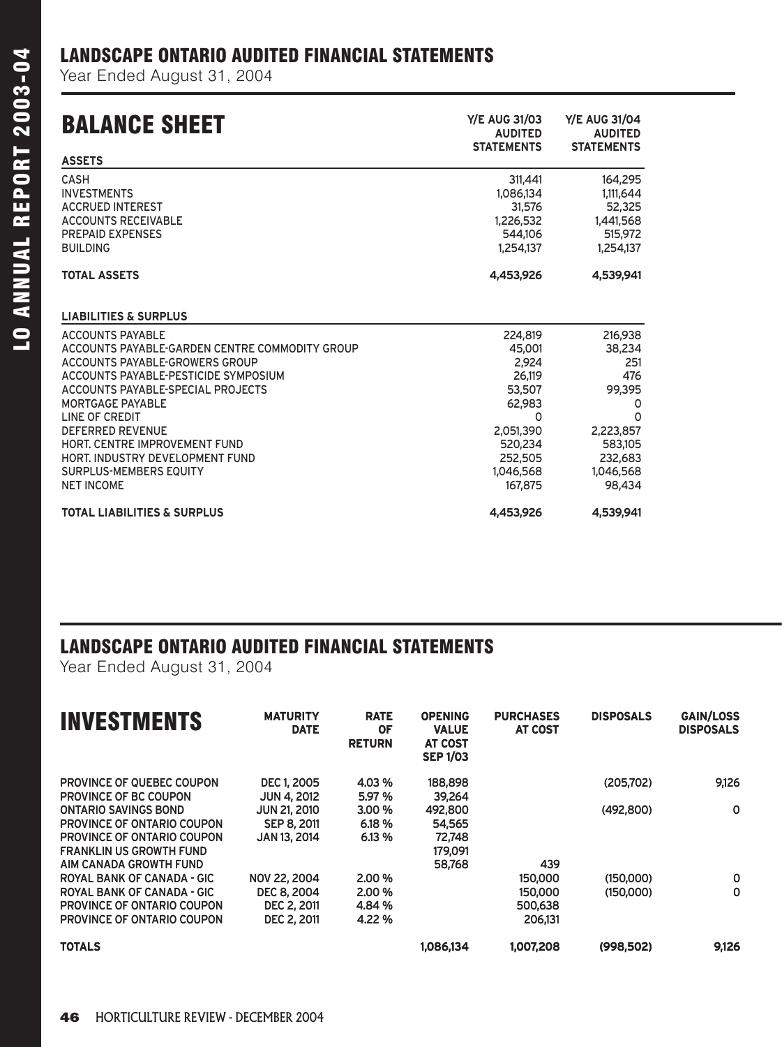## LANDSCAPE ONTARIO AUDITED FINANCIAL STATEMENTS

Year Ended August 31, 2004

# BALANCE SHEET

| | Y/E AUG 31/03 AUDITED STATEMENTS | Y/E AUG 31/04 AUDITED STATEMENTS |
|---|---|---|
| **ASSETS** | | |
| CASH | 311,441 | 164,295 |
| INVESTMENTS | 1,086,134 | 1,111,644 |
| ACCRUED INTEREST | 31,576 | 52,325 |
| ACCOUNTS RECEIVABLE | 1,226,532 | 1,441,568 |
| PREPAID EXPENSES | 544,106 | 515,972 |
| BUILDING | 1,254,137 | 1,254,137 |
| **TOTAL ASSETS** | **4,453,926** | **4,539,941** |
| **LIABILITIES & SURPLUS** | | |
| ACCOUNTS PAYABLE | 224,819 | 216,938 |
| ACCOUNTS PAYABLE-GARDEN CENTRE COMMODITY GROUP | 45,001 | 38,234 |
| ACCOUNTS PAYABLE-GROWERS GROUP | 2,924 | 251 |
| ACCOUNTS PAYABLE-PESTICIDE SYMPOSIUM | 26,119 | 476 |
| ACCOUNTS PAYABLE-SPECIAL PROJECTS | 53,507 | 99,395 |
| MORTGAGE PAYABLE | 62,983 | 0 |
| LINE OF CREDIT | 0 | 0 |
| DEFERRED REVENUE | 2,051,390 | 2,223,857 |
| HORT. CENTRE IMPROVEMENT FUND | 520,234 | 583,105 |
| HORT. INDUSTRY DEVELOPMENT FUND | 252,505 | 232,683 |
| SURPLUS-MEMBERS EQUITY | 1,046,568 | 1,046,568 |
| NET INCOME | 167,875 | 98,434 |
| **TOTAL LIABILITIES & SURPLUS** | **4,453,926** | **4,539,941** |

## LANDSCAPE ONTARIO AUDITED FINANCIAL STATEMENTS

Year Ended August 31, 2004

# INVESTMENTS

| | MATURITY DATE | RATE OF RETURN | OPENING VALUE AT COST SEP 1/03 | PURCHASES AT COST | DISPOSALS | GAIN/LOSS DISPOSALS |
|---|---|---|---|---|---|---|
| PROVINCE OF QUEBEC COUPON | DEC 1, 2005 | 4.03 % | 188,898 | | (205,702) | 9,126 |
| PROVINCE OF BC COUPON | JUN 4, 2012 | 5.97 % | 39,264 | | | |
| ONTARIO SAVINGS BOND | JUN 21, 2010 | 3.00 % | 492,800 | | (492,800) | 0 |
| PROVINCE OF ONTARIO COUPON | SEP 8, 2011 | 6.18 % | 54,565 | | | |
| PROVINCE OF ONTARIO COUPON | JAN 13, 2014 | 6.13 % | 72,748 | | | |
| FRANKLIN US GROWTH FUND | | | 179,091 | | | |
| AIM CANADA GROWTH FUND | | | 58,768 | 439 | | |
| ROYAL BANK OF CANADA - GIC | NOV 22, 2004 | 2.00 % | | 150,000 | (150,000) | 0 |
| ROYAL BANK OF CANADA - GIC | DEC 8, 2004 | 2.00 % | | 150,000 | (150,000) | 0 |
| PROVINCE OF ONTARIO COUPON | DEC 2, 2011 | 4.84 % | | 500,638 | | |
| PROVINCE OF ONTARIO COUPON | DEC 2, 2011 | 4.22 % | | 206,131 | | |
| **TOTALS** | | | **1,086,134** | **1,007,208** | **(998,502)** | **9,126** |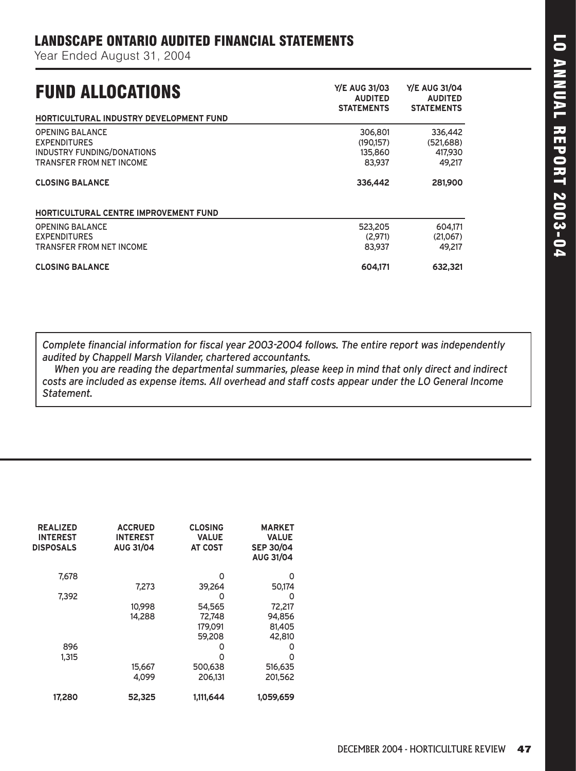## LANDSCAPE ONTARIO AUDITED FINANCIAL STATEMENTS

Year Ended August 31, 2004

# FUND ALLOCATIONS

| HORTICULTURAL INDUSTRY DEVELOPMENT FUND | Y/E AUG 31/03 AUDITED STATEMENTS | Y/E AUG 31/04 AUDITED STATEMENTS |
|---|---|---|
| OPENING BALANCE | 306,801 | 336,442 |
| EXPENDITURES | (190,157) | (521,688) |
| INDUSTRY FUNDING/DONATIONS | 135,860 | 417,930 |
| TRANSFER FROM NET INCOME | 83,937 | 49,217 |
| **CLOSING BALANCE** | **336,442** | **281,900** |

| HORTICULTURAL CENTRE IMPROVEMENT FUND | Y/E AUG 31/03 AUDITED STATEMENTS | Y/E AUG 31/04 AUDITED STATEMENTS |
|---|---|---|
| OPENING BALANCE | 523,205 | 604,171 |
| EXPENDITURES | (2,971) | (21,067) |
| TRANSFER FROM NET INCOME | 83,937 | 49,217 |
| **CLOSING BALANCE** | **604,171** | **632,321** |

*Complete financial information for fiscal year 2003-2004 follows. The entire report was independently audited by Chappell Marsh Vilander, chartered accountants.*

*When you are reading the departmental summaries, please keep in mind that only direct and indirect costs are included as expense items. All overhead and staff costs appear under the LO General Income Statement.*

| REALIZED INTEREST DISPOSALS | ACCRUED INTEREST AUG 31/04 | CLOSING VALUE AT COST | MARKET VALUE SEP 30/04 AUG 31/04 |
|---|---|---|---|
| 7,678 | | 0 | 0 |
| | 7,273 | 39,264 | 50,174 |
| 7,392 | | 0 | 0 |
| | 10,998 | 54,565 | 72,217 |
| | 14,288 | 72,748 | 94,856 |
| | | 179,091 | 81,405 |
| | | 59,208 | 42,810 |
| 896 | | 0 | 0 |
| 1,315 | | 0 | 0 |
| | 15,667 | 500,638 | 516,635 |
| | 4,099 | 206,131 | 201,562 |
| **17,280** | **52,325** | **1,111,644** | **1,059,659** |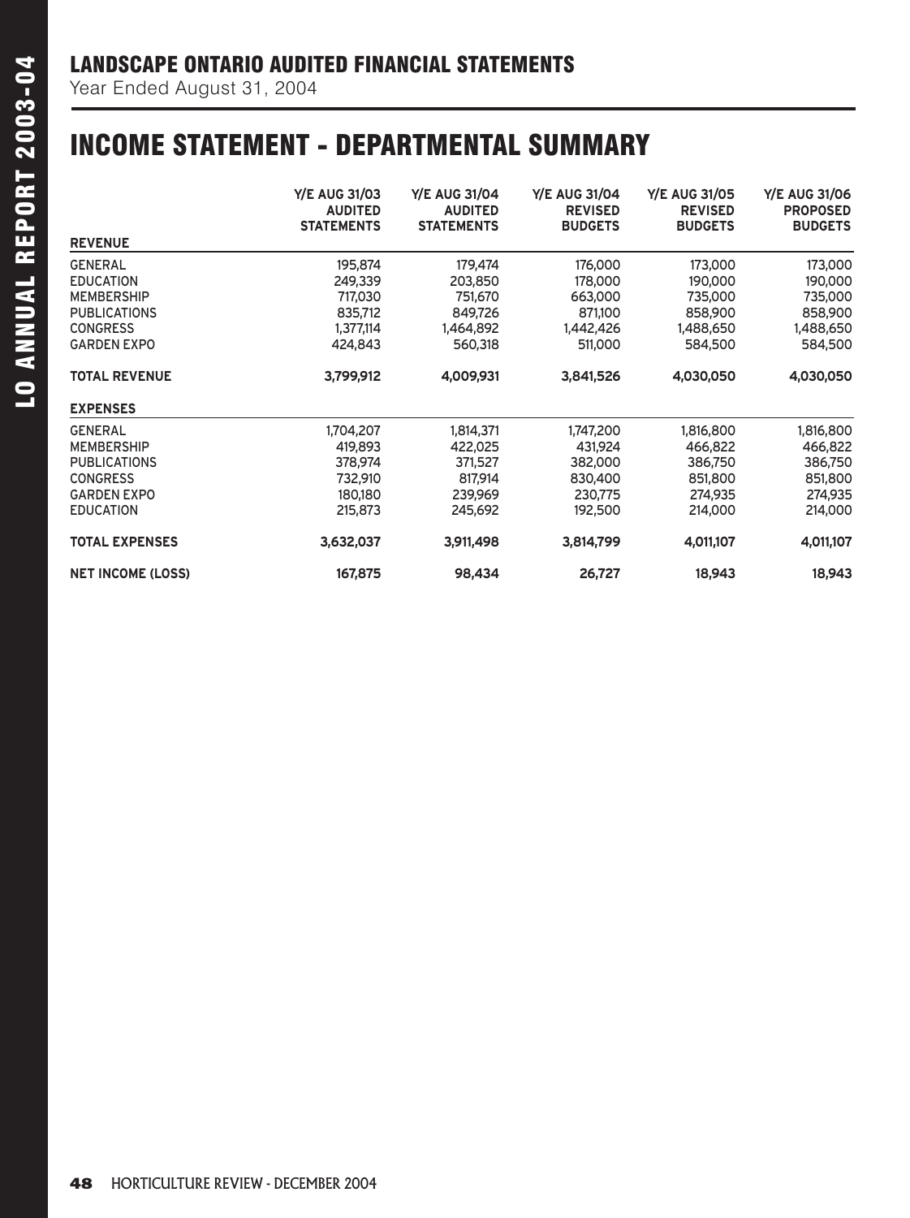# LANDSCAPE ONTARIO AUDITED FINANCIAL STATEMENTS

Year Ended August 31, 2004

## INCOME STATEMENT - DEPARTMENTAL SUMMARY

| REVENUE | Y/E AUG 31/03 AUDITED STATEMENTS | Y/E AUG 31/04 AUDITED STATEMENTS | Y/E AUG 31/04 REVISED BUDGETS | Y/E AUG 31/05 REVISED BUDGETS | Y/E AUG 31/06 PROPOSED BUDGETS |
|---|---|---|---|---|---|
| GENERAL | 195,874 | 179,474 | 176,000 | 173,000 | 173,000 |
| EDUCATION | 249,339 | 203,850 | 178,000 | 190,000 | 190,000 |
| MEMBERSHIP | 717,030 | 751,670 | 663,000 | 735,000 | 735,000 |
| PUBLICATIONS | 835,712 | 849,726 | 871,100 | 858,900 | 858,900 |
| CONGRESS | 1,377,114 | 1,464,892 | 1,442,426 | 1,488,650 | 1,488,650 |
| GARDEN EXPO | 424,843 | 560,318 | 511,000 | 584,500 | 584,500 |
| **TOTAL REVENUE** | **3,799,912** | **4,009,931** | **3,841,526** | **4,030,050** | **4,030,050** |
| **EXPENSES** | | | | | |
| GENERAL | 1,704,207 | 1,814,371 | 1,747,200 | 1,816,800 | 1,816,800 |
| MEMBERSHIP | 419,893 | 422,025 | 431,924 | 466,822 | 466,822 |
| PUBLICATIONS | 378,974 | 371,527 | 382,000 | 386,750 | 386,750 |
| CONGRESS | 732,910 | 817,914 | 830,400 | 851,800 | 851,800 |
| GARDEN EXPO | 180,180 | 239,969 | 230,775 | 274,935 | 274,935 |
| EDUCATION | 215,873 | 245,692 | 192,500 | 214,000 | 214,000 |
| **TOTAL EXPENSES** | **3,632,037** | **3,911,498** | **3,814,799** | **4,011,107** | **4,011,107** |
| **NET INCOME (LOSS)** | **167,875** | **98,434** | **26,727** | **18,943** | **18,943** |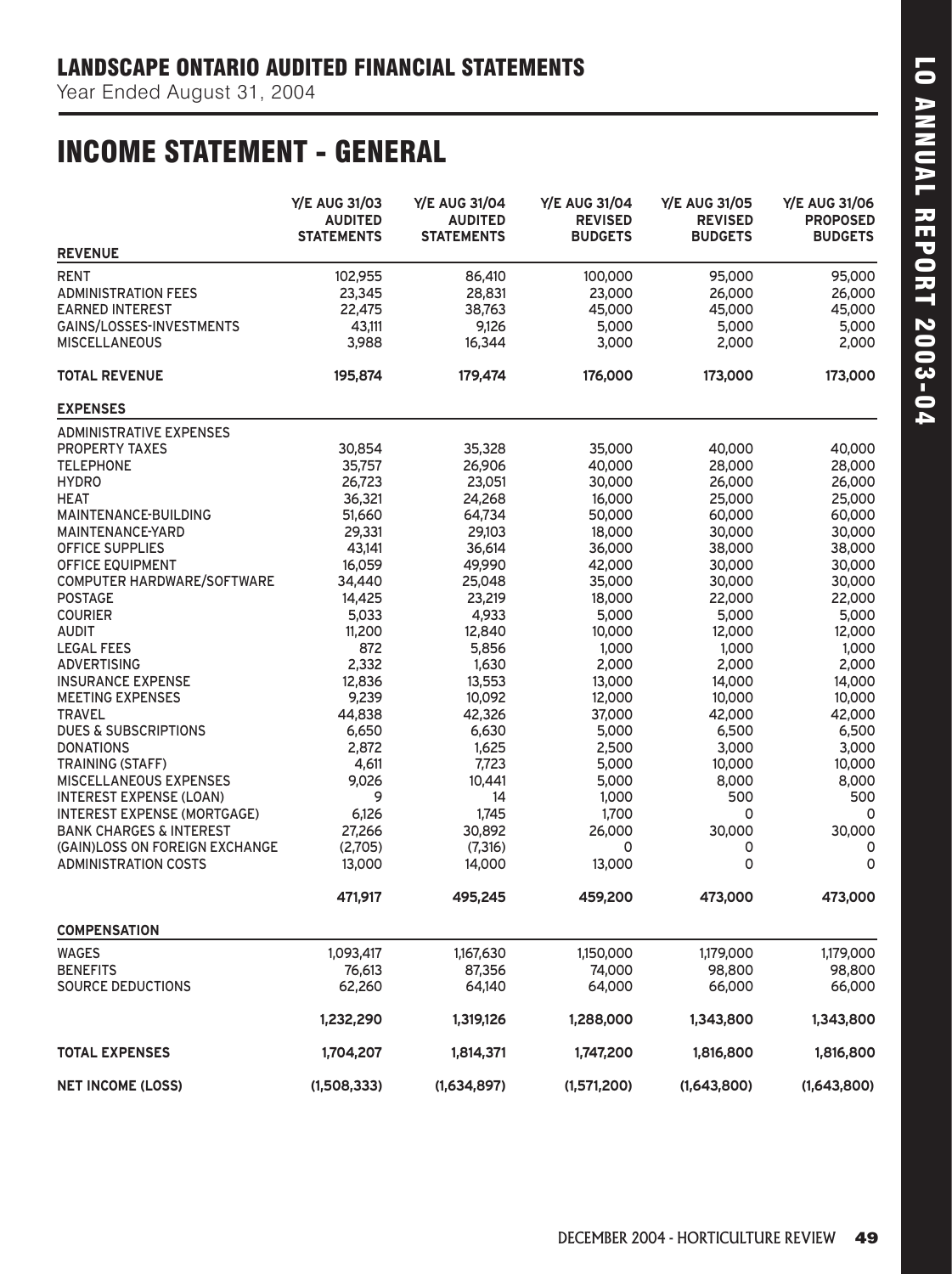## LANDSCAPE ONTARIO AUDITED FINANCIAL STATEMENTS

Year Ended August 31, 2004

# INCOME STATEMENT - GENERAL

| | Y/E AUG 31/03 AUDITED STATEMENTS | Y/E AUG 31/04 AUDITED STATEMENTS | Y/E AUG 31/04 REVISED BUDGETS | Y/E AUG 31/05 REVISED BUDGETS | Y/E AUG 31/06 PROPOSED BUDGETS |
|---|---|---|---|---|---|
| **REVENUE** | | | | | |
| RENT | 102,955 | 86,410 | 100,000 | 95,000 | 95,000 |
| ADMINISTRATION FEES | 23,345 | 28,831 | 23,000 | 26,000 | 26,000 |
| EARNED INTEREST | 22,475 | 38,763 | 45,000 | 45,000 | 45,000 |
| GAINS/LOSSES-INVESTMENTS | 43,111 | 9,126 | 5,000 | 5,000 | 5,000 |
| MISCELLANEOUS | 3,988 | 16,344 | 3,000 | 2,000 | 2,000 |
| **TOTAL REVENUE** | **195,874** | **179,474** | **176,000** | **173,000** | **173,000** |
| **EXPENSES** | | | | | |
| ADMINISTRATIVE EXPENSES | | | | | |
| PROPERTY TAXES | 30,854 | 35,328 | 35,000 | 40,000 | 40,000 |
| TELEPHONE | 35,757 | 26,906 | 40,000 | 28,000 | 28,000 |
| HYDRO | 26,723 | 23,051 | 30,000 | 26,000 | 26,000 |
| HEAT | 36,321 | 24,268 | 16,000 | 25,000 | 25,000 |
| MAINTENANCE-BUILDING | 51,660 | 64,734 | 50,000 | 60,000 | 60,000 |
| MAINTENANCE-YARD | 29,331 | 29,103 | 18,000 | 30,000 | 30,000 |
| OFFICE SUPPLIES | 43,141 | 36,614 | 36,000 | 38,000 | 38,000 |
| OFFICE EQUIPMENT | 16,059 | 49,990 | 42,000 | 30,000 | 30,000 |
| COMPUTER HARDWARE/SOFTWARE | 34,440 | 25,048 | 35,000 | 30,000 | 30,000 |
| POSTAGE | 14,425 | 23,219 | 18,000 | 22,000 | 22,000 |
| COURIER | 5,033 | 4,933 | 5,000 | 5,000 | 5,000 |
| AUDIT | 11,200 | 12,840 | 10,000 | 12,000 | 12,000 |
| LEGAL FEES | 872 | 5,856 | 1,000 | 1,000 | 1,000 |
| ADVERTISING | 2,332 | 1,630 | 2,000 | 2,000 | 2,000 |
| INSURANCE EXPENSE | 12,836 | 13,553 | 13,000 | 14,000 | 14,000 |
| MEETING EXPENSES | 9,239 | 10,092 | 12,000 | 10,000 | 10,000 |
| TRAVEL | 44,838 | 42,326 | 37,000 | 42,000 | 42,000 |
| DUES & SUBSCRIPTIONS | 6,650 | 6,630 | 5,000 | 6,500 | 6,500 |
| DONATIONS | 2,872 | 1,625 | 2,500 | 3,000 | 3,000 |
| TRAINING (STAFF) | 4,611 | 7,723 | 5,000 | 10,000 | 10,000 |
| MISCELLANEOUS EXPENSES | 9,026 | 10,441 | 5,000 | 8,000 | 8,000 |
| INTEREST EXPENSE (LOAN) | 9 | 14 | 1,000 | 500 | 500 |
| INTEREST EXPENSE (MORTGAGE) | 6,126 | 1,745 | 1,700 | 0 | 0 |
| BANK CHARGES & INTEREST | 27,266 | 30,892 | 26,000 | 30,000 | 30,000 |
| (GAIN)LOSS ON FOREIGN EXCHANGE | (2,705) | (7,316) | 0 | 0 | 0 |
| ADMINISTRATION COSTS | 13,000 | 14,000 | 13,000 | 0 | 0 |
| | **471,917** | **495,245** | **459,200** | **473,000** | **473,000** |
| **COMPENSATION** | | | | | |
| WAGES | 1,093,417 | 1,167,630 | 1,150,000 | 1,179,000 | 1,179,000 |
| BENEFITS | 76,613 | 87,356 | 74,000 | 98,800 | 98,800 |
| SOURCE DEDUCTIONS | 62,260 | 64,140 | 64,000 | 66,000 | 66,000 |
| | **1,232,290** | **1,319,126** | **1,288,000** | **1,343,800** | **1,343,800** |
| **TOTAL EXPENSES** | **1,704,207** | **1,814,371** | **1,747,200** | **1,816,800** | **1,816,800** |
| **NET INCOME (LOSS)** | **(1,508,333)** | **(1,634,897)** | **(1,571,200)** | **(1,643,800)** | **(1,643,800)** |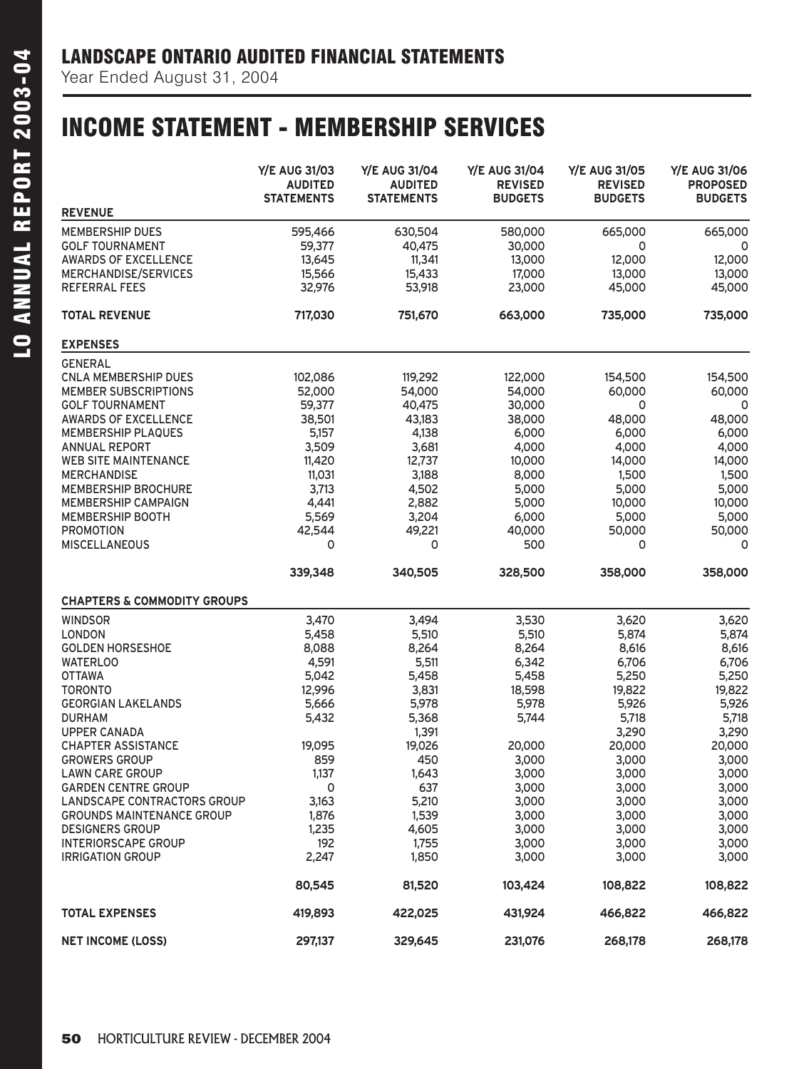# LANDSCAPE ONTARIO AUDITED FINANCIAL STATEMENTS

Year Ended August 31, 2004

## INCOME STATEMENT - MEMBERSHIP SERVICES

| | Y/E AUG 31/03 AUDITED STATEMENTS | Y/E AUG 31/04 AUDITED STATEMENTS | Y/E AUG 31/04 REVISED BUDGETS | Y/E AUG 31/05 REVISED BUDGETS | Y/E AUG 31/06 PROPOSED BUDGETS |
|---|---|---|---|---|---|
| **REVENUE** | | | | | |
| MEMBERSHIP DUES | 595,466 | 630,504 | 580,000 | 665,000 | 665,000 |
| GOLF TOURNAMENT | 59,377 | 40,475 | 30,000 | 0 | 0 |
| AWARDS OF EXCELLENCE | 13,645 | 11,341 | 13,000 | 12,000 | 12,000 |
| MERCHANDISE/SERVICES | 15,566 | 15,433 | 17,000 | 13,000 | 13,000 |
| REFERRAL FEES | 32,976 | 53,918 | 23,000 | 45,000 | 45,000 |
| **TOTAL REVENUE** | **717,030** | **751,670** | **663,000** | **735,000** | **735,000** |
| **EXPENSES** | | | | | |
| GENERAL | | | | | |
| CNLA MEMBERSHIP DUES | 102,086 | 119,292 | 122,000 | 154,500 | 154,500 |
| MEMBER SUBSCRIPTIONS | 52,000 | 54,000 | 54,000 | 60,000 | 60,000 |
| GOLF TOURNAMENT | 59,377 | 40,475 | 30,000 | 0 | 0 |
| AWARDS OF EXCELLENCE | 38,501 | 43,183 | 38,000 | 48,000 | 48,000 |
| MEMBERSHIP PLAQUES | 5,157 | 4,138 | 6,000 | 6,000 | 6,000 |
| ANNUAL REPORT | 3,509 | 3,681 | 4,000 | 4,000 | 4,000 |
| WEB SITE MAINTENANCE | 11,420 | 12,737 | 10,000 | 14,000 | 14,000 |
| MERCHANDISE | 11,031 | 3,188 | 8,000 | 1,500 | 1,500 |
| MEMBERSHIP BROCHURE | 3,713 | 4,502 | 5,000 | 5,000 | 5,000 |
| MEMBERSHIP CAMPAIGN | 4,441 | 2,882 | 5,000 | 10,000 | 10,000 |
| MEMBERSHIP BOOTH | 5,569 | 3,204 | 6,000 | 5,000 | 5,000 |
| PROMOTION | 42,544 | 49,221 | 40,000 | 50,000 | 50,000 |
| MISCELLANEOUS | 0 | 0 | 500 | 0 | 0 |
| | **339,348** | **340,505** | **328,500** | **358,000** | **358,000** |
| **CHAPTERS & COMMODITY GROUPS** | | | | | |
| WINDSOR | 3,470 | 3,494 | 3,530 | 3,620 | 3,620 |
| LONDON | 5,458 | 5,510 | 5,510 | 5,874 | 5,874 |
| GOLDEN HORSESHOE | 8,088 | 8,264 | 8,264 | 8,616 | 8,616 |
| WATERLOO | 4,591 | 5,511 | 6,342 | 6,706 | 6,706 |
| OTTAWA | 5,042 | 5,458 | 5,458 | 5,250 | 5,250 |
| TORONTO | 12,996 | 3,831 | 18,598 | 19,822 | 19,822 |
| GEORGIAN LAKELANDS | 5,666 | 5,978 | 5,978 | 5,926 | 5,926 |
| DURHAM | 5,432 | 5,368 | 5,744 | 5,718 | 5,718 |
| UPPER CANADA | | 1,391 | | 3,290 | 3,290 |
| CHAPTER ASSISTANCE | 19,095 | 19,026 | 20,000 | 20,000 | 20,000 |
| GROWERS GROUP | 859 | 450 | 3,000 | 3,000 | 3,000 |
| LAWN CARE GROUP | 1,137 | 1,643 | 3,000 | 3,000 | 3,000 |
| GARDEN CENTRE GROUP | 0 | 637 | 3,000 | 3,000 | 3,000 |
| LANDSCAPE CONTRACTORS GROUP | 3,163 | 5,210 | 3,000 | 3,000 | 3,000 |
| GROUNDS MAINTENANCE GROUP | 1,876 | 1,539 | 3,000 | 3,000 | 3,000 |
| DESIGNERS GROUP | 1,235 | 4,605 | 3,000 | 3,000 | 3,000 |
| INTERIORSCAPE GROUP | 192 | 1,755 | 3,000 | 3,000 | 3,000 |
| IRRIGATION GROUP | 2,247 | 1,850 | 3,000 | 3,000 | 3,000 |
| | **80,545** | **81,520** | **103,424** | **108,822** | **108,822** |
| **TOTAL EXPENSES** | **419,893** | **422,025** | **431,924** | **466,822** | **466,822** |
| **NET INCOME (LOSS)** | **297,137** | **329,645** | **231,076** | **268,178** | **268,178** |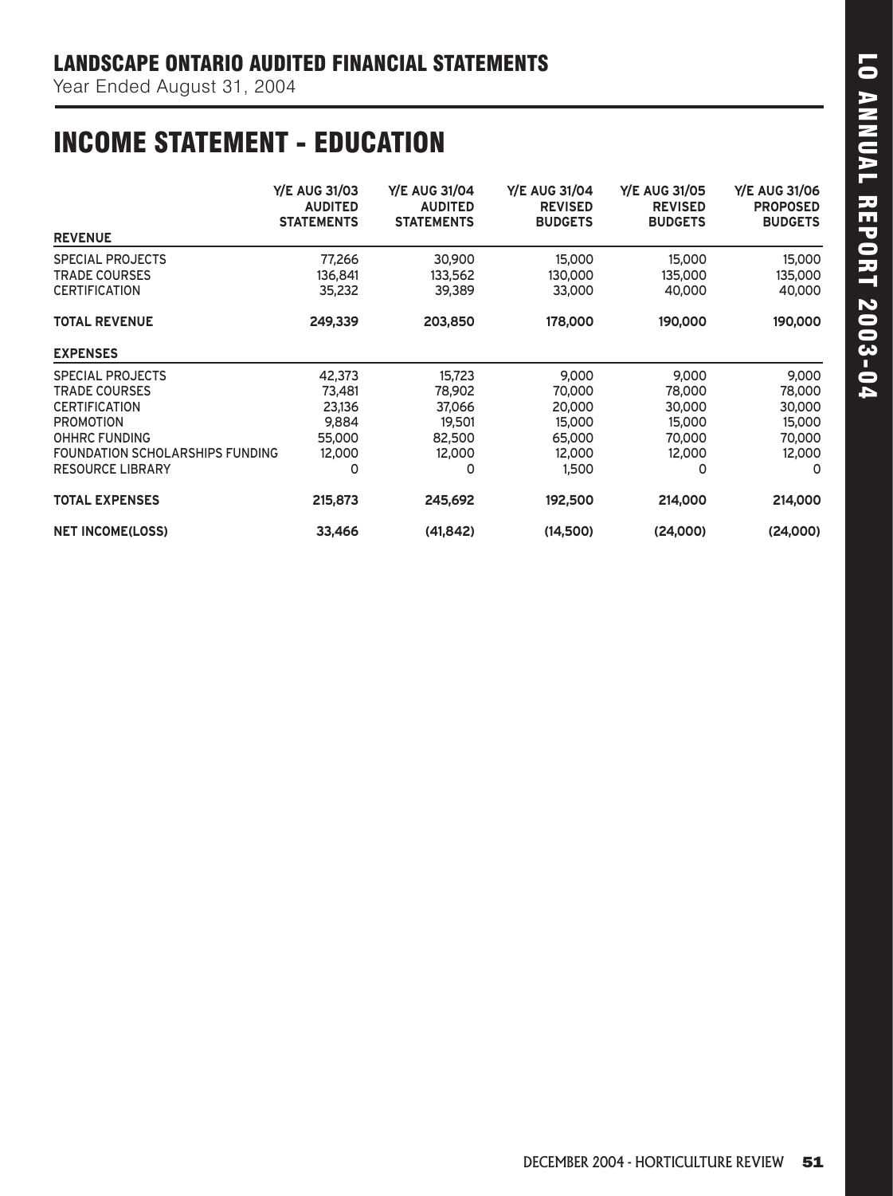## LANDSCAPE ONTARIO AUDITED FINANCIAL STATEMENTS

Year Ended August 31, 2004

# INCOME STATEMENT - EDUCATION

| | Y/E AUG 31/03 AUDITED STATEMENTS | Y/E AUG 31/04 AUDITED STATEMENTS | Y/E AUG 31/04 REVISED BUDGETS | Y/E AUG 31/05 REVISED BUDGETS | Y/E AUG 31/06 PROPOSED BUDGETS |
|---|---|---|---|---|---|
| **REVENUE** | | | | | |
| SPECIAL PROJECTS | 77,266 | 30,900 | 15,000 | 15,000 | 15,000 |
| TRADE COURSES | 136,841 | 133,562 | 130,000 | 135,000 | 135,000 |
| CERTIFICATION | 35,232 | 39,389 | 33,000 | 40,000 | 40,000 |
| **TOTAL REVENUE** | **249,339** | **203,850** | **178,000** | **190,000** | **190,000** |
| **EXPENSES** | | | | | |
| SPECIAL PROJECTS | 42,373 | 15,723 | 9,000 | 9,000 | 9,000 |
| TRADE COURSES | 73,481 | 78,902 | 70,000 | 78,000 | 78,000 |
| CERTIFICATION | 23,136 | 37,066 | 20,000 | 30,000 | 30,000 |
| PROMOTION | 9,884 | 19,501 | 15,000 | 15,000 | 15,000 |
| OHHRC FUNDING | 55,000 | 82,500 | 65,000 | 70,000 | 70,000 |
| FOUNDATION SCHOLARSHIPS FUNDING | 12,000 | 12,000 | 12,000 | 12,000 | 12,000 |
| RESOURCE LIBRARY | 0 | 0 | 1,500 | 0 | 0 |
| **TOTAL EXPENSES** | **215,873** | **245,692** | **192,500** | **214,000** | **214,000** |
| **NET INCOME(LOSS)** | **33,466** | **(41,842)** | **(14,500)** | **(24,000)** | **(24,000)** |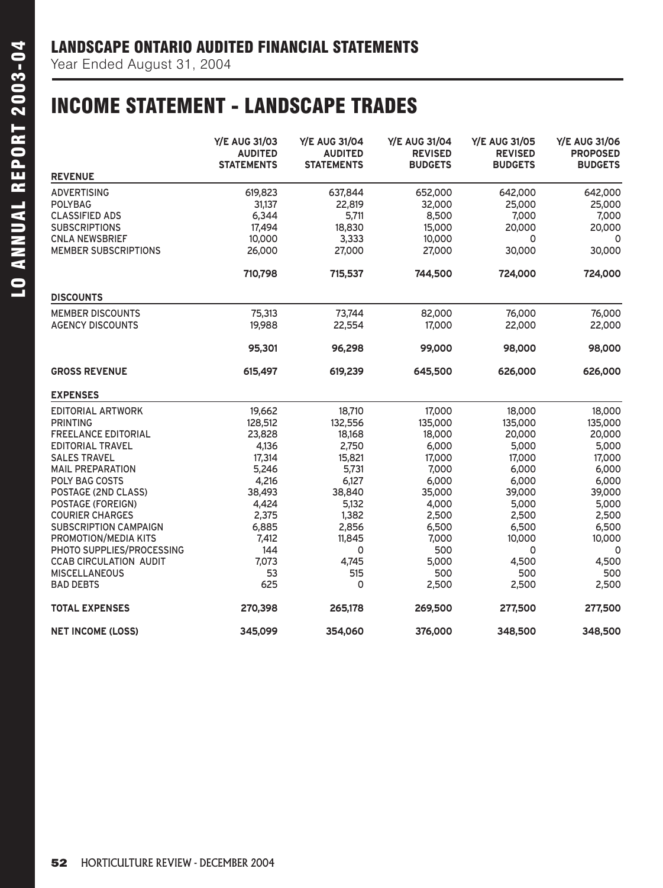# LANDSCAPE ONTARIO AUDITED FINANCIAL STATEMENTS

Year Ended August 31, 2004

## INCOME STATEMENT - LANDSCAPE TRADES

| REVENUE | Y/E AUG 31/03 AUDITED STATEMENTS | Y/E AUG 31/04 AUDITED STATEMENTS | Y/E AUG 31/04 REVISED BUDGETS | Y/E AUG 31/05 REVISED BUDGETS | Y/E AUG 31/06 PROPOSED BUDGETS |
|---|---|---|---|---|---|
| ADVERTISING | 619,823 | 637,844 | 652,000 | 642,000 | 642,000 |
| POLYBAG | 31,137 | 22,819 | 32,000 | 25,000 | 25,000 |
| CLASSIFIED ADS | 6,344 | 5,711 | 8,500 | 7,000 | 7,000 |
| SUBSCRIPTIONS | 17,494 | 18,830 | 15,000 | 20,000 | 20,000 |
| CNLA NEWSBRIEF | 10,000 | 3,333 | 10,000 | 0 | 0 |
| MEMBER SUBSCRIPTIONS | 26,000 | 27,000 | 27,000 | 30,000 | 30,000 |
| | **710,798** | **715,537** | **744,500** | **724,000** | **724,000** |
| **DISCOUNTS** | | | | | |
| MEMBER DISCOUNTS | 75,313 | 73,744 | 82,000 | 76,000 | 76,000 |
| AGENCY DISCOUNTS | 19,988 | 22,554 | 17,000 | 22,000 | 22,000 |
| | **95,301** | **96,298** | **99,000** | **98,000** | **98,000** |
| **GROSS REVENUE** | **615,497** | **619,239** | **645,500** | **626,000** | **626,000** |
| **EXPENSES** | | | | | |
| EDITORIAL ARTWORK | 19,662 | 18,710 | 17,000 | 18,000 | 18,000 |
| PRINTING | 128,512 | 132,556 | 135,000 | 135,000 | 135,000 |
| FREELANCE EDITORIAL | 23,828 | 18,168 | 18,000 | 20,000 | 20,000 |
| EDITORIAL TRAVEL | 4,136 | 2,750 | 6,000 | 5,000 | 5,000 |
| SALES TRAVEL | 17,314 | 15,821 | 17,000 | 17,000 | 17,000 |
| MAIL PREPARATION | 5,246 | 5,731 | 7,000 | 6,000 | 6,000 |
| POLY BAG COSTS | 4,216 | 6,127 | 6,000 | 6,000 | 6,000 |
| POSTAGE (2ND CLASS) | 38,493 | 38,840 | 35,000 | 39,000 | 39,000 |
| POSTAGE (FOREIGN) | 4,424 | 5,132 | 4,000 | 5,000 | 5,000 |
| COURIER CHARGES | 2,375 | 1,382 | 2,500 | 2,500 | 2,500 |
| SUBSCRIPTION CAMPAIGN | 6,885 | 2,856 | 6,500 | 6,500 | 6,500 |
| PROMOTION/MEDIA KITS | 7,412 | 11,845 | 7,000 | 10,000 | 10,000 |
| PHOTO SUPPLIES/PROCESSING | 144 | 0 | 500 | 0 | 0 |
| CCAB CIRCULATION AUDIT | 7,073 | 4,745 | 5,000 | 4,500 | 4,500 |
| MISCELLANEOUS | 53 | 515 | 500 | 500 | 500 |
| BAD DEBTS | 625 | 0 | 2,500 | 2,500 | 2,500 |
| **TOTAL EXPENSES** | **270,398** | **265,178** | **269,500** | **277,500** | **277,500** |
| **NET INCOME (LOSS)** | **345,099** | **354,060** | **376,000** | **348,500** | **348,500** |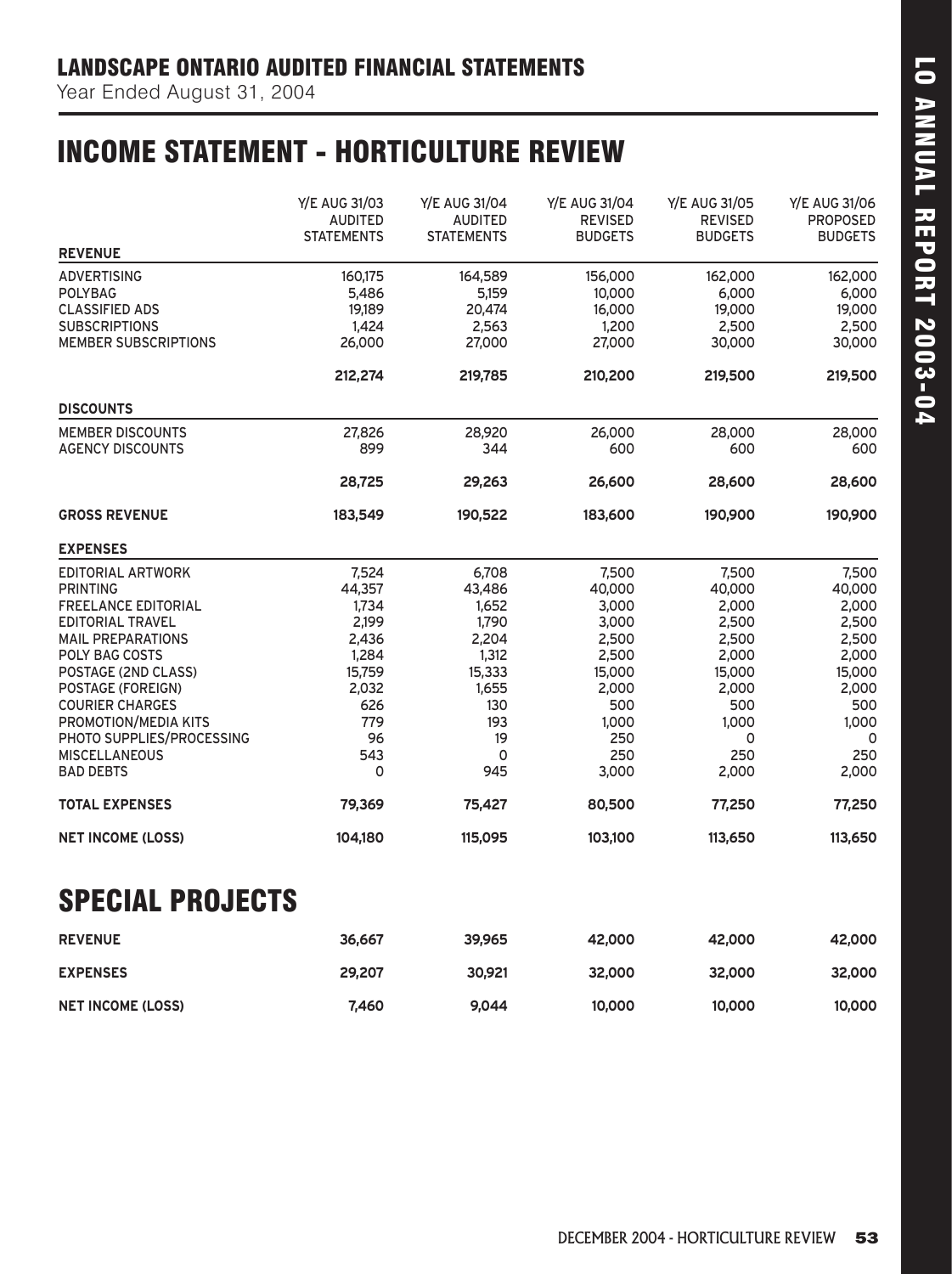## LANDSCAPE ONTARIO AUDITED FINANCIAL STATEMENTS

Year Ended August 31, 2004

# INCOME STATEMENT - HORTICULTURE REVIEW

| | Y/E AUG 31/03 AUDITED STATEMENTS | Y/E AUG 31/04 AUDITED STATEMENTS | Y/E AUG 31/04 REVISED BUDGETS | Y/E AUG 31/05 REVISED BUDGETS | Y/E AUG 31/06 PROPOSED BUDGETS |
|---|---|---|---|---|---|
| **REVENUE** | | | | | |
| ADVERTISING | 160,175 | 164,589 | 156,000 | 162,000 | 162,000 |
| POLYBAG | 5,486 | 5,159 | 10,000 | 6,000 | 6,000 |
| CLASSIFIED ADS | 19,189 | 20,474 | 16,000 | 19,000 | 19,000 |
| SUBSCRIPTIONS | 1,424 | 2,563 | 1,200 | 2,500 | 2,500 |
| MEMBER SUBSCRIPTIONS | 26,000 | 27,000 | 27,000 | 30,000 | 30,000 |
| | **212,274** | **219,785** | **210,200** | **219,500** | **219,500** |
| **DISCOUNTS** | | | | | |
| MEMBER DISCOUNTS | 27,826 | 28,920 | 26,000 | 28,000 | 28,000 |
| AGENCY DISCOUNTS | 899 | 344 | 600 | 600 | 600 |
| | **28,725** | **29,263** | **26,600** | **28,600** | **28,600** |
| **GROSS REVENUE** | **183,549** | **190,522** | **183,600** | **190,900** | **190,900** |
| **EXPENSES** | | | | | |
| EDITORIAL ARTWORK | 7,524 | 6,708 | 7,500 | 7,500 | 7,500 |
| PRINTING | 44,357 | 43,486 | 40,000 | 40,000 | 40,000 |
| FREELANCE EDITORIAL | 1,734 | 1,652 | 3,000 | 2,000 | 2,000 |
| EDITORIAL TRAVEL | 2,199 | 1,790 | 3,000 | 2,500 | 2,500 |
| MAIL PREPARATIONS | 2,436 | 2,204 | 2,500 | 2,500 | 2,500 |
| POLY BAG COSTS | 1,284 | 1,312 | 2,500 | 2,000 | 2,000 |
| POSTAGE (2ND CLASS) | 15,759 | 15,333 | 15,000 | 15,000 | 15,000 |
| POSTAGE (FOREIGN) | 2,032 | 1,655 | 2,000 | 2,000 | 2,000 |
| COURIER CHARGES | 626 | 130 | 500 | 500 | 500 |
| PROMOTION/MEDIA KITS | 779 | 193 | 1,000 | 1,000 | 1,000 |
| PHOTO SUPPLIES/PROCESSING | 96 | 19 | 250 | 0 | 0 |
| MISCELLANEOUS | 543 | 0 | 250 | 250 | 250 |
| BAD DEBTS | 0 | 945 | 3,000 | 2,000 | 2,000 |
| **TOTAL EXPENSES** | **79,369** | **75,427** | **80,500** | **77,250** | **77,250** |
| **NET INCOME (LOSS)** | **104,180** | **115,095** | **103,100** | **113,650** | **113,650** |

# SPECIAL PROJECTS

| | | | | | |
|---|---|---|---|---|---|
| **REVENUE** | **36,667** | **39,965** | **42,000** | **42,000** | **42,000** |
| **EXPENSES** | **29,207** | **30,921** | **32,000** | **32,000** | **32,000** |
| **NET INCOME (LOSS)** | **7,460** | **9,044** | **10,000** | **10,000** | **10,000** |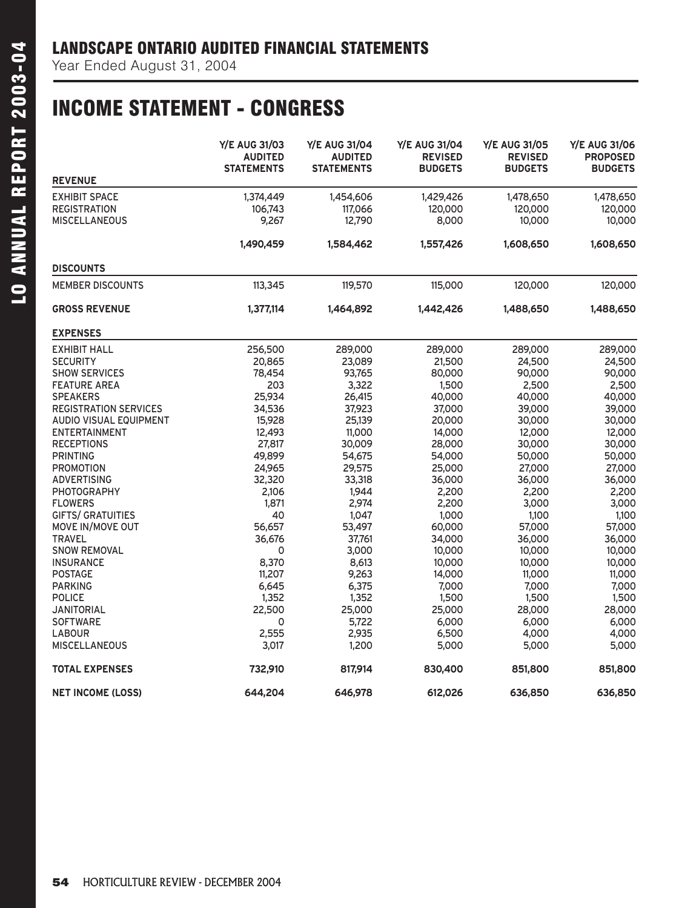# LANDSCAPE ONTARIO AUDITED FINANCIAL STATEMENTS

Year Ended August 31, 2004

## INCOME STATEMENT - CONGRESS

| | Y/E AUG 31/03 AUDITED STATEMENTS | Y/E AUG 31/04 AUDITED STATEMENTS | Y/E AUG 31/04 REVISED BUDGETS | Y/E AUG 31/05 REVISED BUDGETS | Y/E AUG 31/06 PROPOSED BUDGETS |
|---|---|---|---|---|---|
| **REVENUE** | | | | | |
| EXHIBIT SPACE | 1,374,449 | 1,454,606 | 1,429,426 | 1,478,650 | 1,478,650 |
| REGISTRATION | 106,743 | 117,066 | 120,000 | 120,000 | 120,000 |
| MISCELLANEOUS | 9,267 | 12,790 | 8,000 | 10,000 | 10,000 |
| | **1,490,459** | **1,584,462** | **1,557,426** | **1,608,650** | **1,608,650** |
| **DISCOUNTS** | | | | | |
| MEMBER DISCOUNTS | 113,345 | 119,570 | 115,000 | 120,000 | 120,000 |
| **GROSS REVENUE** | **1,377,114** | **1,464,892** | **1,442,426** | **1,488,650** | **1,488,650** |
| **EXPENSES** | | | | | |
| EXHIBIT HALL | 256,500 | 289,000 | 289,000 | 289,000 | 289,000 |
| SECURITY | 20,865 | 23,089 | 21,500 | 24,500 | 24,500 |
| SHOW SERVICES | 78,454 | 93,765 | 80,000 | 90,000 | 90,000 |
| FEATURE AREA | 203 | 3,322 | 1,500 | 2,500 | 2,500 |
| SPEAKERS | 25,934 | 26,415 | 40,000 | 40,000 | 40,000 |
| REGISTRATION SERVICES | 34,536 | 37,923 | 37,000 | 39,000 | 39,000 |
| AUDIO VISUAL EQUIPMENT | 15,928 | 25,139 | 20,000 | 30,000 | 30,000 |
| ENTERTAINMENT | 12,493 | 11,000 | 14,000 | 12,000 | 12,000 |
| RECEPTIONS | 27,817 | 30,009 | 28,000 | 30,000 | 30,000 |
| PRINTING | 49,899 | 54,675 | 54,000 | 50,000 | 50,000 |
| PROMOTION | 24,965 | 29,575 | 25,000 | 27,000 | 27,000 |
| ADVERTISING | 32,320 | 33,318 | 36,000 | 36,000 | 36,000 |
| PHOTOGRAPHY | 2,106 | 1,944 | 2,200 | 2,200 | 2,200 |
| FLOWERS | 1,871 | 2,974 | 2,200 | 3,000 | 3,000 |
| GIFTS/ GRATUITIES | 40 | 1,047 | 1,000 | 1,100 | 1,100 |
| MOVE IN/MOVE OUT | 56,657 | 53,497 | 60,000 | 57,000 | 57,000 |
| TRAVEL | 36,676 | 37,761 | 34,000 | 36,000 | 36,000 |
| SNOW REMOVAL | 0 | 3,000 | 10,000 | 10,000 | 10,000 |
| INSURANCE | 8,370 | 8,613 | 10,000 | 10,000 | 10,000 |
| POSTAGE | 11,207 | 9,263 | 14,000 | 11,000 | 11,000 |
| PARKING | 6,645 | 6,375 | 7,000 | 7,000 | 7,000 |
| POLICE | 1,352 | 1,352 | 1,500 | 1,500 | 1,500 |
| JANITORIAL | 22,500 | 25,000 | 25,000 | 28,000 | 28,000 |
| SOFTWARE | 0 | 5,722 | 6,000 | 6,000 | 6,000 |
| LABOUR | 2,555 | 2,935 | 6,500 | 4,000 | 4,000 |
| MISCELLANEOUS | 3,017 | 1,200 | 5,000 | 5,000 | 5,000 |
| **TOTAL EXPENSES** | **732,910** | **817,914** | **830,400** | **851,800** | **851,800** |
| **NET INCOME (LOSS)** | **644,204** | **646,978** | **612,026** | **636,850** | **636,850** |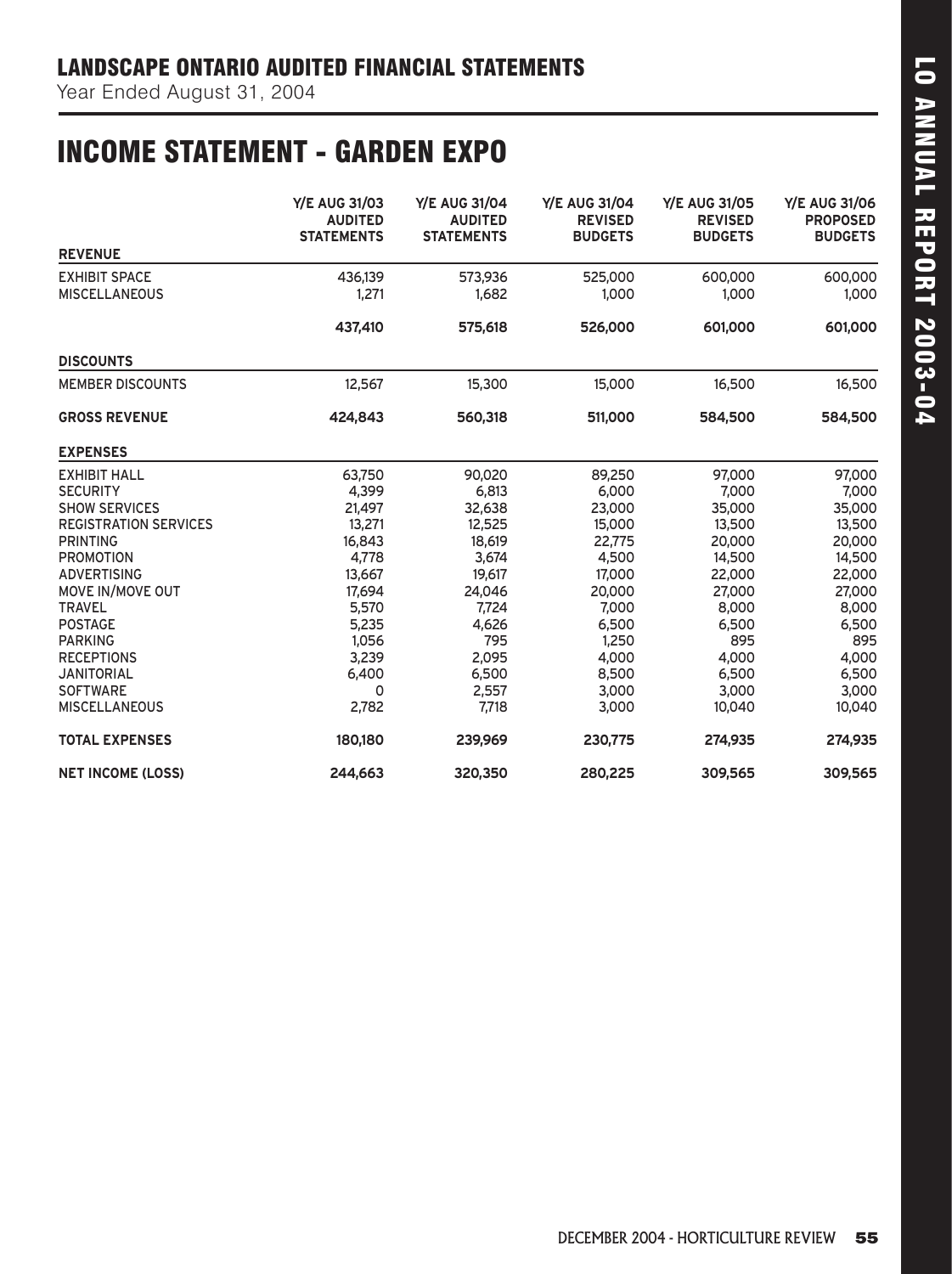## LANDSCAPE ONTARIO AUDITED FINANCIAL STATEMENTS

Year Ended August 31, 2004

# INCOME STATEMENT - GARDEN EXPO

| | Y/E AUG 31/03 AUDITED STATEMENTS | Y/E AUG 31/04 AUDITED STATEMENTS | Y/E AUG 31/04 REVISED BUDGETS | Y/E AUG 31/05 REVISED BUDGETS | Y/E AUG 31/06 PROPOSED BUDGETS |
|---|---|---|---|---|---|
| **REVENUE** | | | | | |
| EXHIBIT SPACE | 436,139 | 573,936 | 525,000 | 600,000 | 600,000 |
| MISCELLANEOUS | 1,271 | 1,682 | 1,000 | 1,000 | 1,000 |
| | **437,410** | **575,618** | **526,000** | **601,000** | **601,000** |
| **DISCOUNTS** | | | | | |
| MEMBER DISCOUNTS | 12,567 | 15,300 | 15,000 | 16,500 | 16,500 |
| **GROSS REVENUE** | **424,843** | **560,318** | **511,000** | **584,500** | **584,500** |
| **EXPENSES** | | | | | |
| EXHIBIT HALL | 63,750 | 90,020 | 89,250 | 97,000 | 97,000 |
| SECURITY | 4,399 | 6,813 | 6,000 | 7,000 | 7,000 |
| SHOW SERVICES | 21,497 | 32,638 | 23,000 | 35,000 | 35,000 |
| REGISTRATION SERVICES | 13,271 | 12,525 | 15,000 | 13,500 | 13,500 |
| PRINTING | 16,843 | 18,619 | 22,775 | 20,000 | 20,000 |
| PROMOTION | 4,778 | 3,674 | 4,500 | 14,500 | 14,500 |
| ADVERTISING | 13,667 | 19,617 | 17,000 | 22,000 | 22,000 |
| MOVE IN/MOVE OUT | 17,694 | 24,046 | 20,000 | 27,000 | 27,000 |
| TRAVEL | 5,570 | 7,724 | 7,000 | 8,000 | 8,000 |
| POSTAGE | 5,235 | 4,626 | 6,500 | 6,500 | 6,500 |
| PARKING | 1,056 | 795 | 1,250 | 895 | 895 |
| RECEPTIONS | 3,239 | 2,095 | 4,000 | 4,000 | 4,000 |
| JANITORIAL | 6,400 | 6,500 | 8,500 | 6,500 | 6,500 |
| SOFTWARE | 0 | 2,557 | 3,000 | 3,000 | 3,000 |
| MISCELLANEOUS | 2,782 | 7,718 | 3,000 | 10,040 | 10,040 |
| **TOTAL EXPENSES** | **180,180** | **239,969** | **230,775** | **274,935** | **274,935** |
| **NET INCOME (LOSS)** | **244,663** | **320,350** | **280,225** | **309,565** | **309,565** |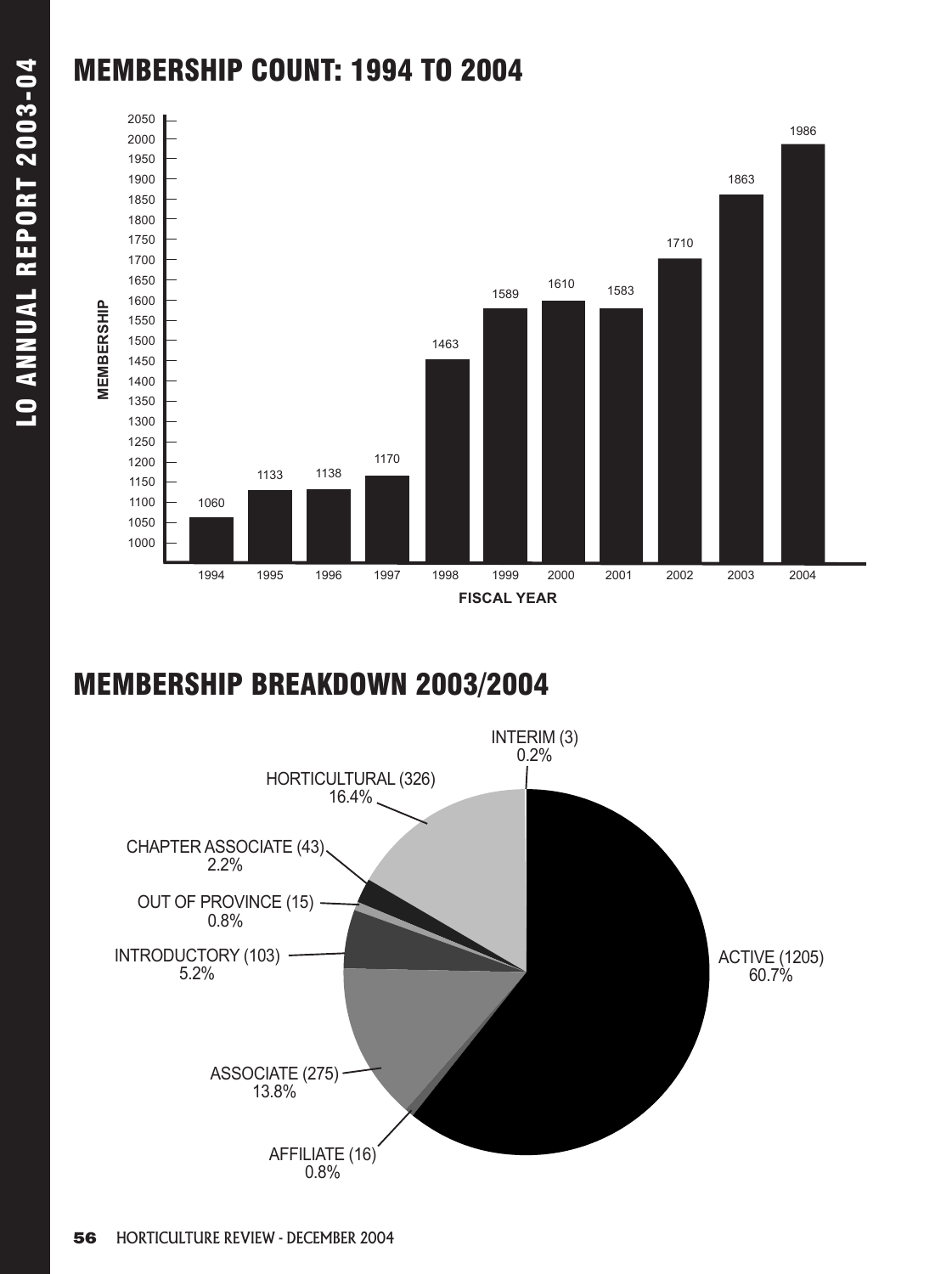# MEMBERSHIP COUNT: 1994 TO 2004

MEMBERSHIP

2050
2000
1950
1900
1850
1800
1750
1700
1650
1600
1550
1500
1450
1400
1350
1300
1250
1200
1150
1100
1050
1000

1060
1133
1138
1170
1463
1589
1610
1583
1710
1863
1986

1994 1995 1996 1997 1998 1999 2000 2001 2002 2003 2004

FISCAL YEAR

# MEMBERSHIP BREAKDOWN 2003/2004

INTERIM (3)
0.2%

HORTICULTURAL (326)
16.4%

CHAPTER ASSOCIATE (43)
2.2%

OUT OF PROVINCE (15)
0.8%

INTRODUCTORY (103)
5.2%

ACTIVE (1205)
60.7%

ASSOCIATE (275)
13.8%

AFFILIATE (16)
0.8%